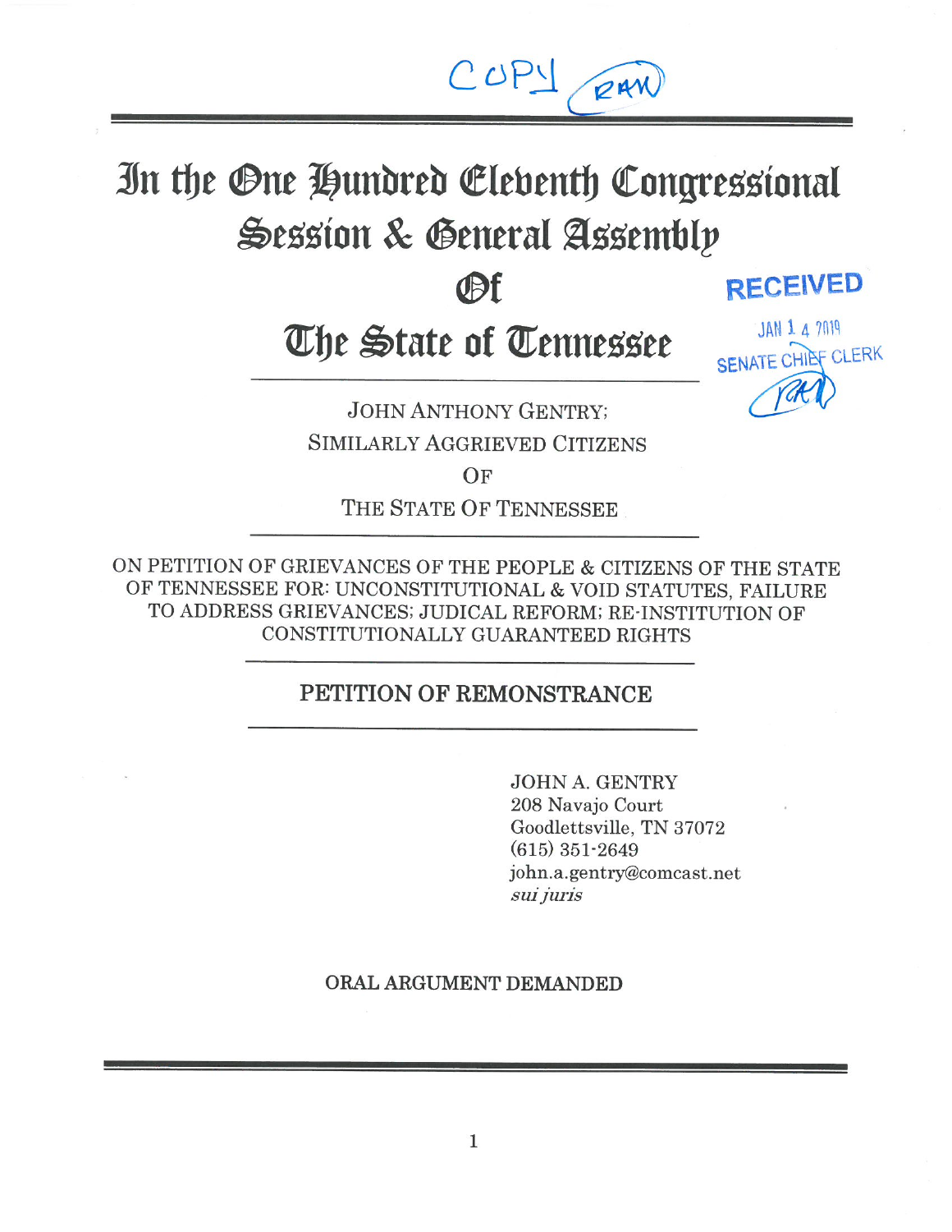COPY (RAW)

# In the One Hundred Eleventh Congressional Session & General Assembly Of The State of Tennessee

RECEIVED
JAN 14 2019
SENATE CHIEF CLERK

JOHN ANTHONY GENTRY;
SIMILARLY AGGRIEVED CITIZENS
OF
THE STATE OF TENNESSEE

ON PETITION OF GRIEVANCES OF THE PEOPLE & CITIZENS OF THE STATE OF TENNESSEE FOR: UNCONSTITUTIONAL & VOID STATUTES, FAILURE TO ADDRESS GRIEVANCES; JUDICAL REFORM; RE-INSTITUTION OF CONSTITUTIONALLY GUARANTEED RIGHTS

## PETITION OF REMONSTRANCE

JOHN A. GENTRY
208 Navajo Court
Goodlettsville, TN 37072
(615) 351-2649
john.a.gentry@comcast.net
*sui juris*

ORAL ARGUMENT DEMANDED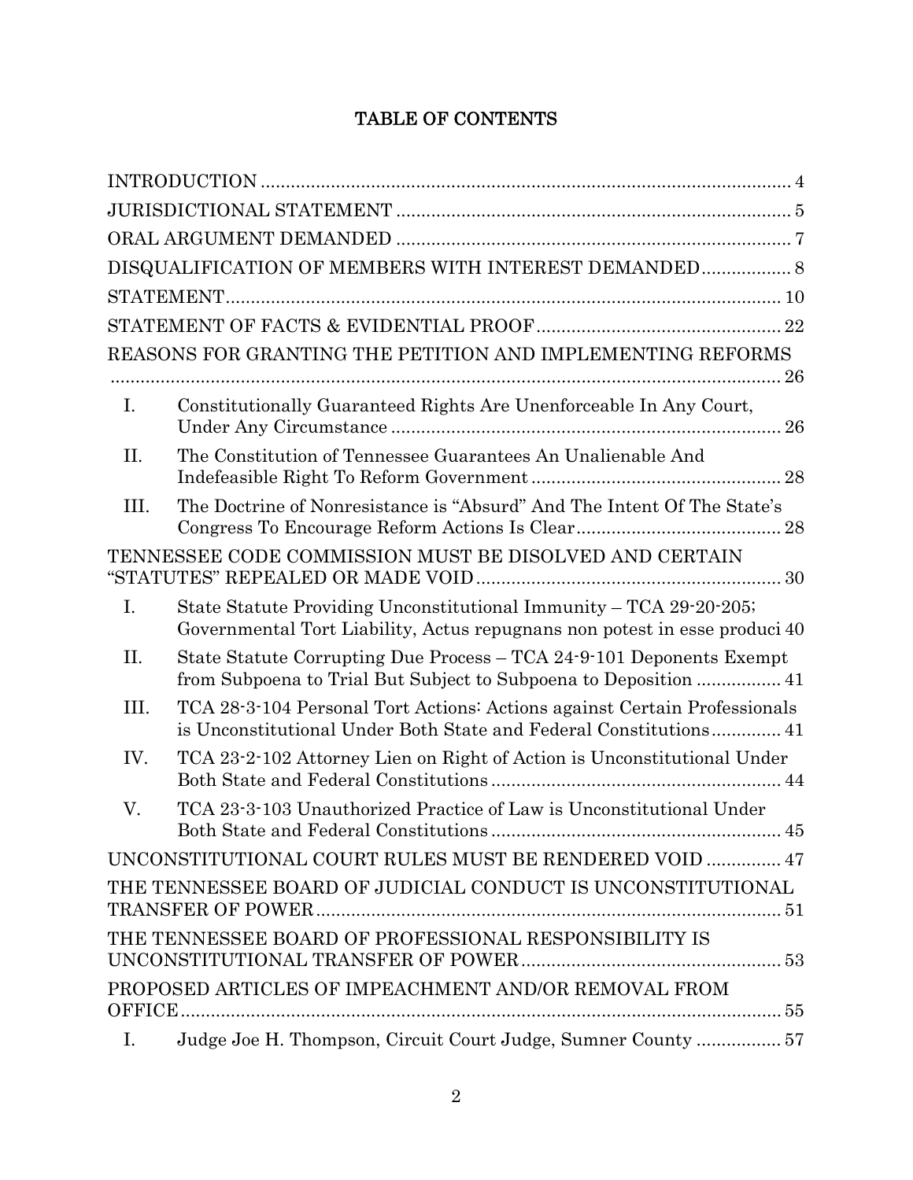# TABLE OF CONTENTS

INTRODUCTION ... 4

JURISDICTIONAL STATEMENT ... 5

ORAL ARGUMENT DEMANDED ... 7

DISQUALIFICATION OF MEMBERS WITH INTEREST DEMANDED ... 8

STATEMENT ... 10

STATEMENT OF FACTS & EVIDENTIAL PROOF ... 22

REASONS FOR GRANTING THE PETITION AND IMPLEMENTING REFORMS ... 26

- I. Constitutionally Guaranteed Rights Are Unenforceable In Any Court, Under Any Circumstance ... 26
- II. The Constitution of Tennessee Guarantees An Unalienable And Indefeasible Right To Reform Government ... 28
- III. The Doctrine of Nonresistance is "Absurd" And The Intent Of The State's Congress To Encourage Reform Actions Is Clear ... 28

TENNESSEE CODE COMMISSION MUST BE DISOLVED AND CERTAIN "STATUTES" REPEALED OR MADE VOID ... 30

- I. State Statute Providing Unconstitutional Immunity – TCA 29-20-205; Governmental Tort Liability, Actus repugnans non potest in esse produci 40
- II. State Statute Corrupting Due Process – TCA 24-9-101 Deponents Exempt from Subpoena to Trial But Subject to Subpoena to Deposition ... 41
- III. TCA 28-3-104 Personal Tort Actions: Actions against Certain Professionals is Unconstitutional Under Both State and Federal Constitutions ... 41
- IV. TCA 23-2-102 Attorney Lien on Right of Action is Unconstitutional Under Both State and Federal Constitutions ... 44
- V. TCA 23-3-103 Unauthorized Practice of Law is Unconstitutional Under Both State and Federal Constitutions ... 45

UNCONSTITUTIONAL COURT RULES MUST BE RENDERED VOID ... 47

THE TENNESSEE BOARD OF JUDICIAL CONDUCT IS UNCONSTITUTIONAL TRANSFER OF POWER ... 51

THE TENNESSEE BOARD OF PROFESSIONAL RESPONSIBILITY IS UNCONSTITUTIONAL TRANSFER OF POWER ... 53

PROPOSED ARTICLES OF IMPEACHMENT AND/OR REMOVAL FROM OFFICE ... 55

- I. Judge Joe H. Thompson, Circuit Court Judge, Sumner County ... 57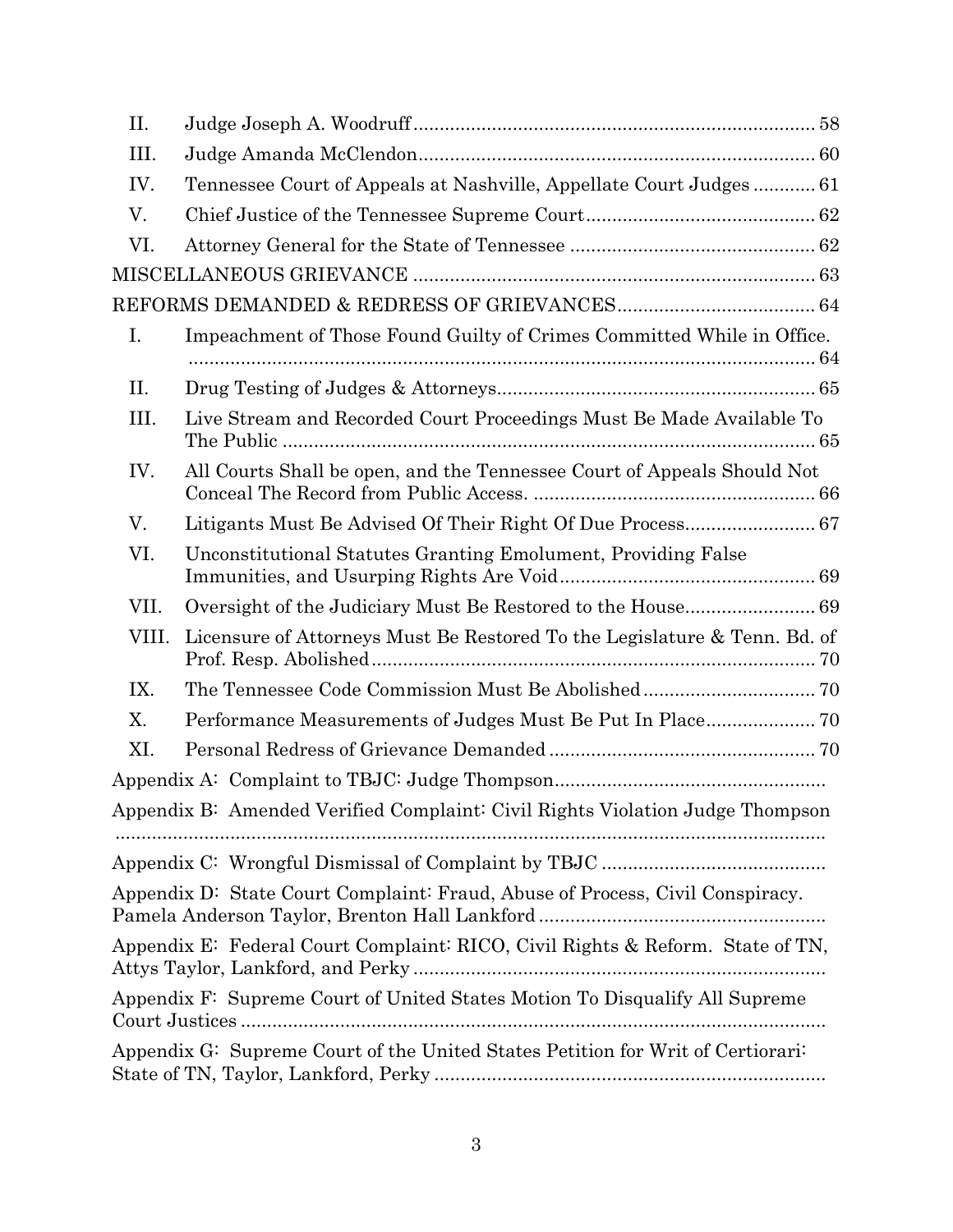| | | |
|---|---|---|
| II. | Judge Joseph A. Woodruff | 58 |
| III. | Judge Amanda McClendon | 60 |
| IV. | Tennessee Court of Appeals at Nashville, Appellate Court Judges | 61 |
| V. | Chief Justice of the Tennessee Supreme Court | 62 |
| VI. | Attorney General for the State of Tennessee | 62 |

MISCELLANEOUS GRIEVANCE ........ 63

REFORMS DEMANDED & REDRESS OF GRIEVANCES ........ 64

| | | |
|---|---|---|
| I. | Impeachment of Those Found Guilty of Crimes Committed While in Office. | 64 |
| II. | Drug Testing of Judges & Attorneys | 65 |
| III. | Live Stream and Recorded Court Proceedings Must Be Made Available To The Public | 65 |
| IV. | All Courts Shall be open, and the Tennessee Court of Appeals Should Not Conceal The Record from Public Access. | 66 |
| V. | Litigants Must Be Advised Of Their Right Of Due Process | 67 |
| VI. | Unconstitutional Statutes Granting Emolument, Providing False Immunities, and Usurping Rights Are Void | 69 |
| VII. | Oversight of the Judiciary Must Be Restored to the House | 69 |
| VIII. | Licensure of Attorneys Must Be Restored To the Legislature & Tenn. Bd. of Prof. Resp. Abolished | 70 |
| IX. | The Tennessee Code Commission Must Be Abolished | 70 |
| X. | Performance Measurements of Judges Must Be Put In Place | 70 |
| XI. | Personal Redress of Grievance Demanded | 70 |

Appendix A: Complaint to TBJC: Judge Thompson

Appendix B: Amended Verified Complaint: Civil Rights Violation Judge Thompson

Appendix C: Wrongful Dismissal of Complaint by TBJC

Appendix D: State Court Complaint: Fraud, Abuse of Process, Civil Conspiracy. Pamela Anderson Taylor, Brenton Hall Lankford

Appendix E: Federal Court Complaint: RICO, Civil Rights & Reform. State of TN, Attys Taylor, Lankford, and Perky

Appendix F: Supreme Court of United States Motion To Disqualify All Supreme Court Justices

Appendix G: Supreme Court of the United States Petition for Writ of Certiorari: State of TN, Taylor, Lankford, Perky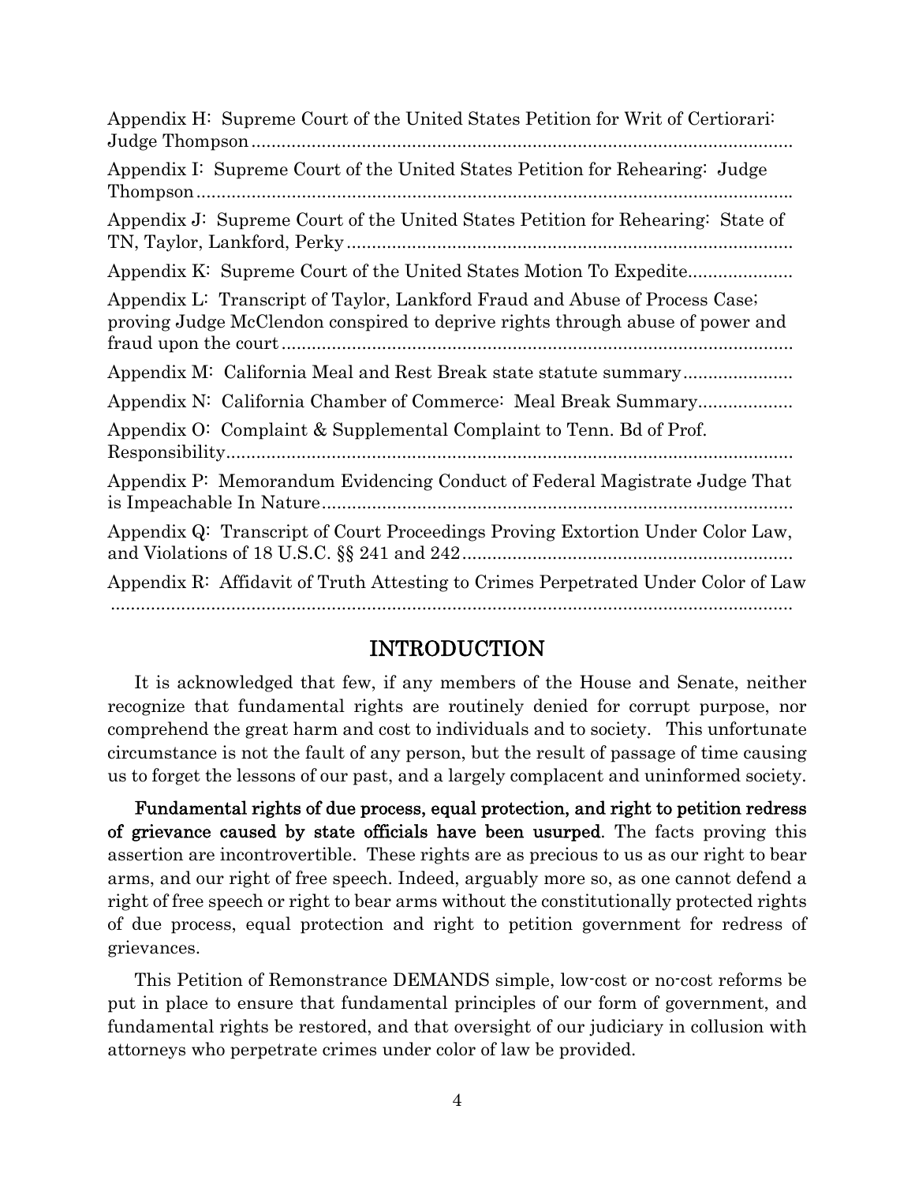Appendix H: Supreme Court of the United States Petition for Writ of Certiorari: Judge Thompson

Appendix I: Supreme Court of the United States Petition for Rehearing: Judge Thompson

Appendix J: Supreme Court of the United States Petition for Rehearing: State of TN, Taylor, Lankford, Perky

Appendix K: Supreme Court of the United States Motion To Expedite

Appendix L: Transcript of Taylor, Lankford Fraud and Abuse of Process Case; proving Judge McClendon conspired to deprive rights through abuse of power and fraud upon the court

Appendix M: California Meal and Rest Break state statute summary

Appendix N: California Chamber of Commerce: Meal Break Summary

Appendix O: Complaint & Supplemental Complaint to Tenn. Bd of Prof. Responsibility

Appendix P: Memorandum Evidencing Conduct of Federal Magistrate Judge That is Impeachable In Nature

Appendix Q: Transcript of Court Proceedings Proving Extortion Under Color Law, and Violations of 18 U.S.C. §§ 241 and 242

Appendix R: Affidavit of Truth Attesting to Crimes Perpetrated Under Color of Law

## INTRODUCTION

It is acknowledged that few, if any members of the House and Senate, neither recognize that fundamental rights are routinely denied for corrupt purpose, nor comprehend the great harm and cost to individuals and to society. This unfortunate circumstance is not the fault of any person, but the result of passage of time causing us to forget the lessons of our past, and a largely complacent and uninformed society.

**Fundamental rights of due process, equal protection, and right to petition redress of grievance caused by state officials have been usurped**. The facts proving this assertion are incontrovertible. These rights are as precious to us as our right to bear arms, and our right of free speech. Indeed, arguably more so, as one cannot defend a right of free speech or right to bear arms without the constitutionally protected rights of due process, equal protection and right to petition government for redress of grievances.

This Petition of Remonstrance DEMANDS simple, low-cost or no-cost reforms be put in place to ensure that fundamental principles of our form of government, and fundamental rights be restored, and that oversight of our judiciary in collusion with attorneys who perpetrate crimes under color of law be provided.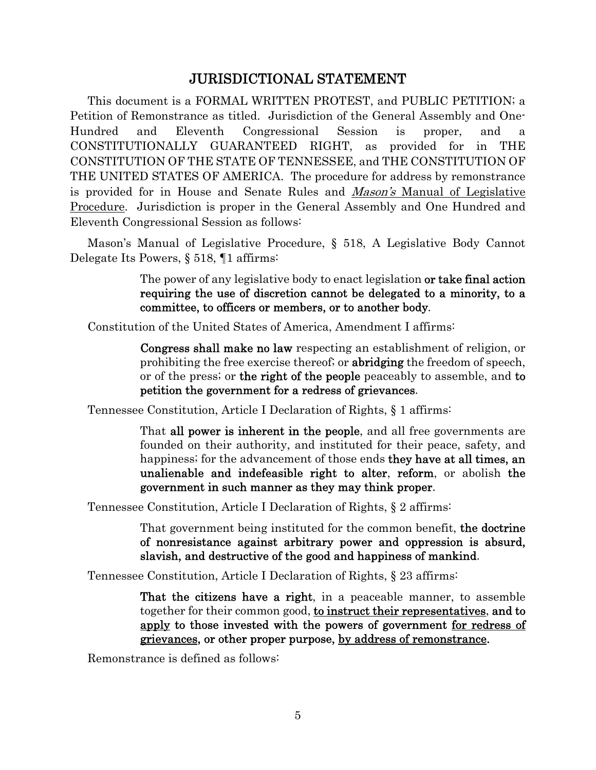## JURISDICTIONAL STATEMENT

This document is a FORMAL WRITTEN PROTEST, and PUBLIC PETITION; a Petition of Remonstrance as titled. Jurisdiction of the General Assembly and One-Hundred and Eleventh Congressional Session is proper, and a CONSTITUTIONALLY GUARANTEED RIGHT, as provided for in THE CONSTITUTION OF THE STATE OF TENNESSEE, and THE CONSTITUTION OF THE UNITED STATES OF AMERICA. The procedure for address by remonstrance is provided for in House and Senate Rules and <u>*Mason's* Manual of Legislative Procedure</u>. Jurisdiction is proper in the General Assembly and One Hundred and Eleventh Congressional Session as follows:

Mason's Manual of Legislative Procedure, § 518, A Legislative Body Cannot Delegate Its Powers, § 518, ¶1 affirms:

> The power of any legislative body to enact legislation **or take final action requiring the use of discretion cannot be delegated to a minority, to a committee, to officers or members, or to another body**.

Constitution of the United States of America, Amendment I affirms:

> **Congress shall make no law** respecting an establishment of religion, or prohibiting the free exercise thereof; or **abridging** the freedom of speech, or of the press; or **the right of the people** peaceably to assemble, and **to petition the government for a redress of grievances**.

Tennessee Constitution, Article I Declaration of Rights, § 1 affirms:

> That **all power is inherent in the people**, and all free governments are founded on their authority, and instituted for their peace, safety, and happiness; for the advancement of those ends **they have at all times, an unalienable and indefeasible right to alter**, **reform**, or abolish **the government in such manner as they may think proper**.

Tennessee Constitution, Article I Declaration of Rights, § 2 affirms:

> That government being instituted for the common benefit, **the doctrine of nonresistance against arbitrary power and oppression is absurd, slavish, and destructive of the good and happiness of mankind**.

Tennessee Constitution, Article I Declaration of Rights, § 23 affirms:

> **That the citizens have a right**, in a peaceable manner, to assemble together for their common good, **<u>to instruct their representatives</u>, and to <u>apply</u> to those invested with the powers of government <u>for redress of grievances</u>, or other proper purpose, <u>by address of remonstrance</u>.**

Remonstrance is defined as follows: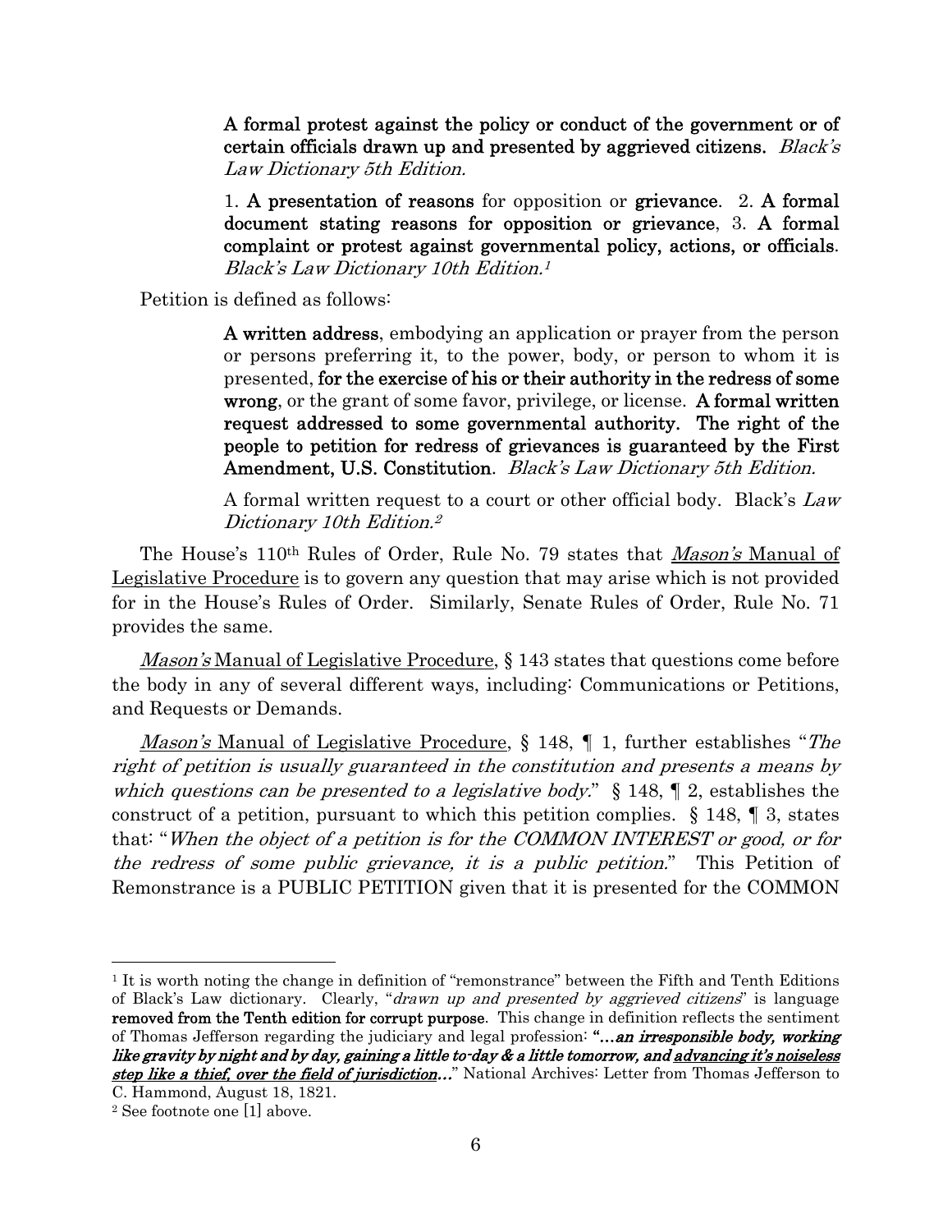> **A formal protest against the policy or conduct of the government or of certain officials drawn up and presented by aggrieved citizens.** *Black's Law Dictionary 5th Edition.*
>
> 1. **A presentation of reasons** for opposition or **grievance**. 2. **A formal document stating reasons for opposition or grievance**, 3. **A formal complaint or protest against governmental policy, actions, or officials**. *Black's Law Dictionary 10th Edition.*[1]

Petition is defined as follows:

> **A written address**, embodying an application or prayer from the person or persons preferring it, to the power, body, or person to whom it is presented, **for the exercise of his or their authority in the redress of some wrong**, or the grant of some favor, privilege, or license. **A formal written request addressed to some governmental authority. The right of the people to petition for redress of grievances is guaranteed by the First Amendment, U.S. Constitution**. *Black's Law Dictionary 5th Edition.*
>
> A formal written request to a court or other official body. Black's *Law Dictionary 10th Edition.*[2]

The House's 110th Rules of Order, Rule No. 79 states that *Mason's* Manual of Legislative Procedure is to govern any question that may arise which is not provided for in the House's Rules of Order. Similarly, Senate Rules of Order, Rule No. 71 provides the same.

*Mason's* Manual of Legislative Procedure, § 143 states that questions come before the body in any of several different ways, including: Communications or Petitions, and Requests or Demands.

*Mason's* Manual of Legislative Procedure, § 148, ¶ 1, further establishes "*The right of petition is usually guaranteed in the constitution and presents a means by which questions can be presented to a legislative body.*" § 148, ¶ 2, establishes the construct of a petition, pursuant to which this petition complies. § 148, ¶ 3, states that: "*When the object of a petition is for the COMMON INTEREST or good, or for the redress of some public grievance, it is a public petition.*" This Petition of Remonstrance is a PUBLIC PETITION given that it is presented for the COMMON

---

[1] It is worth noting the change in definition of "remonstrance" between the Fifth and Tenth Editions of Black's Law dictionary. Clearly, "*drawn up and presented by aggrieved citizens*" is language **removed from the Tenth edition for corrupt purpose**. This change in definition reflects the sentiment of Thomas Jefferson regarding the judiciary and legal profession: ***"…an irresponsible body, working like gravity by night and by day, gaining a little to-day & a little tomorrow, and advancing it's noiseless step like a thief, over the field of jurisdiction…"*** National Archives: Letter from Thomas Jefferson to C. Hammond, August 18, 1821.

[2] See footnote one [1] above.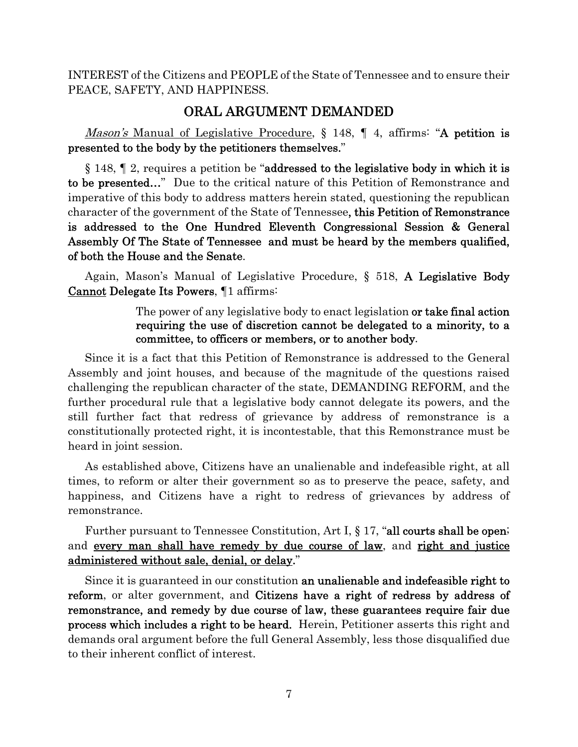INTEREST of the Citizens and PEOPLE of the State of Tennessee and to ensure their PEACE, SAFETY, AND HAPPINESS.

## ORAL ARGUMENT DEMANDED

*Mason's* Manual of Legislative Procedure, § 148, ¶ 4, affirms: "**A petition is presented to the body by the petitioners themselves.**"

§ 148, ¶ 2, requires a petition be "**addressed to the legislative body in which it is to be presented…**" Due to the critical nature of this Petition of Remonstrance and imperative of this body to address matters herein stated, questioning the republican character of the government of the State of Tennessee, **this Petition of Remonstrance is addressed to the One Hundred Eleventh Congressional Session & General Assembly Of The State of Tennessee and must be heard by the members qualified, of both the House and the Senate**.

Again, Mason's Manual of Legislative Procedure, § 518, **A Legislative Body Cannot Delegate Its Powers**, ¶1 affirms:

> The power of any legislative body to enact legislation **or take final action requiring the use of discretion cannot be delegated to a minority, to a committee, to officers or members, or to another body**.

Since it is a fact that this Petition of Remonstrance is addressed to the General Assembly and joint houses, and because of the magnitude of the questions raised challenging the republican character of the state, DEMANDING REFORM, and the further procedural rule that a legislative body cannot delegate its powers, and the still further fact that redress of grievance by address of remonstrance is a constitutionally protected right, it is incontestable, that this Remonstrance must be heard in joint session.

As established above, Citizens have an unalienable and indefeasible right, at all times, to reform or alter their government so as to preserve the peace, safety, and happiness, and Citizens have a right to redress of grievances by address of remonstrance.

Further pursuant to Tennessee Constitution, Art I, § 17, "**all courts shall be open**; and **every man shall have remedy by due course of law**, and **right and justice administered without sale, denial, or delay**."

Since it is guaranteed in our constitution **an unalienable and indefeasible right to reform**, or alter government, and **Citizens have a right of redress by address of remonstrance, and remedy by due course of law, these guarantees require fair due process which includes a right to be heard.** Herein, Petitioner asserts this right and demands oral argument before the full General Assembly, less those disqualified due to their inherent conflict of interest.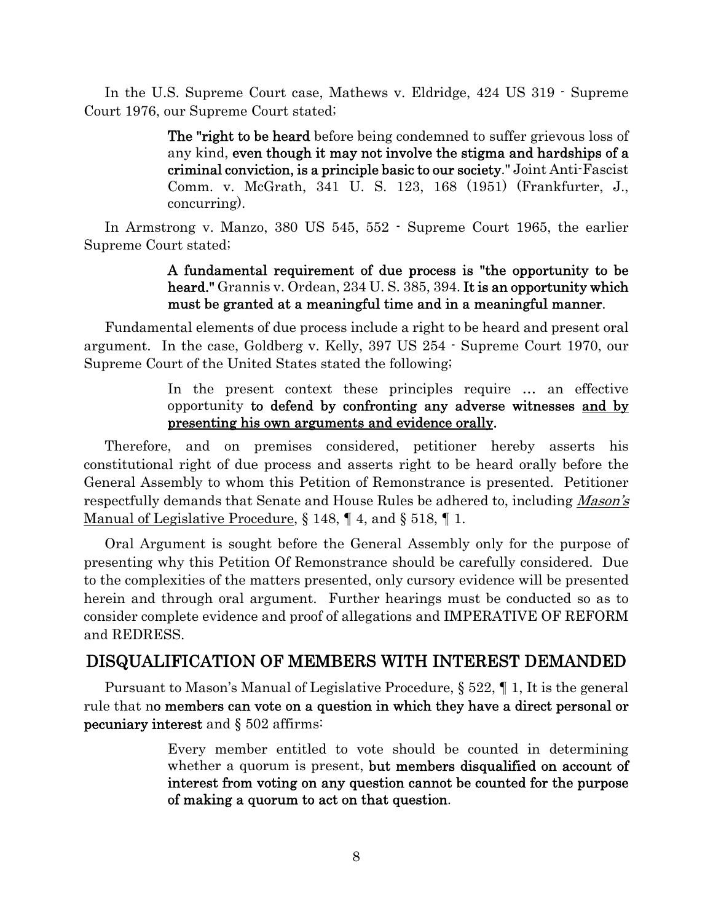In the U.S. Supreme Court case, Mathews v. Eldridge, 424 US 319 - Supreme Court 1976, our Supreme Court stated;

> **The "right to be heard** before being condemned to suffer grievous loss of any kind, **even though it may not involve the stigma and hardships of a criminal conviction, is a principle basic to our society**." Joint Anti-Fascist Comm. v. McGrath, 341 U. S. 123, 168 (1951) (Frankfurter, J., concurring).

In Armstrong v. Manzo, 380 US 545, 552 - Supreme Court 1965, the earlier Supreme Court stated;

> **A fundamental requirement of due process is "the opportunity to be heard."** Grannis v. Ordean, 234 U. S. 385, 394. **It is an opportunity which must be granted at a meaningful time and in a meaningful manner**.

Fundamental elements of due process include a right to be heard and present oral argument. In the case, Goldberg v. Kelly, 397 US 254 - Supreme Court 1970, our Supreme Court of the United States stated the following;

> In the present context these principles require … an effective opportunity **to defend by confronting any adverse witnesses <u>and by presenting his own arguments and evidence orally</u>**.

Therefore, and on premises considered, petitioner hereby asserts his constitutional right of due process and asserts right to be heard orally before the General Assembly to whom this Petition of Remonstrance is presented. Petitioner respectfully demands that Senate and House Rules be adhered to, including <u>*Mason's* Manual of Legislative Procedure</u>, § 148, ¶ 4, and § 518, ¶ 1.

Oral Argument is sought before the General Assembly only for the purpose of presenting why this Petition Of Remonstrance should be carefully considered. Due to the complexities of the matters presented, only cursory evidence will be presented herein and through oral argument. Further hearings must be conducted so as to consider complete evidence and proof of allegations and IMPERATIVE OF REFORM and REDRESS.

## DISQUALIFICATION OF MEMBERS WITH INTEREST DEMANDED

Pursuant to Mason's Manual of Legislative Procedure, § 522, ¶ 1, It is the general rule that n**o members can vote on a question in which they have a direct personal or pecuniary interest** and § 502 affirms:

> Every member entitled to vote should be counted in determining whether a quorum is present, **but members disqualified on account of interest from voting on any question cannot be counted for the purpose of making a quorum to act on that question**.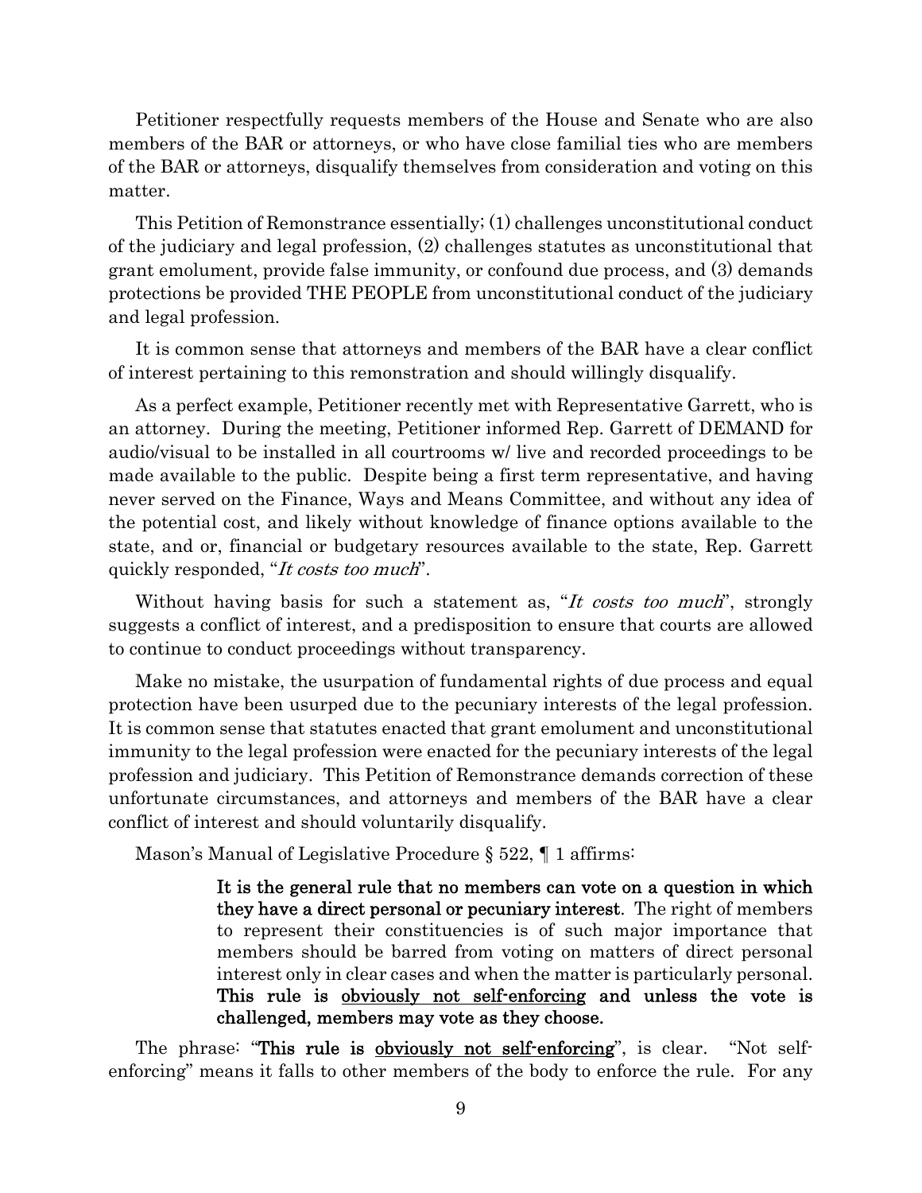Petitioner respectfully requests members of the House and Senate who are also members of the BAR or attorneys, or who have close familial ties who are members of the BAR or attorneys, disqualify themselves from consideration and voting on this matter.

This Petition of Remonstrance essentially; (1) challenges unconstitutional conduct of the judiciary and legal profession, (2) challenges statutes as unconstitutional that grant emolument, provide false immunity, or confound due process, and (3) demands protections be provided THE PEOPLE from unconstitutional conduct of the judiciary and legal profession.

It is common sense that attorneys and members of the BAR have a clear conflict of interest pertaining to this remonstration and should willingly disqualify.

As a perfect example, Petitioner recently met with Representative Garrett, who is an attorney. During the meeting, Petitioner informed Rep. Garrett of DEMAND for audio/visual to be installed in all courtrooms w/ live and recorded proceedings to be made available to the public. Despite being a first term representative, and having never served on the Finance, Ways and Means Committee, and without any idea of the potential cost, and likely without knowledge of finance options available to the state, and or, financial or budgetary resources available to the state, Rep. Garrett quickly responded, "*It costs too much*".

Without having basis for such a statement as, "*It costs too much*", strongly suggests a conflict of interest, and a predisposition to ensure that courts are allowed to continue to conduct proceedings without transparency.

Make no mistake, the usurpation of fundamental rights of due process and equal protection have been usurped due to the pecuniary interests of the legal profession. It is common sense that statutes enacted that grant emolument and unconstitutional immunity to the legal profession were enacted for the pecuniary interests of the legal profession and judiciary. This Petition of Remonstrance demands correction of these unfortunate circumstances, and attorneys and members of the BAR have a clear conflict of interest and should voluntarily disqualify.

Mason's Manual of Legislative Procedure § 522, ¶ 1 affirms:

> **It is the general rule that no members can vote on a question in which they have a direct personal or pecuniary interest**. The right of members to represent their constituencies is of such major importance that members should be barred from voting on matters of direct personal interest only in clear cases and when the matter is particularly personal. **This rule is <u>obviously not self-enforcing</u> and unless the vote is challenged, members may vote as they choose.**

The phrase: "**This rule is <u>obviously not self-enforcing</u>**", is clear. "Not self-enforcing" means it falls to other members of the body to enforce the rule. For any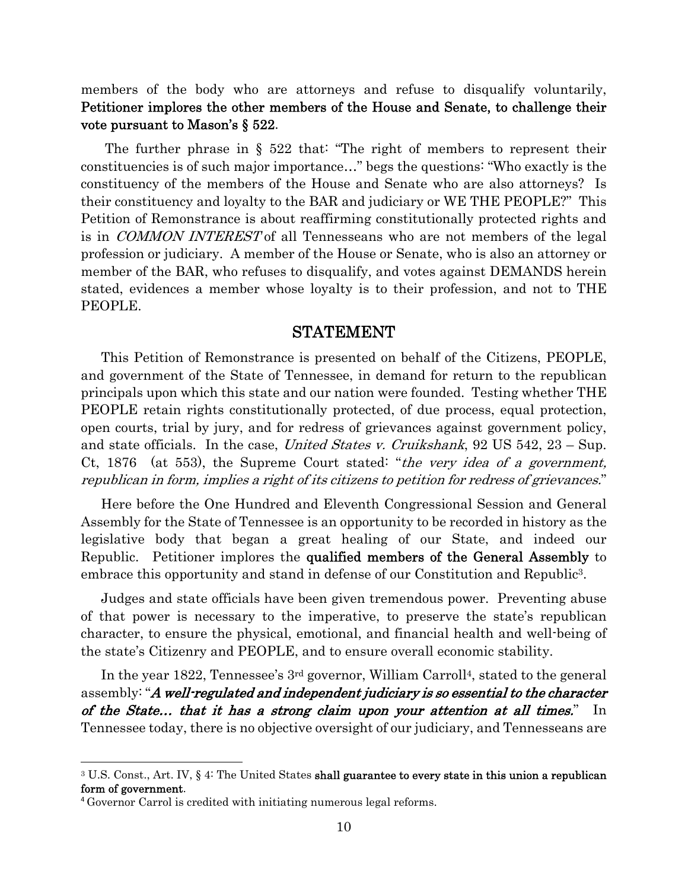members of the body who are attorneys and refuse to disqualify voluntarily, **Petitioner implores the other members of the House and Senate, to challenge their vote pursuant to Mason's § 522.**

The further phrase in § 522 that: "The right of members to represent their constituencies is of such major importance…" begs the questions: "Who exactly is the constituency of the members of the House and Senate who are also attorneys? Is their constituency and loyalty to the BAR and judiciary or WE THE PEOPLE?" This Petition of Remonstrance is about reaffirming constitutionally protected rights and is in *COMMON INTEREST* of all Tennesseans who are not members of the legal profession or judiciary. A member of the House or Senate, who is also an attorney or member of the BAR, who refuses to disqualify, and votes against DEMANDS herein stated, evidences a member whose loyalty is to their profession, and not to THE PEOPLE.

## STATEMENT

This Petition of Remonstrance is presented on behalf of the Citizens, PEOPLE, and government of the State of Tennessee, in demand for return to the republican principals upon which this state and our nation were founded. Testing whether THE PEOPLE retain rights constitutionally protected, of due process, equal protection, open courts, trial by jury, and for redress of grievances against government policy, and state officials. In the case, *United States v. Cruikshank*, 92 US 542, 23 – Sup. Ct, 1876 (at 553), the Supreme Court stated: "*the very idea of a government, republican in form, implies a right of its citizens to petition for redress of grievances.*"

Here before the One Hundred and Eleventh Congressional Session and General Assembly for the State of Tennessee is an opportunity to be recorded in history as the legislative body that began a great healing of our State, and indeed our Republic. Petitioner implores the **qualified members of the General Assembly** to embrace this opportunity and stand in defense of our Constitution and Republic[3].

Judges and state officials have been given tremendous power. Preventing abuse of that power is necessary to the imperative, to preserve the state's republican character, to ensure the physical, emotional, and financial health and well-being of the state's Citizenry and PEOPLE, and to ensure overall economic stability.

In the year 1822, Tennessee's 3rd governor, William Carroll[4], stated to the general assembly: "***A well-regulated and independent judiciary is so essential to the character of the State… that it has a strong claim upon your attention at all times.***" In Tennessee today, there is no objective oversight of our judiciary, and Tennesseans are

---

[3] U.S. Const., Art. IV, § 4: The United States **shall guarantee to every state in this union a republican form of government**.

[4] Governor Carrol is credited with initiating numerous legal reforms.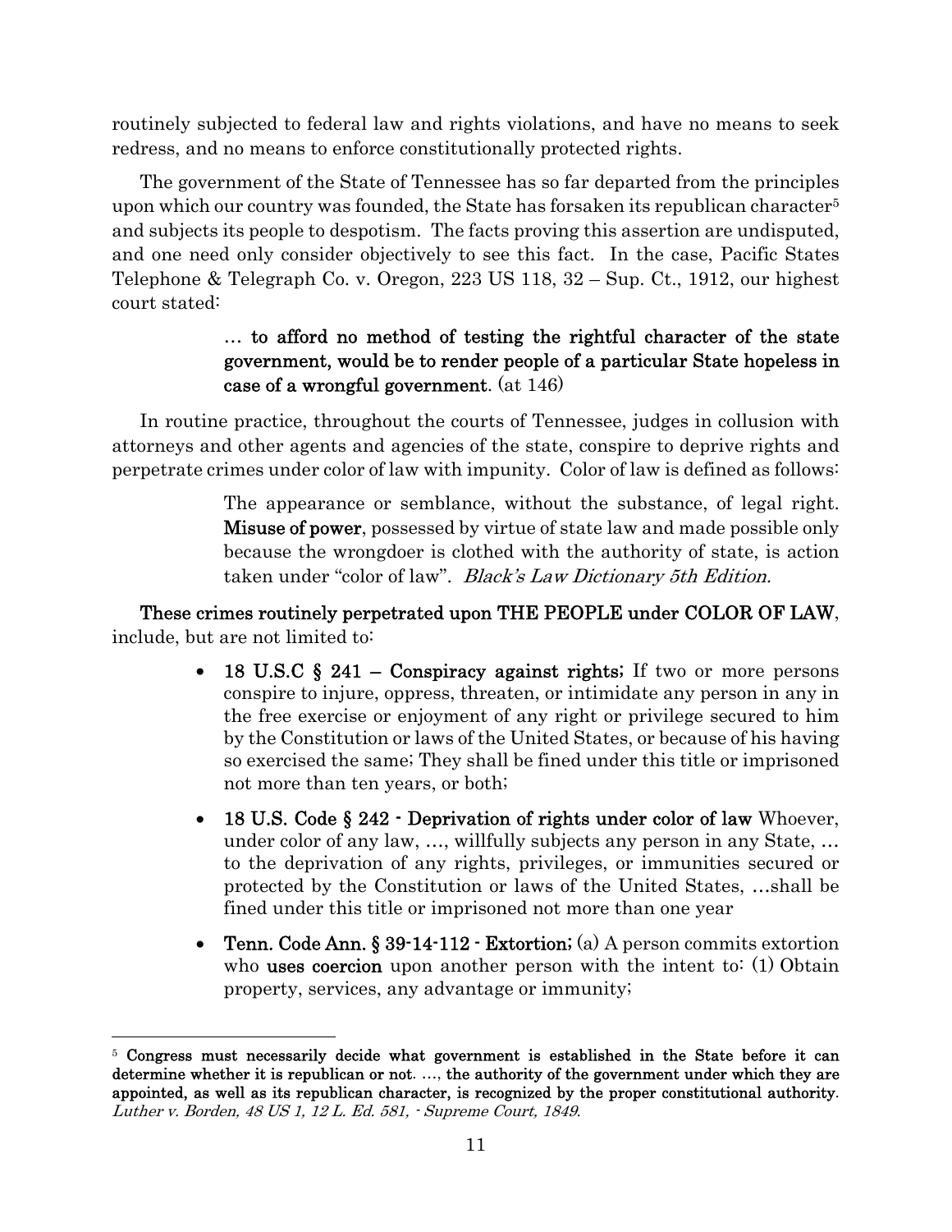routinely subjected to federal law and rights violations, and have no means to seek redress, and no means to enforce constitutionally protected rights.

The government of the State of Tennessee has so far departed from the principles upon which our country was founded, the State has forsaken its republican character[5] and subjects its people to despotism. The facts proving this assertion are undisputed, and one need only consider objectively to see this fact. In the case, Pacific States Telephone & Telegraph Co. v. Oregon, 223 US 118, 32 – Sup. Ct., 1912, our highest court stated:

> **… to afford no method of testing the rightful character of the state government, would be to render people of a particular State hopeless in case of a wrongful government**. (at 146)

In routine practice, throughout the courts of Tennessee, judges in collusion with attorneys and other agents and agencies of the state, conspire to deprive rights and perpetrate crimes under color of law with impunity. Color of law is defined as follows:

> The appearance or semblance, without the substance, of legal right. **Misuse of power**, possessed by virtue of state law and made possible only because the wrongdoer is clothed with the authority of state, is action taken under "color of law". *Black's Law Dictionary 5th Edition.*

**These crimes routinely perpetrated upon THE PEOPLE under COLOR OF LAW**, include, but are not limited to:

- **18 U.S.C § 241 – Conspiracy against rights;** If two or more persons conspire to injure, oppress, threaten, or intimidate any person in any in the free exercise or enjoyment of any right or privilege secured to him by the Constitution or laws of the United States, or because of his having so exercised the same; They shall be fined under this title or imprisoned not more than ten years, or both;
- **18 U.S. Code § 242 - Deprivation of rights under color of law** Whoever, under color of any law, …, willfully subjects any person in any State, … to the deprivation of any rights, privileges, or immunities secured or protected by the Constitution or laws of the United States, …shall be fined under this title or imprisoned not more than one year
- **Tenn. Code Ann. § 39-14-112 - Extortion;** (a) A person commits extortion who **uses coercion** upon another person with the intent to: (1) Obtain property, services, any advantage or immunity;

---

[5] **Congress must necessarily decide what government is established in the State before it can determine whether it is republican or not. …, the authority of the government under which they are appointed, as well as its republican character, is recognized by the proper constitutional authority**. *Luther v. Borden, 48 US 1, 12 L. Ed. 581, - Supreme Court, 1849*.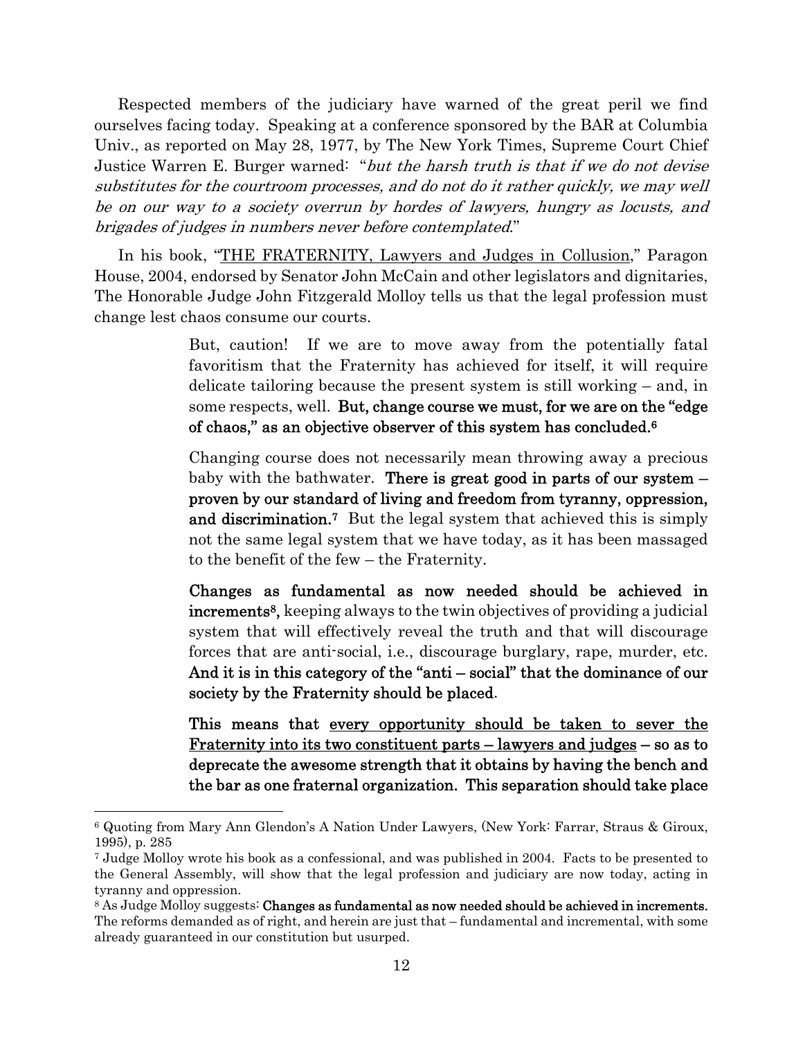Respected members of the judiciary have warned of the great peril we find ourselves facing today. Speaking at a conference sponsored by the BAR at Columbia Univ., as reported on May 28, 1977, by The New York Times, Supreme Court Chief Justice Warren E. Burger warned: "*but the harsh truth is that if we do not devise substitutes for the courtroom processes, and do not do it rather quickly, we may well be on our way to a society overrun by hordes of lawyers, hungry as locusts, and brigades of judges in numbers never before contemplated.*"

In his book, "<u>THE FRATERNITY, Lawyers and Judges in Collusion</u>," Paragon House, 2004, endorsed by Senator John McCain and other legislators and dignitaries, The Honorable Judge John Fitzgerald Molloy tells us that the legal profession must change lest chaos consume our courts.

> But, caution! If we are to move away from the potentially fatal favoritism that the Fraternity has achieved for itself, it will require delicate tailoring because the present system is still working – and, in some respects, well. **But, change course we must, for we are on the "edge of chaos," as an objective observer of this system has concluded.[6]**
>
> Changing course does not necessarily mean throwing away a precious baby with the bathwater. **There is great good in parts of our system – proven by our standard of living and freedom from tyranny, oppression, and discrimination.[7]** But the legal system that achieved this is simply not the same legal system that we have today, as it has been massaged to the benefit of the few – the Fraternity.
>
> **Changes as fundamental as now needed should be achieved in increments[8],** keeping always to the twin objectives of providing a judicial system that will effectively reveal the truth and that will discourage forces that are anti-social, i.e., discourage burglary, rape, murder, etc. **And it is in this category of the "anti – social" that the dominance of our society by the Fraternity should be placed**.
>
> **This means that <u>every opportunity should be taken to sever the Fraternity into its two constituent parts – lawyers and judges</u> – so as to deprecate the awesome strength that it obtains by having the bench and the bar as one fraternal organization. This separation should take place**

---

[6] Quoting from Mary Ann Glendon's A Nation Under Lawyers, (New York: Farrar, Straus & Giroux, 1995), p. 285

[7] Judge Molloy wrote his book as a confessional, and was published in 2004. Facts to be presented to the General Assembly, will show that the legal profession and judiciary are now today, acting in tyranny and oppression.

[8] As Judge Molloy suggests: **Changes as fundamental as now needed should be achieved in increments.** The reforms demanded as of right, and herein are just that – fundamental and incremental, with some already guaranteed in our constitution but usurped.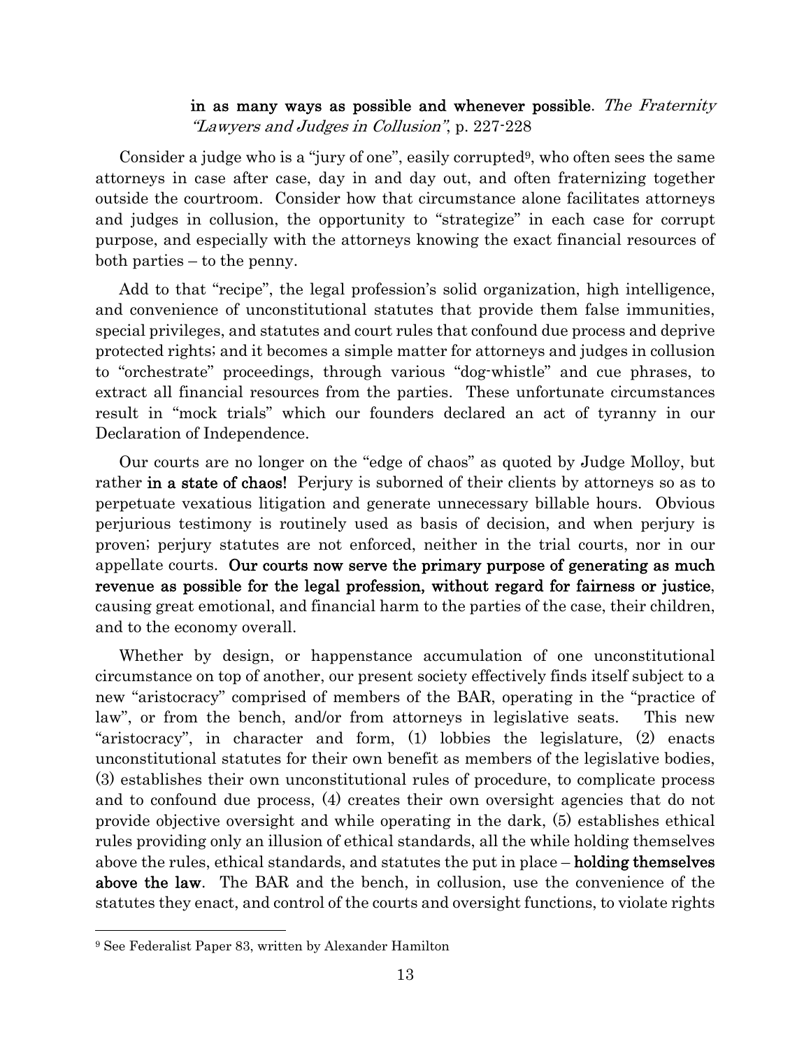> **in as many ways as possible and whenever possible**. *The Fraternity "Lawyers and Judges in Collusion"*, p. 227-228

Consider a judge who is a "jury of one", easily corrupted[9], who often sees the same attorneys in case after case, day in and day out, and often fraternizing together outside the courtroom. Consider how that circumstance alone facilitates attorneys and judges in collusion, the opportunity to "strategize" in each case for corrupt purpose, and especially with the attorneys knowing the exact financial resources of both parties – to the penny.

Add to that "recipe", the legal profession's solid organization, high intelligence, and convenience of unconstitutional statutes that provide them false immunities, special privileges, and statutes and court rules that confound due process and deprive protected rights; and it becomes a simple matter for attorneys and judges in collusion to "orchestrate" proceedings, through various "dog-whistle" and cue phrases, to extract all financial resources from the parties. These unfortunate circumstances result in "mock trials" which our founders declared an act of tyranny in our Declaration of Independence.

Our courts are no longer on the "edge of chaos" as quoted by Judge Molloy, but rather **in a state of chaos!** Perjury is suborned of their clients by attorneys so as to perpetuate vexatious litigation and generate unnecessary billable hours. Obvious perjurious testimony is routinely used as basis of decision, and when perjury is proven; perjury statutes are not enforced, neither in the trial courts, nor in our appellate courts. **Our courts now serve the primary purpose of generating as much revenue as possible for the legal profession, without regard for fairness or justice**, causing great emotional, and financial harm to the parties of the case, their children, and to the economy overall.

Whether by design, or happenstance accumulation of one unconstitutional circumstance on top of another, our present society effectively finds itself subject to a new "aristocracy" comprised of members of the BAR, operating in the "practice of law", or from the bench, and/or from attorneys in legislative seats. This new "aristocracy", in character and form, (1) lobbies the legislature, (2) enacts unconstitutional statutes for their own benefit as members of the legislative bodies, (3) establishes their own unconstitutional rules of procedure, to complicate process and to confound due process, (4) creates their own oversight agencies that do not provide objective oversight and while operating in the dark, (5) establishes ethical rules providing only an illusion of ethical standards, all the while holding themselves above the rules, ethical standards, and statutes the put in place – **holding themselves above the law**. The BAR and the bench, in collusion, use the convenience of the statutes they enact, and control of the courts and oversight functions, to violate rights

---

[9] See Federalist Paper 83, written by Alexander Hamilton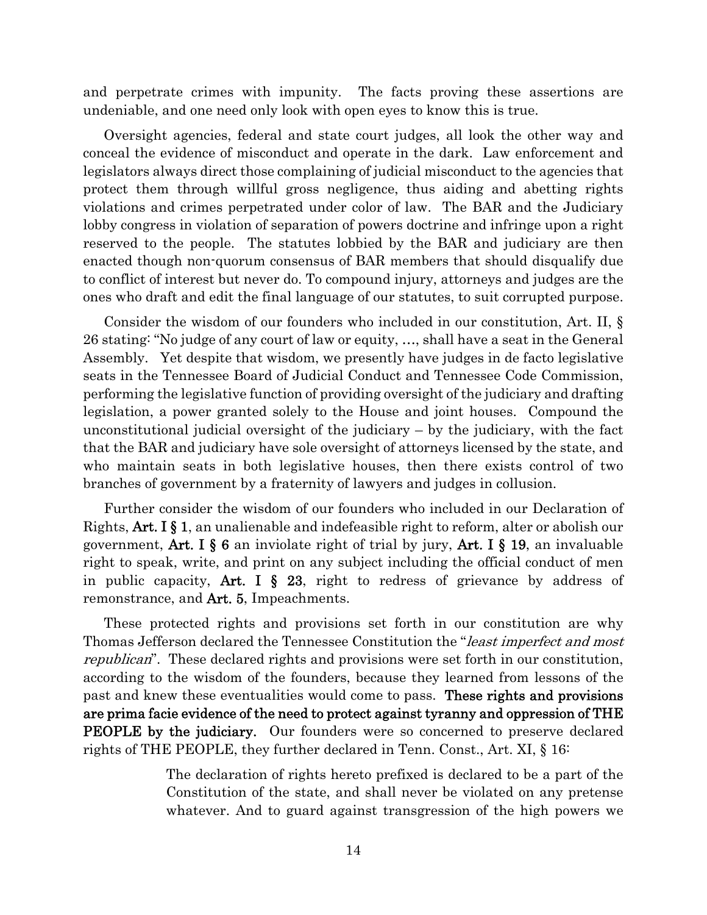and perpetrate crimes with impunity. The facts proving these assertions are undeniable, and one need only look with open eyes to know this is true.

Oversight agencies, federal and state court judges, all look the other way and conceal the evidence of misconduct and operate in the dark. Law enforcement and legislators always direct those complaining of judicial misconduct to the agencies that protect them through willful gross negligence, thus aiding and abetting rights violations and crimes perpetrated under color of law. The BAR and the Judiciary lobby congress in violation of separation of powers doctrine and infringe upon a right reserved to the people. The statutes lobbied by the BAR and judiciary are then enacted though non-quorum consensus of BAR members that should disqualify due to conflict of interest but never do. To compound injury, attorneys and judges are the ones who draft and edit the final language of our statutes, to suit corrupted purpose.

Consider the wisdom of our founders who included in our constitution, Art. II, § 26 stating: "No judge of any court of law or equity, …, shall have a seat in the General Assembly. Yet despite that wisdom, we presently have judges in de facto legislative seats in the Tennessee Board of Judicial Conduct and Tennessee Code Commission, performing the legislative function of providing oversight of the judiciary and drafting legislation, a power granted solely to the House and joint houses. Compound the unconstitutional judicial oversight of the judiciary – by the judiciary, with the fact that the BAR and judiciary have sole oversight of attorneys licensed by the state, and who maintain seats in both legislative houses, then there exists control of two branches of government by a fraternity of lawyers and judges in collusion.

Further consider the wisdom of our founders who included in our Declaration of Rights, **Art. I § 1**, an unalienable and indefeasible right to reform, alter or abolish our government, **Art. I § 6** an inviolate right of trial by jury, **Art. I § 19**, an invaluable right to speak, write, and print on any subject including the official conduct of men in public capacity, **Art. I § 23**, right to redress of grievance by address of remonstrance, and **Art. 5**, Impeachments.

These protected rights and provisions set forth in our constitution are why Thomas Jefferson declared the Tennessee Constitution the "*least imperfect and most republican*". These declared rights and provisions were set forth in our constitution, according to the wisdom of the founders, because they learned from lessons of the past and knew these eventualities would come to pass. **These rights and provisions are prima facie evidence of the need to protect against tyranny and oppression of THE PEOPLE by the judiciary.** Our founders were so concerned to preserve declared rights of THE PEOPLE, they further declared in Tenn. Const., Art. XI, § 16:

> The declaration of rights hereto prefixed is declared to be a part of the Constitution of the state, and shall never be violated on any pretense whatever. And to guard against transgression of the high powers we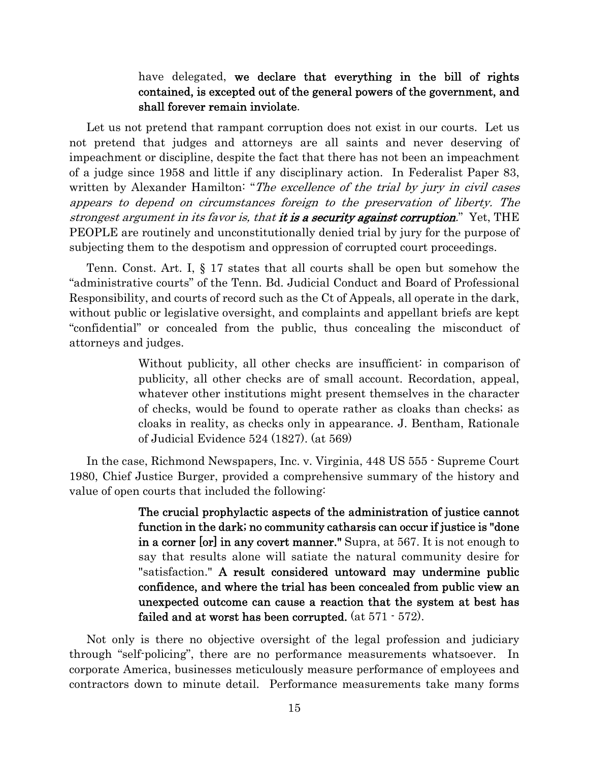> have delegated, **we declare that everything in the bill of rights contained, is excepted out of the general powers of the government, and shall forever remain inviolate**.

Let us not pretend that rampant corruption does not exist in our courts. Let us not pretend that judges and attorneys are all saints and never deserving of impeachment or discipline, despite the fact that there has not been an impeachment of a judge since 1958 and little if any disciplinary action. In Federalist Paper 83, written by Alexander Hamilton: "*The excellence of the trial by jury in civil cases appears to depend on circumstances foreign to the preservation of liberty. The strongest argument in its favor is, that **it is a security against corruption**.*" Yet, THE PEOPLE are routinely and unconstitutionally denied trial by jury for the purpose of subjecting them to the despotism and oppression of corrupted court proceedings.

Tenn. Const. Art. I, § 17 states that all courts shall be open but somehow the "administrative courts" of the Tenn. Bd. Judicial Conduct and Board of Professional Responsibility, and courts of record such as the Ct of Appeals, all operate in the dark, without public or legislative oversight, and complaints and appellant briefs are kept "confidential" or concealed from the public, thus concealing the misconduct of attorneys and judges.

> Without publicity, all other checks are insufficient: in comparison of publicity, all other checks are of small account. Recordation, appeal, whatever other institutions might present themselves in the character of checks, would be found to operate rather as cloaks than checks; as cloaks in reality, as checks only in appearance. J. Bentham, Rationale of Judicial Evidence 524 (1827). (at 569)

In the case, Richmond Newspapers, Inc. v. Virginia, 448 US 555 - Supreme Court 1980, Chief Justice Burger, provided a comprehensive summary of the history and value of open courts that included the following:

> **The crucial prophylactic aspects of the administration of justice cannot function in the dark; no community catharsis can occur if justice is "done in a corner [or] in any covert manner."** Supra, at 567. It is not enough to say that results alone will satiate the natural community desire for "satisfaction." **A result considered untoward may undermine public confidence, and where the trial has been concealed from public view an unexpected outcome can cause a reaction that the system at best has failed and at worst has been corrupted.** (at 571 - 572).

Not only is there no objective oversight of the legal profession and judiciary through "self-policing", there are no performance measurements whatsoever. In corporate America, businesses meticulously measure performance of employees and contractors down to minute detail. Performance measurements take many forms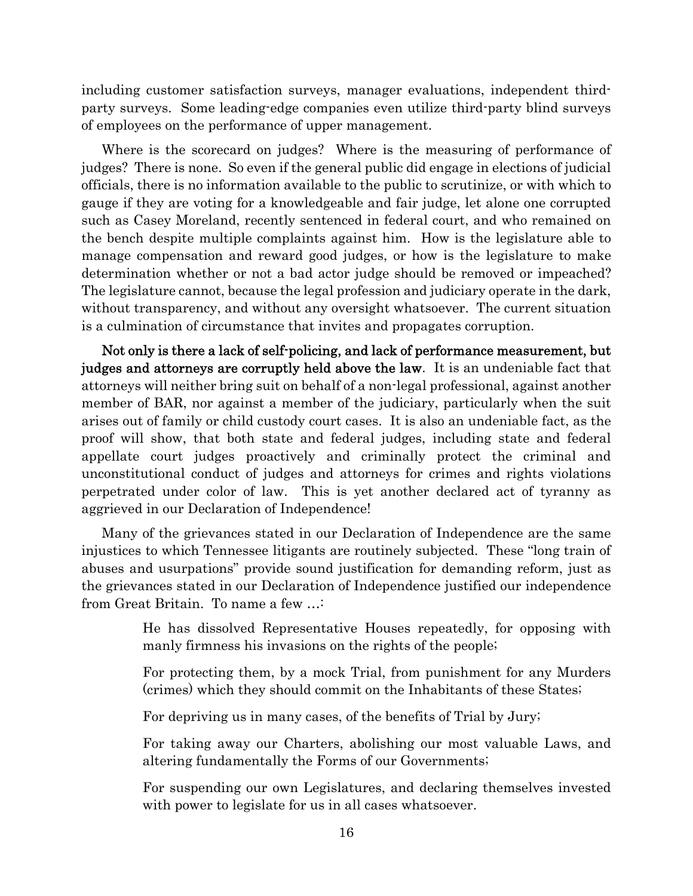including customer satisfaction surveys, manager evaluations, independent third-party surveys. Some leading-edge companies even utilize third-party blind surveys of employees on the performance of upper management.

Where is the scorecard on judges? Where is the measuring of performance of judges? There is none. So even if the general public did engage in elections of judicial officials, there is no information available to the public to scrutinize, or with which to gauge if they are voting for a knowledgeable and fair judge, let alone one corrupted such as Casey Moreland, recently sentenced in federal court, and who remained on the bench despite multiple complaints against him. How is the legislature able to manage compensation and reward good judges, or how is the legislature to make determination whether or not a bad actor judge should be removed or impeached? The legislature cannot, because the legal profession and judiciary operate in the dark, without transparency, and without any oversight whatsoever. The current situation is a culmination of circumstance that invites and propagates corruption.

**Not only is there a lack of self-policing, and lack of performance measurement, but judges and attorneys are corruptly held above the law**. It is an undeniable fact that attorneys will neither bring suit on behalf of a non-legal professional, against another member of BAR, nor against a member of the judiciary, particularly when the suit arises out of family or child custody court cases. It is also an undeniable fact, as the proof will show, that both state and federal judges, including state and federal appellate court judges proactively and criminally protect the criminal and unconstitutional conduct of judges and attorneys for crimes and rights violations perpetrated under color of law. This is yet another declared act of tyranny as aggrieved in our Declaration of Independence!

Many of the grievances stated in our Declaration of Independence are the same injustices to which Tennessee litigants are routinely subjected. These "long train of abuses and usurpations" provide sound justification for demanding reform, just as the grievances stated in our Declaration of Independence justified our independence from Great Britain. To name a few …:

> He has dissolved Representative Houses repeatedly, for opposing with manly firmness his invasions on the rights of the people;
>
> For protecting them, by a mock Trial, from punishment for any Murders (crimes) which they should commit on the Inhabitants of these States;
>
> For depriving us in many cases, of the benefits of Trial by Jury;
>
> For taking away our Charters, abolishing our most valuable Laws, and altering fundamentally the Forms of our Governments;
>
> For suspending our own Legislatures, and declaring themselves invested with power to legislate for us in all cases whatsoever.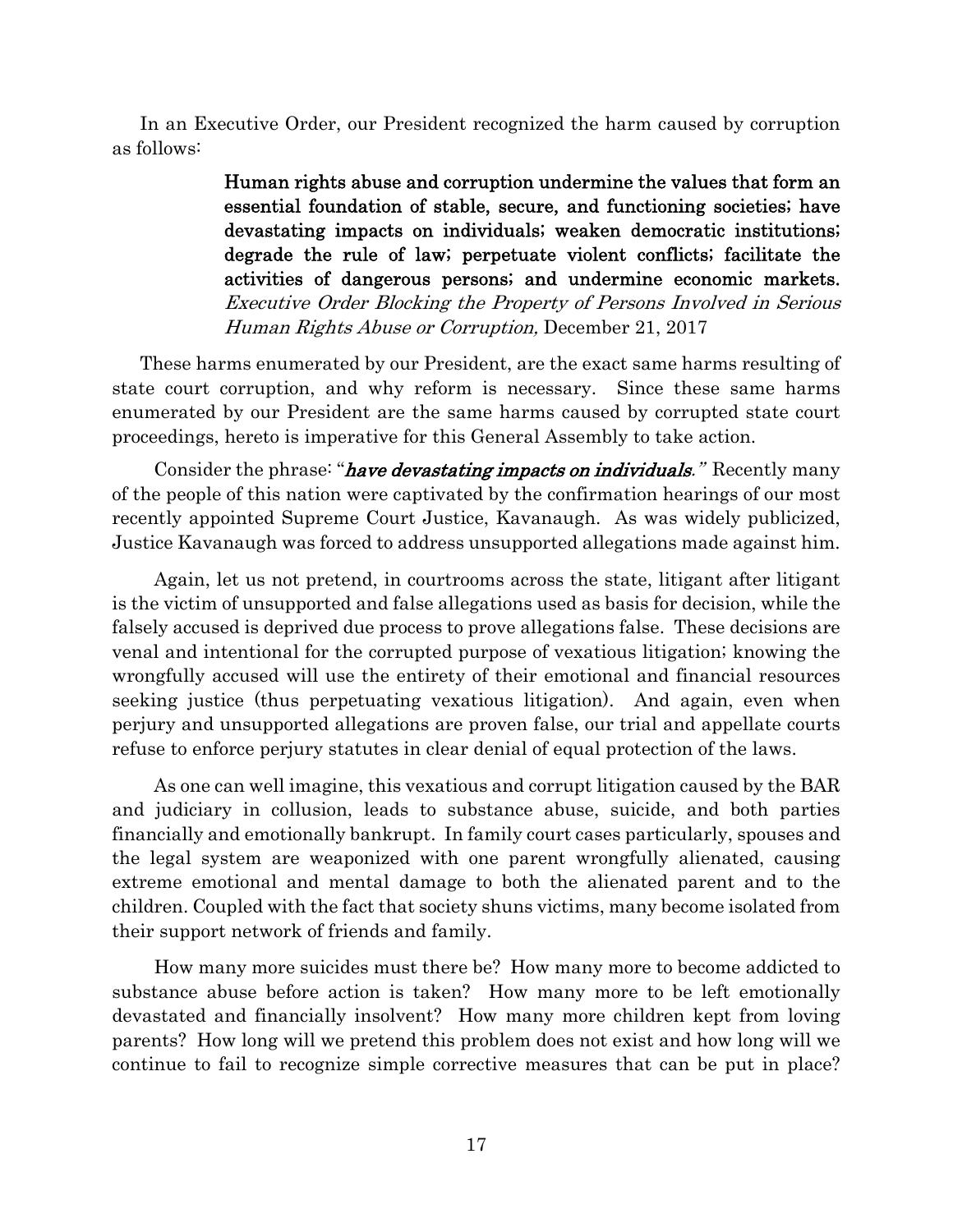In an Executive Order, our President recognized the harm caused by corruption as follows:

> **Human rights abuse and corruption undermine the values that form an essential foundation of stable, secure, and functioning societies; have devastating impacts on individuals; weaken democratic institutions; degrade the rule of law; perpetuate violent conflicts; facilitate the activities of dangerous persons; and undermine economic markets.** *Executive Order Blocking the Property of Persons Involved in Serious Human Rights Abuse or Corruption,* December 21, 2017

These harms enumerated by our President, are the exact same harms resulting of state court corruption, and why reform is necessary. Since these same harms enumerated by our President are the same harms caused by corrupted state court proceedings, hereto is imperative for this General Assembly to take action.

Consider the phrase: "***have devastating impacts on individuals.***" Recently many of the people of this nation were captivated by the confirmation hearings of our most recently appointed Supreme Court Justice, Kavanaugh. As was widely publicized, Justice Kavanaugh was forced to address unsupported allegations made against him.

Again, let us not pretend, in courtrooms across the state, litigant after litigant is the victim of unsupported and false allegations used as basis for decision, while the falsely accused is deprived due process to prove allegations false. These decisions are venal and intentional for the corrupted purpose of vexatious litigation; knowing the wrongfully accused will use the entirety of their emotional and financial resources seeking justice (thus perpetuating vexatious litigation). And again, even when perjury and unsupported allegations are proven false, our trial and appellate courts refuse to enforce perjury statutes in clear denial of equal protection of the laws.

As one can well imagine, this vexatious and corrupt litigation caused by the BAR and judiciary in collusion, leads to substance abuse, suicide, and both parties financially and emotionally bankrupt. In family court cases particularly, spouses and the legal system are weaponized with one parent wrongfully alienated, causing extreme emotional and mental damage to both the alienated parent and to the children. Coupled with the fact that society shuns victims, many become isolated from their support network of friends and family.

How many more suicides must there be? How many more to become addicted to substance abuse before action is taken? How many more to be left emotionally devastated and financially insolvent? How many more children kept from loving parents? How long will we pretend this problem does not exist and how long will we continue to fail to recognize simple corrective measures that can be put in place?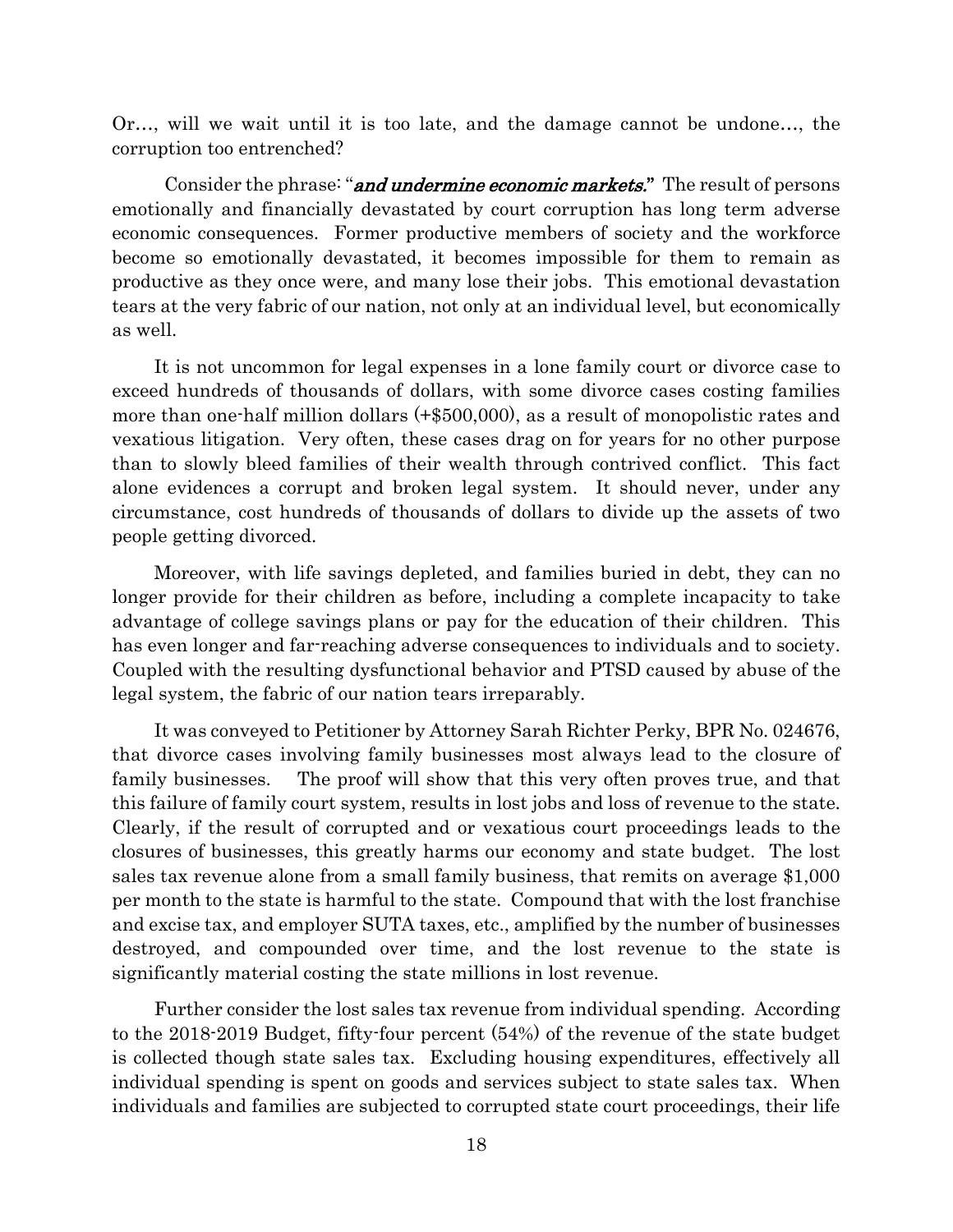Or…, will we wait until it is too late, and the damage cannot be undone…, the corruption too entrenched?

Consider the phrase: "***and undermine economic markets.***" The result of persons emotionally and financially devastated by court corruption has long term adverse economic consequences. Former productive members of society and the workforce become so emotionally devastated, it becomes impossible for them to remain as productive as they once were, and many lose their jobs. This emotional devastation tears at the very fabric of our nation, not only at an individual level, but economically as well.

It is not uncommon for legal expenses in a lone family court or divorce case to exceed hundreds of thousands of dollars, with some divorce cases costing families more than one-half million dollars (+$500,000), as a result of monopolistic rates and vexatious litigation. Very often, these cases drag on for years for no other purpose than to slowly bleed families of their wealth through contrived conflict. This fact alone evidences a corrupt and broken legal system. It should never, under any circumstance, cost hundreds of thousands of dollars to divide up the assets of two people getting divorced.

Moreover, with life savings depleted, and families buried in debt, they can no longer provide for their children as before, including a complete incapacity to take advantage of college savings plans or pay for the education of their children. This has even longer and far-reaching adverse consequences to individuals and to society. Coupled with the resulting dysfunctional behavior and PTSD caused by abuse of the legal system, the fabric of our nation tears irreparably.

It was conveyed to Petitioner by Attorney Sarah Richter Perky, BPR No. 024676, that divorce cases involving family businesses most always lead to the closure of family businesses. The proof will show that this very often proves true, and that this failure of family court system, results in lost jobs and loss of revenue to the state. Clearly, if the result of corrupted and or vexatious court proceedings leads to the closures of businesses, this greatly harms our economy and state budget. The lost sales tax revenue alone from a small family business, that remits on average $1,000 per month to the state is harmful to the state. Compound that with the lost franchise and excise tax, and employer SUTA taxes, etc., amplified by the number of businesses destroyed, and compounded over time, and the lost revenue to the state is significantly material costing the state millions in lost revenue.

Further consider the lost sales tax revenue from individual spending. According to the 2018-2019 Budget, fifty-four percent (54%) of the revenue of the state budget is collected though state sales tax. Excluding housing expenditures, effectively all individual spending is spent on goods and services subject to state sales tax. When individuals and families are subjected to corrupted state court proceedings, their life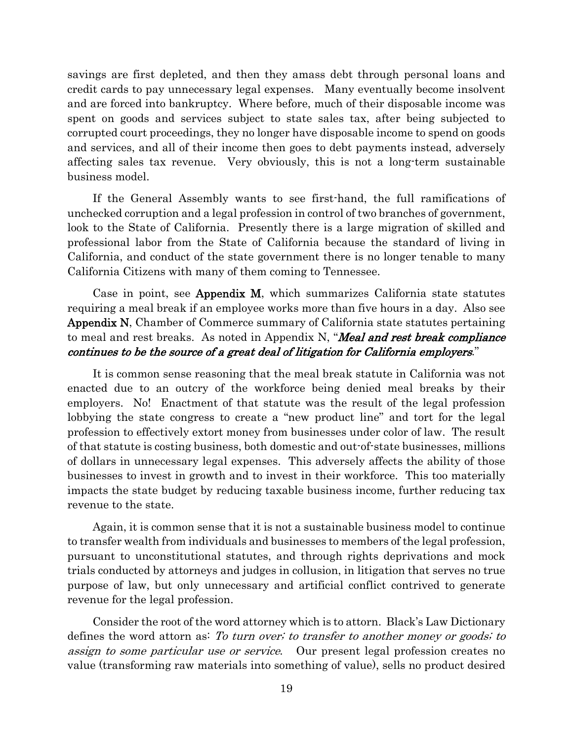savings are first depleted, and then they amass debt through personal loans and credit cards to pay unnecessary legal expenses. Many eventually become insolvent and are forced into bankruptcy. Where before, much of their disposable income was spent on goods and services subject to state sales tax, after being subjected to corrupted court proceedings, they no longer have disposable income to spend on goods and services, and all of their income then goes to debt payments instead, adversely affecting sales tax revenue. Very obviously, this is not a long-term sustainable business model.

If the General Assembly wants to see first-hand, the full ramifications of unchecked corruption and a legal profession in control of two branches of government, look to the State of California. Presently there is a large migration of skilled and professional labor from the State of California because the standard of living in California, and conduct of the state government there is no longer tenable to many California Citizens with many of them coming to Tennessee.

Case in point, see **Appendix M**, which summarizes California state statutes requiring a meal break if an employee works more than five hours in a day. Also see **Appendix N**, Chamber of Commerce summary of California state statutes pertaining to meal and rest breaks. As noted in Appendix N, "***Meal and rest break compliance continues to be the source of a great deal of litigation for California employers***."

It is common sense reasoning that the meal break statute in California was not enacted due to an outcry of the workforce being denied meal breaks by their employers. No! Enactment of that statute was the result of the legal profession lobbying the state congress to create a "new product line" and tort for the legal profession to effectively extort money from businesses under color of law. The result of that statute is costing business, both domestic and out-of-state businesses, millions of dollars in unnecessary legal expenses. This adversely affects the ability of those businesses to invest in growth and to invest in their workforce. This too materially impacts the state budget by reducing taxable business income, further reducing tax revenue to the state.

Again, it is common sense that it is not a sustainable business model to continue to transfer wealth from individuals and businesses to members of the legal profession, pursuant to unconstitutional statutes, and through rights deprivations and mock trials conducted by attorneys and judges in collusion, in litigation that serves no true purpose of law, but only unnecessary and artificial conflict contrived to generate revenue for the legal profession.

Consider the root of the word attorney which is to attorn. Black's Law Dictionary defines the word attorn as: *To turn over; to transfer to another money or goods; to assign to some particular use or service*. Our present legal profession creates no value (transforming raw materials into something of value), sells no product desired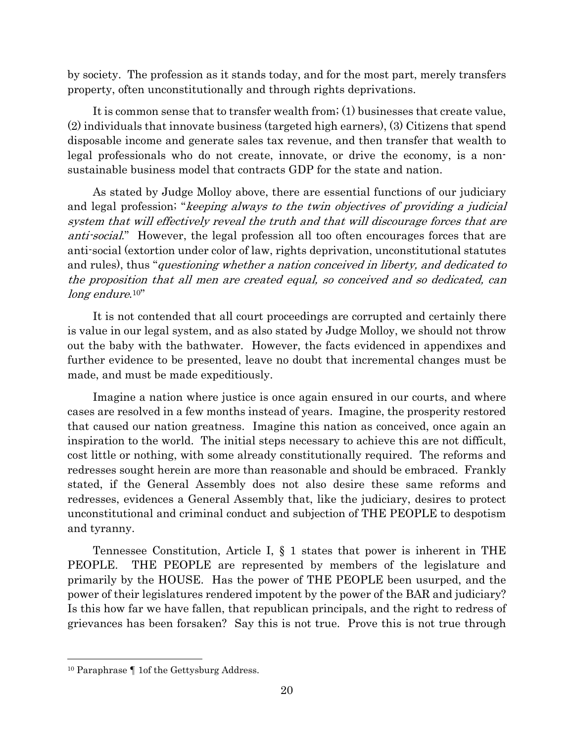by society. The profession as it stands today, and for the most part, merely transfers property, often unconstitutionally and through rights deprivations.

It is common sense that to transfer wealth from; (1) businesses that create value, (2) individuals that innovate business (targeted high earners), (3) Citizens that spend disposable income and generate sales tax revenue, and then transfer that wealth to legal professionals who do not create, innovate, or drive the economy, is a non-sustainable business model that contracts GDP for the state and nation.

As stated by Judge Molloy above, there are essential functions of our judiciary and legal profession; "*keeping always to the twin objectives of providing a judicial system that will effectively reveal the truth and that will discourage forces that are anti-social*." However, the legal profession all too often encourages forces that are anti-social (extortion under color of law, rights deprivation, unconstitutional statutes and rules), thus "*questioning whether a nation conceived in liberty, and dedicated to the proposition that all men are created equal, so conceived and so dedicated, can long endure*.[10]"

It is not contended that all court proceedings are corrupted and certainly there is value in our legal system, and as also stated by Judge Molloy, we should not throw out the baby with the bathwater. However, the facts evidenced in appendixes and further evidence to be presented, leave no doubt that incremental changes must be made, and must be made expeditiously.

Imagine a nation where justice is once again ensured in our courts, and where cases are resolved in a few months instead of years. Imagine, the prosperity restored that caused our nation greatness. Imagine this nation as conceived, once again an inspiration to the world. The initial steps necessary to achieve this are not difficult, cost little or nothing, with some already constitutionally required. The reforms and redresses sought herein are more than reasonable and should be embraced. Frankly stated, if the General Assembly does not also desire these same reforms and redresses, evidences a General Assembly that, like the judiciary, desires to protect unconstitutional and criminal conduct and subjection of THE PEOPLE to despotism and tyranny.

Tennessee Constitution, Article I, § 1 states that power is inherent in THE PEOPLE. THE PEOPLE are represented by members of the legislature and primarily by the HOUSE. Has the power of THE PEOPLE been usurped, and the power of their legislatures rendered impotent by the power of the BAR and judiciary? Is this how far we have fallen, that republican principals, and the right to redress of grievances has been forsaken? Say this is not true. Prove this is not true through

[10] Paraphrase ¶ 1of the Gettysburg Address.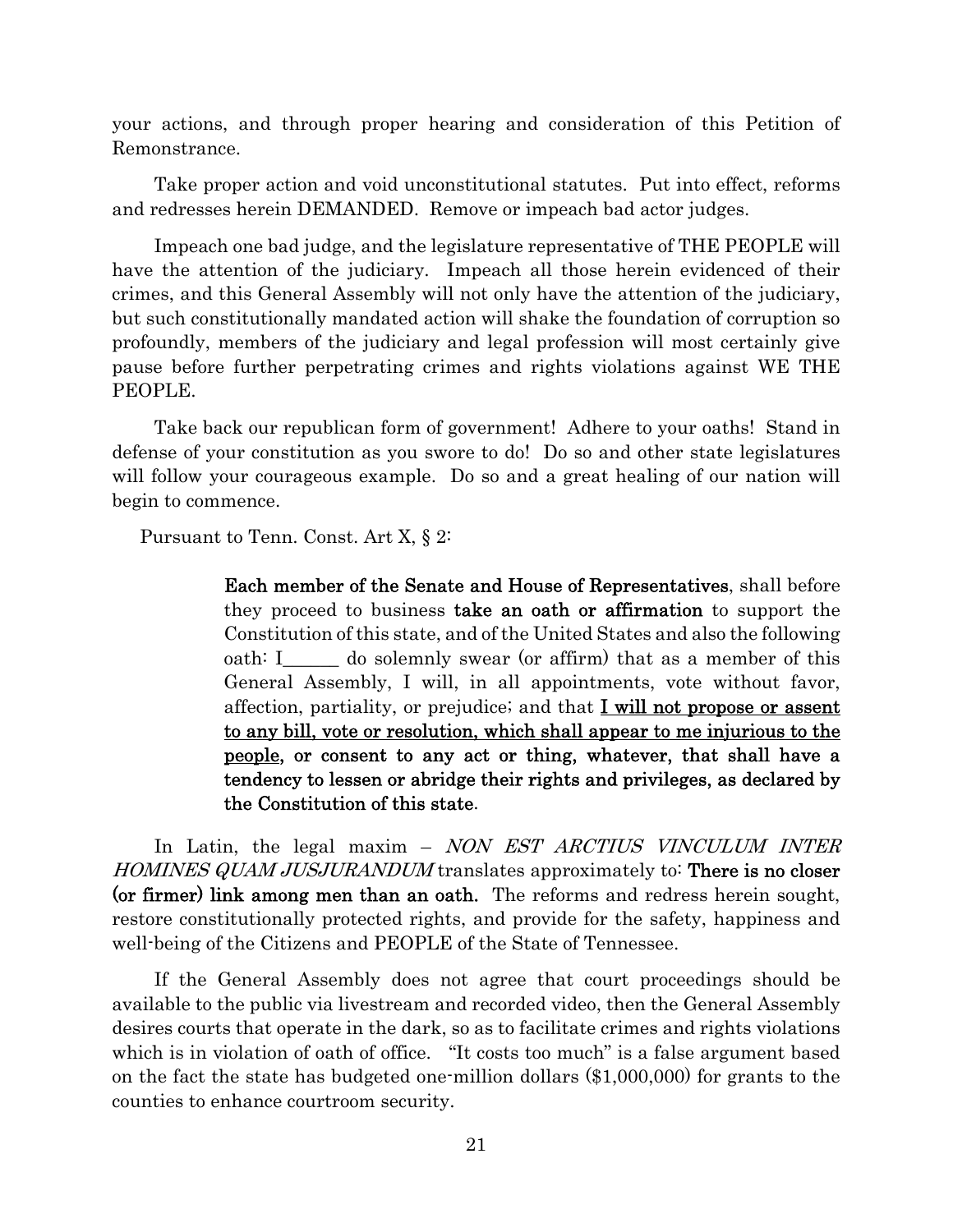your actions, and through proper hearing and consideration of this Petition of Remonstrance.

Take proper action and void unconstitutional statutes. Put into effect, reforms and redresses herein DEMANDED. Remove or impeach bad actor judges.

Impeach one bad judge, and the legislature representative of THE PEOPLE will have the attention of the judiciary. Impeach all those herein evidenced of their crimes, and this General Assembly will not only have the attention of the judiciary, but such constitutionally mandated action will shake the foundation of corruption so profoundly, members of the judiciary and legal profession will most certainly give pause before further perpetrating crimes and rights violations against WE THE PEOPLE.

Take back our republican form of government! Adhere to your oaths! Stand in defense of your constitution as you swore to do! Do so and other state legislatures will follow your courageous example. Do so and a great healing of our nation will begin to commence.

Pursuant to Tenn. Const. Art X, § 2:

> **Each member of the Senate and House of Representatives**, shall before they proceed to business **take an oath or affirmation** to support the Constitution of this state, and of the United States and also the following oath: I______ do solemnly swear (or affirm) that as a member of this General Assembly, I will, in all appointments, vote without favor, affection, partiality, or prejudice; and that <u>**I will not propose or assent to any bill, vote or resolution, which shall appear to me injurious to the people**</u>**, or consent to any act or thing, whatever, that shall have a tendency to lessen or abridge their rights and privileges, as declared by the Constitution of this state**.

In Latin, the legal maxim – *NON EST ARCTIUS VINCULUM INTER HOMINES QUAM JUSJURANDUM* translates approximately to: **There is no closer (or firmer) link among men than an oath.** The reforms and redress herein sought, restore constitutionally protected rights, and provide for the safety, happiness and well-being of the Citizens and PEOPLE of the State of Tennessee.

If the General Assembly does not agree that court proceedings should be available to the public via livestream and recorded video, then the General Assembly desires courts that operate in the dark, so as to facilitate crimes and rights violations which is in violation of oath of office. "It costs too much" is a false argument based on the fact the state has budgeted one-million dollars ($1,000,000) for grants to the counties to enhance courtroom security.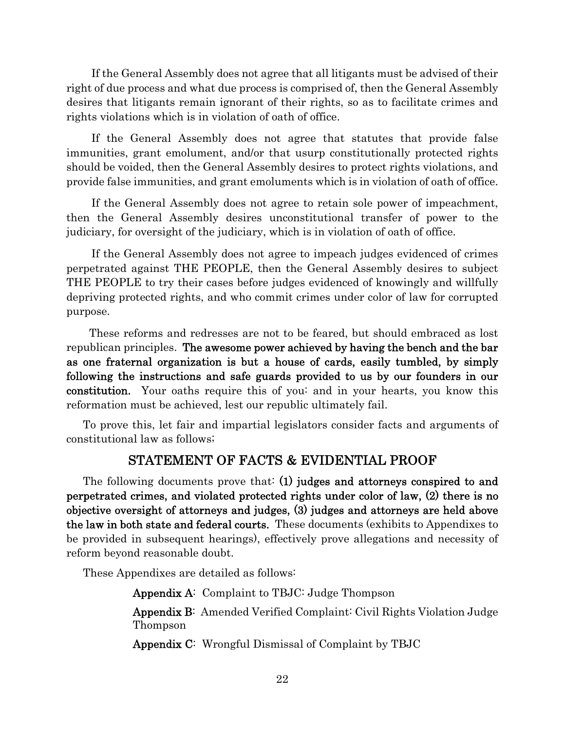If the General Assembly does not agree that all litigants must be advised of their right of due process and what due process is comprised of, then the General Assembly desires that litigants remain ignorant of their rights, so as to facilitate crimes and rights violations which is in violation of oath of office.

If the General Assembly does not agree that statutes that provide false immunities, grant emolument, and/or that usurp constitutionally protected rights should be voided, then the General Assembly desires to protect rights violations, and provide false immunities, and grant emoluments which is in violation of oath of office.

If the General Assembly does not agree to retain sole power of impeachment, then the General Assembly desires unconstitutional transfer of power to the judiciary, for oversight of the judiciary, which is in violation of oath of office.

If the General Assembly does not agree to impeach judges evidenced of crimes perpetrated against THE PEOPLE, then the General Assembly desires to subject THE PEOPLE to try their cases before judges evidenced of knowingly and willfully depriving protected rights, and who commit crimes under color of law for corrupted purpose.

These reforms and redresses are not to be feared, but should embraced as lost republican principles. **The awesome power achieved by having the bench and the bar as one fraternal organization is but a house of cards, easily tumbled, by simply following the instructions and safe guards provided to us by our founders in our constitution.** Your oaths require this of you: and in your hearts, you know this reformation must be achieved, lest our republic ultimately fail.

To prove this, let fair and impartial legislators consider facts and arguments of constitutional law as follows;

## STATEMENT OF FACTS & EVIDENTIAL PROOF

The following documents prove that: **(1) judges and attorneys conspired to and perpetrated crimes, and violated protected rights under color of law, (2) there is no objective oversight of attorneys and judges, (3) judges and attorneys are held above the law in both state and federal courts.** These documents (exhibits to Appendixes to be provided in subsequent hearings), effectively prove allegations and necessity of reform beyond reasonable doubt.

These Appendixes are detailed as follows:

**Appendix A**: Complaint to TBJC: Judge Thompson

**Appendix B**: Amended Verified Complaint: Civil Rights Violation Judge Thompson

**Appendix C**: Wrongful Dismissal of Complaint by TBJC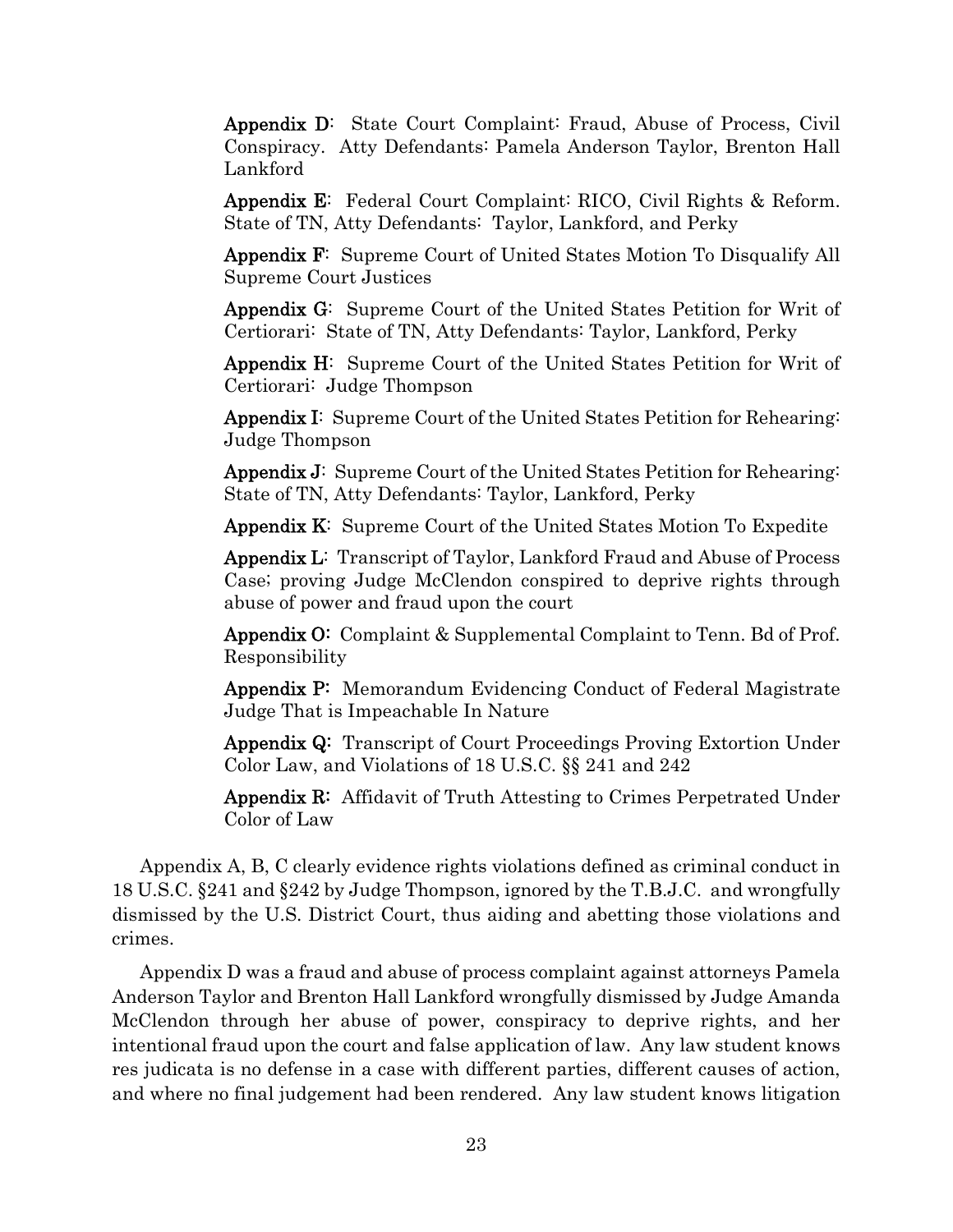**Appendix D**: State Court Complaint: Fraud, Abuse of Process, Civil Conspiracy. Atty Defendants: Pamela Anderson Taylor, Brenton Hall Lankford

**Appendix E**: Federal Court Complaint: RICO, Civil Rights & Reform. State of TN, Atty Defendants: Taylor, Lankford, and Perky

**Appendix F**: Supreme Court of United States Motion To Disqualify All Supreme Court Justices

**Appendix G**: Supreme Court of the United States Petition for Writ of Certiorari: State of TN, Atty Defendants: Taylor, Lankford, Perky

**Appendix H**: Supreme Court of the United States Petition for Writ of Certiorari: Judge Thompson

**Appendix I**: Supreme Court of the United States Petition for Rehearing: Judge Thompson

**Appendix J**: Supreme Court of the United States Petition for Rehearing: State of TN, Atty Defendants: Taylor, Lankford, Perky

**Appendix K**: Supreme Court of the United States Motion To Expedite

**Appendix L**: Transcript of Taylor, Lankford Fraud and Abuse of Process Case; proving Judge McClendon conspired to deprive rights through abuse of power and fraud upon the court

**Appendix O**: Complaint & Supplemental Complaint to Tenn. Bd of Prof. Responsibility

**Appendix P**: Memorandum Evidencing Conduct of Federal Magistrate Judge That is Impeachable In Nature

**Appendix Q**: Transcript of Court Proceedings Proving Extortion Under Color Law, and Violations of 18 U.S.C. §§ 241 and 242

**Appendix R**: Affidavit of Truth Attesting to Crimes Perpetrated Under Color of Law

Appendix A, B, C clearly evidence rights violations defined as criminal conduct in 18 U.S.C. §241 and §242 by Judge Thompson, ignored by the T.B.J.C. and wrongfully dismissed by the U.S. District Court, thus aiding and abetting those violations and crimes.

Appendix D was a fraud and abuse of process complaint against attorneys Pamela Anderson Taylor and Brenton Hall Lankford wrongfully dismissed by Judge Amanda McClendon through her abuse of power, conspiracy to deprive rights, and her intentional fraud upon the court and false application of law. Any law student knows res judicata is no defense in a case with different parties, different causes of action, and where no final judgement had been rendered. Any law student knows litigation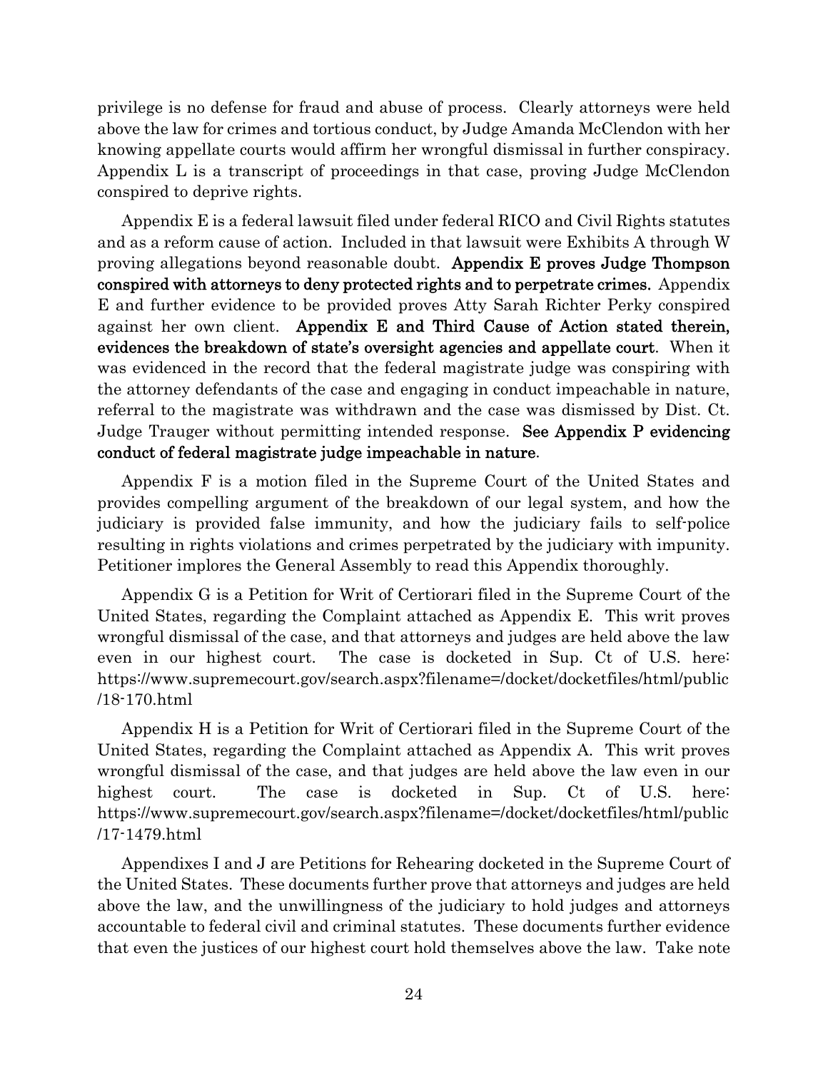privilege is no defense for fraud and abuse of process. Clearly attorneys were held above the law for crimes and tortious conduct, by Judge Amanda McClendon with her knowing appellate courts would affirm her wrongful dismissal in further conspiracy. Appendix L is a transcript of proceedings in that case, proving Judge McClendon conspired to deprive rights.

Appendix E is a federal lawsuit filed under federal RICO and Civil Rights statutes and as a reform cause of action. Included in that lawsuit were Exhibits A through W proving allegations beyond reasonable doubt. **Appendix E proves Judge Thompson conspired with attorneys to deny protected rights and to perpetrate crimes.** Appendix E and further evidence to be provided proves Atty Sarah Richter Perky conspired against her own client. **Appendix E and Third Cause of Action stated therein, evidences the breakdown of state's oversight agencies and appellate court**. When it was evidenced in the record that the federal magistrate judge was conspiring with the attorney defendants of the case and engaging in conduct impeachable in nature, referral to the magistrate was withdrawn and the case was dismissed by Dist. Ct. Judge Trauger without permitting intended response. **See Appendix P evidencing conduct of federal magistrate judge impeachable in nature**.

Appendix F is a motion filed in the Supreme Court of the United States and provides compelling argument of the breakdown of our legal system, and how the judiciary is provided false immunity, and how the judiciary fails to self-police resulting in rights violations and crimes perpetrated by the judiciary with impunity. Petitioner implores the General Assembly to read this Appendix thoroughly.

Appendix G is a Petition for Writ of Certiorari filed in the Supreme Court of the United States, regarding the Complaint attached as Appendix E. This writ proves wrongful dismissal of the case, and that attorneys and judges are held above the law even in our highest court. The case is docketed in Sup. Ct of U.S. here: https://www.supremecourt.gov/search.aspx?filename=/docket/docketfiles/html/public/18-170.html

Appendix H is a Petition for Writ of Certiorari filed in the Supreme Court of the United States, regarding the Complaint attached as Appendix A. This writ proves wrongful dismissal of the case, and that judges are held above the law even in our highest court. The case is docketed in Sup. Ct of U.S. here: https://www.supremecourt.gov/search.aspx?filename=/docket/docketfiles/html/public/17-1479.html

Appendixes I and J are Petitions for Rehearing docketed in the Supreme Court of the United States. These documents further prove that attorneys and judges are held above the law, and the unwillingness of the judiciary to hold judges and attorneys accountable to federal civil and criminal statutes. These documents further evidence that even the justices of our highest court hold themselves above the law. Take note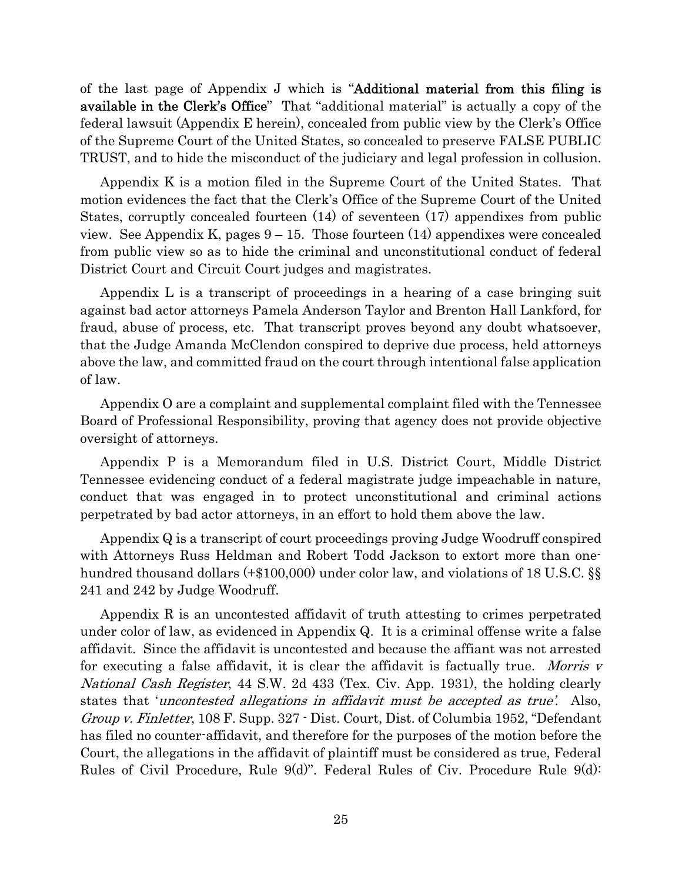of the last page of Appendix J which is "**Additional material from this filing is available in the Clerk's Office**" That "additional material" is actually a copy of the federal lawsuit (Appendix E herein), concealed from public view by the Clerk's Office of the Supreme Court of the United States, so concealed to preserve FALSE PUBLIC TRUST, and to hide the misconduct of the judiciary and legal profession in collusion.

Appendix K is a motion filed in the Supreme Court of the United States. That motion evidences the fact that the Clerk's Office of the Supreme Court of the United States, corruptly concealed fourteen (14) of seventeen (17) appendixes from public view. See Appendix K, pages 9 – 15. Those fourteen (14) appendixes were concealed from public view so as to hide the criminal and unconstitutional conduct of federal District Court and Circuit Court judges and magistrates.

Appendix L is a transcript of proceedings in a hearing of a case bringing suit against bad actor attorneys Pamela Anderson Taylor and Brenton Hall Lankford, for fraud, abuse of process, etc. That transcript proves beyond any doubt whatsoever, that the Judge Amanda McClendon conspired to deprive due process, held attorneys above the law, and committed fraud on the court through intentional false application of law.

Appendix O are a complaint and supplemental complaint filed with the Tennessee Board of Professional Responsibility, proving that agency does not provide objective oversight of attorneys.

Appendix P is a Memorandum filed in U.S. District Court, Middle District Tennessee evidencing conduct of a federal magistrate judge impeachable in nature, conduct that was engaged in to protect unconstitutional and criminal actions perpetrated by bad actor attorneys, in an effort to hold them above the law.

Appendix Q is a transcript of court proceedings proving Judge Woodruff conspired with Attorneys Russ Heldman and Robert Todd Jackson to extort more than one-hundred thousand dollars (+$100,000) under color law, and violations of 18 U.S.C. §§ 241 and 242 by Judge Woodruff.

Appendix R is an uncontested affidavit of truth attesting to crimes perpetrated under color of law, as evidenced in Appendix Q. It is a criminal offense write a false affidavit. Since the affidavit is uncontested and because the affiant was not arrested for executing a false affidavit, it is clear the affidavit is factually true. *Morris v National Cash Register*, 44 S.W. 2d 433 (Tex. Civ. App. 1931), the holding clearly states that '*uncontested allegations in affidavit must be accepted as true'.* Also, *Group v. Finletter*, 108 F. Supp. 327 - Dist. Court, Dist. of Columbia 1952, "Defendant has filed no counter-affidavit, and therefore for the purposes of the motion before the Court, the allegations in the affidavit of plaintiff must be considered as true, Federal Rules of Civil Procedure, Rule 9(d)". Federal Rules of Civ. Procedure Rule 9(d):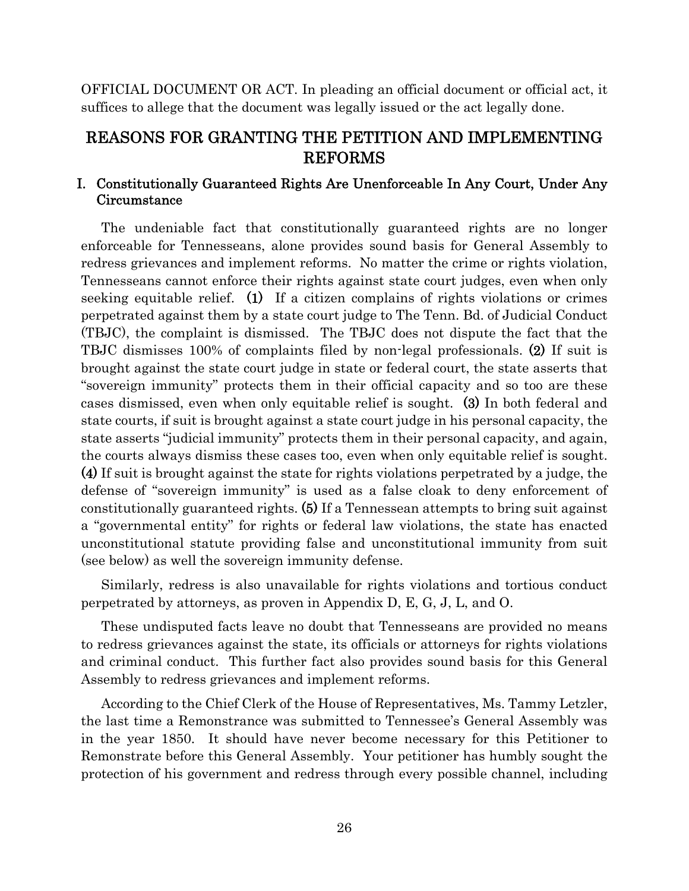OFFICIAL DOCUMENT OR ACT. In pleading an official document or official act, it suffices to allege that the document was legally issued or the act legally done.

## REASONS FOR GRANTING THE PETITION AND IMPLEMENTING REFORMS

### I. Constitutionally Guaranteed Rights Are Unenforceable In Any Court, Under Any Circumstance

The undeniable fact that constitutionally guaranteed rights are no longer enforceable for Tennesseans, alone provides sound basis for General Assembly to redress grievances and implement reforms. No matter the crime or rights violation, Tennesseans cannot enforce their rights against state court judges, even when only seeking equitable relief. **(1)** If a citizen complains of rights violations or crimes perpetrated against them by a state court judge to The Tenn. Bd. of Judicial Conduct (TBJC), the complaint is dismissed. The TBJC does not dispute the fact that the TBJC dismisses 100% of complaints filed by non-legal professionals. **(2)** If suit is brought against the state court judge in state or federal court, the state asserts that "sovereign immunity" protects them in their official capacity and so too are these cases dismissed, even when only equitable relief is sought. **(3)** In both federal and state courts, if suit is brought against a state court judge in his personal capacity, the state asserts "judicial immunity" protects them in their personal capacity, and again, the courts always dismiss these cases too, even when only equitable relief is sought. **(4)** If suit is brought against the state for rights violations perpetrated by a judge, the defense of "sovereign immunity" is used as a false cloak to deny enforcement of constitutionally guaranteed rights. **(5)** If a Tennessean attempts to bring suit against a "governmental entity" for rights or federal law violations, the state has enacted unconstitutional statute providing false and unconstitutional immunity from suit (see below) as well the sovereign immunity defense.

Similarly, redress is also unavailable for rights violations and tortious conduct perpetrated by attorneys, as proven in Appendix D, E, G, J, L, and O.

These undisputed facts leave no doubt that Tennesseans are provided no means to redress grievances against the state, its officials or attorneys for rights violations and criminal conduct. This further fact also provides sound basis for this General Assembly to redress grievances and implement reforms.

According to the Chief Clerk of the House of Representatives, Ms. Tammy Letzler, the last time a Remonstrance was submitted to Tennessee's General Assembly was in the year 1850. It should have never become necessary for this Petitioner to Remonstrate before this General Assembly. Your petitioner has humbly sought the protection of his government and redress through every possible channel, including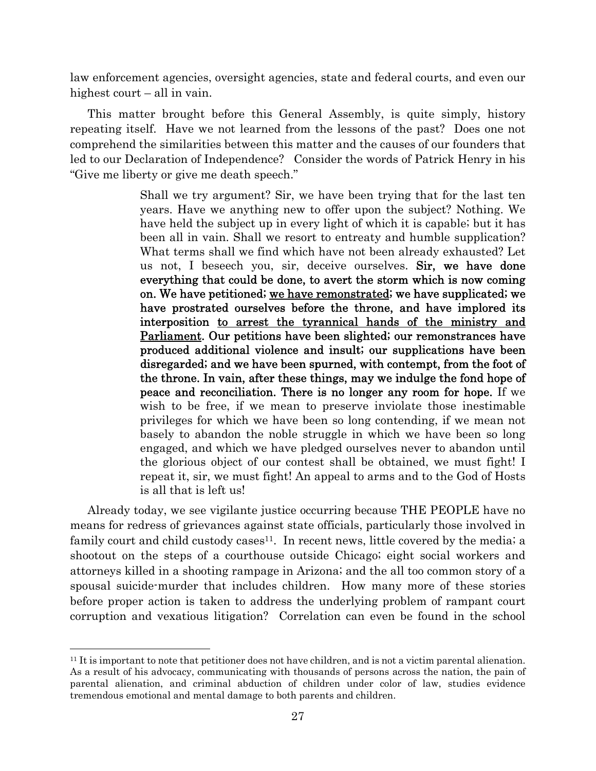law enforcement agencies, oversight agencies, state and federal courts, and even our highest court – all in vain.

This matter brought before this General Assembly, is quite simply, history repeating itself. Have we not learned from the lessons of the past? Does one not comprehend the similarities between this matter and the causes of our founders that led to our Declaration of Independence? Consider the words of Patrick Henry in his "Give me liberty or give me death speech."

> Shall we try argument? Sir, we have been trying that for the last ten years. Have we anything new to offer upon the subject? Nothing. We have held the subject up in every light of which it is capable; but it has been all in vain. Shall we resort to entreaty and humble supplication? What terms shall we find which have not been already exhausted? Let us not, I beseech you, sir, deceive ourselves. **Sir, we have done everything that could be done, to avert the storm which is now coming on. We have petitioned; <u>we have remonstrated</u>; we have supplicated; we have prostrated ourselves before the throne, and have implored its interposition <u>to arrest the tyrannical hands of the ministry and Parliament</u>. Our petitions have been slighted; our remonstrances have produced additional violence and insult; our supplications have been disregarded; and we have been spurned, with contempt, from the foot of the throne. In vain, after these things, may we indulge the fond hope of peace and reconciliation. There is no longer any room for hope.** If we wish to be free, if we mean to preserve inviolate those inestimable privileges for which we have been so long contending, if we mean not basely to abandon the noble struggle in which we have been so long engaged, and which we have pledged ourselves never to abandon until the glorious object of our contest shall be obtained, we must fight! I repeat it, sir, we must fight! An appeal to arms and to the God of Hosts is all that is left us!

Already today, we see vigilante justice occurring because THE PEOPLE have no means for redress of grievances against state officials, particularly those involved in family court and child custody cases[11]. In recent news, little covered by the media; a shootout on the steps of a courthouse outside Chicago; eight social workers and attorneys killed in a shooting rampage in Arizona; and the all too common story of a spousal suicide-murder that includes children. How many more of these stories before proper action is taken to address the underlying problem of rampant court corruption and vexatious litigation? Correlation can even be found in the school

[11] It is important to note that petitioner does not have children, and is not a victim parental alienation. As a result of his advocacy, communicating with thousands of persons across the nation, the pain of parental alienation, and criminal abduction of children under color of law, studies evidence tremendous emotional and mental damage to both parents and children.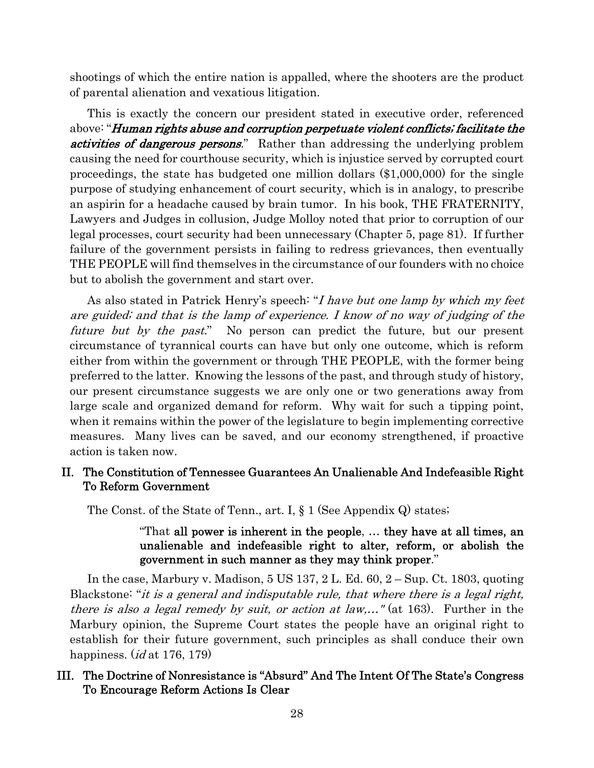shootings of which the entire nation is appalled, where the shooters are the product of parental alienation and vexatious litigation.

This is exactly the concern our president stated in executive order, referenced above: "***Human rights abuse and corruption perpetuate violent conflicts; facilitate the activities of dangerous persons***." Rather than addressing the underlying problem causing the need for courthouse security, which is injustice served by corrupted court proceedings, the state has budgeted one million dollars ($1,000,000) for the single purpose of studying enhancement of court security, which is in analogy, to prescribe an aspirin for a headache caused by brain tumor. In his book, THE FRATERNITY, Lawyers and Judges in collusion, Judge Molloy noted that prior to corruption of our legal processes, court security had been unnecessary (Chapter 5, page 81). If further failure of the government persists in failing to redress grievances, then eventually THE PEOPLE will find themselves in the circumstance of our founders with no choice but to abolish the government and start over.

As also stated in Patrick Henry's speech: "*I have but one lamp by which my feet are guided; and that is the lamp of experience. I know of no way of judging of the future but by the past.*" No person can predict the future, but our present circumstance of tyrannical courts can have but only one outcome, which is reform either from within the government or through THE PEOPLE, with the former being preferred to the latter. Knowing the lessons of the past, and through study of history, our present circumstance suggests we are only one or two generations away from large scale and organized demand for reform. Why wait for such a tipping point, when it remains within the power of the legislature to begin implementing corrective measures. Many lives can be saved, and our economy strengthened, if proactive action is taken now.

## II. The Constitution of Tennessee Guarantees An Unalienable And Indefeasible Right To Reform Government

The Const. of the State of Tenn., art. I, § 1 (See Appendix Q) states;

> "That **all power is inherent in the people**, … **they have at all times, an unalienable and indefeasible right to alter, reform, or abolish the government in such manner as they may think proper**."

In the case, Marbury v. Madison, 5 US 137, 2 L. Ed. 60, 2 – Sup. Ct. 1803, quoting Blackstone: "*it is a general and indisputable rule, that where there is a legal right, there is also a legal remedy by suit, or action at law,...*" (at 163). Further in the Marbury opinion, the Supreme Court states the people have an original right to establish for their future government, such principles as shall conduce their own happiness. (*id* at 176, 179)

## III. The Doctrine of Nonresistance is "Absurd" And The Intent Of The State's Congress To Encourage Reform Actions Is Clear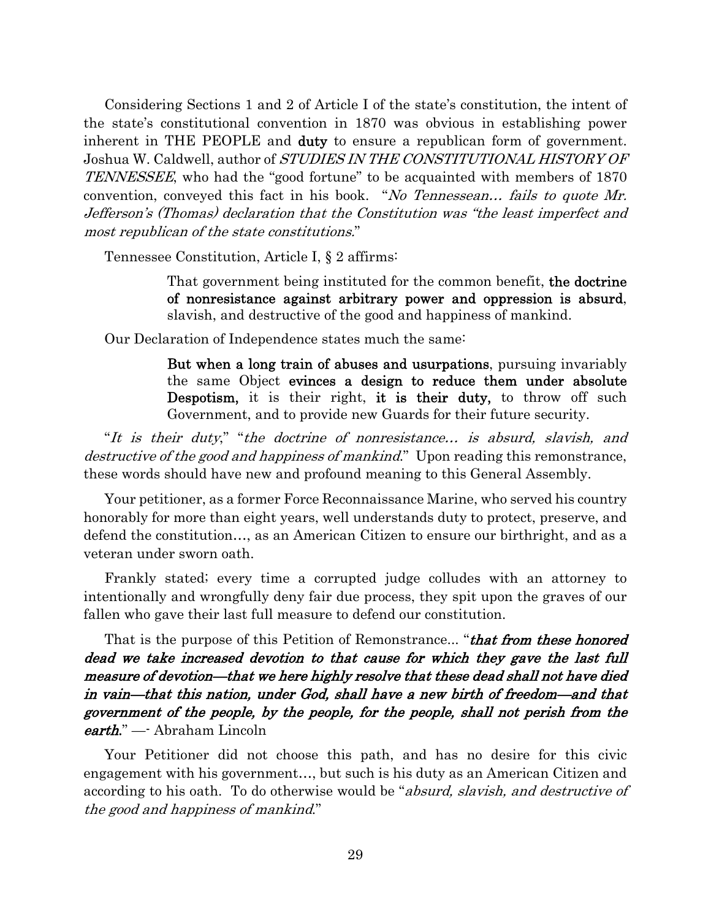Considering Sections 1 and 2 of Article I of the state's constitution, the intent of the state's constitutional convention in 1870 was obvious in establishing power inherent in THE PEOPLE and **duty** to ensure a republican form of government. Joshua W. Caldwell, author of *STUDIES IN THE CONSTITUTIONAL HISTORY OF TENNESSEE*, who had the "good fortune" to be acquainted with members of 1870 convention, conveyed this fact in his book. "*No Tennessean… fails to quote Mr. Jefferson's (Thomas) declaration that the Constitution was "the least imperfect and most republican of the state constitutions.*"

Tennessee Constitution, Article I, § 2 affirms:

> That government being instituted for the common benefit, **the doctrine of nonresistance against arbitrary power and oppression is absurd**, slavish, and destructive of the good and happiness of mankind.

Our Declaration of Independence states much the same:

> **But when a long train of abuses and usurpations**, pursuing invariably the same Object **evinces a design to reduce them under absolute Despotism,** it is their right, **it is their duty,** to throw off such Government, and to provide new Guards for their future security.

"*It is their duty,*" "*the doctrine of nonresistance… is absurd, slavish, and destructive of the good and happiness of mankind.*" Upon reading this remonstrance, these words should have new and profound meaning to this General Assembly.

Your petitioner, as a former Force Reconnaissance Marine, who served his country honorably for more than eight years, well understands duty to protect, preserve, and defend the constitution…, as an American Citizen to ensure our birthright, and as a veteran under sworn oath.

Frankly stated; every time a corrupted judge colludes with an attorney to intentionally and wrongfully deny fair due process, they spit upon the graves of our fallen who gave their last full measure to defend our constitution.

That is the purpose of this Petition of Remonstrance... "***that from these honored dead we take increased devotion to that cause for which they gave the last full measure of devotion—that we here highly resolve that these dead shall not have died in vain—that this nation, under God, shall have a new birth of freedom—and that government of the people, by the people, for the people, shall not perish from the earth.***" —- Abraham Lincoln

Your Petitioner did not choose this path, and has no desire for this civic engagement with his government…, but such is his duty as an American Citizen and according to his oath. To do otherwise would be "*absurd, slavish, and destructive of the good and happiness of mankind.*"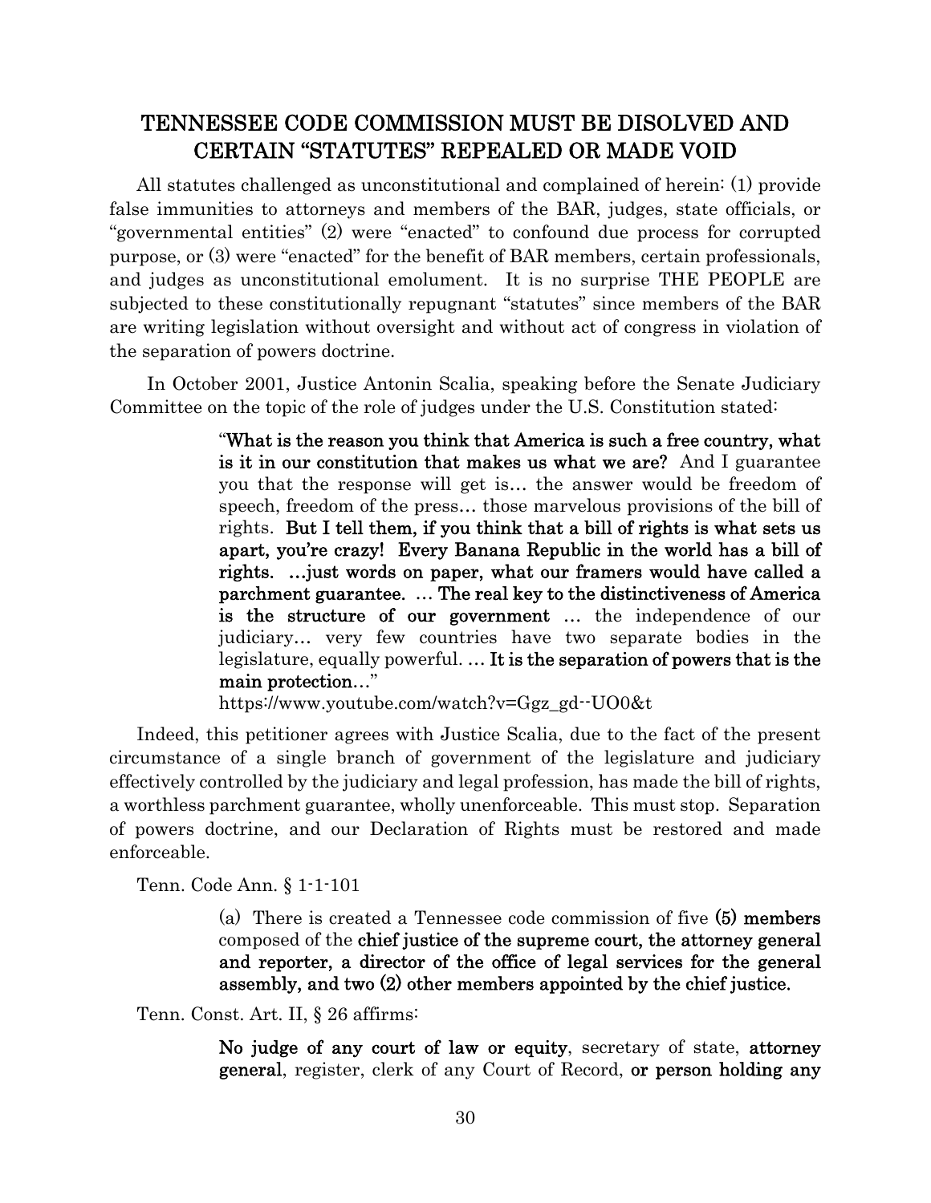## TENNESSEE CODE COMMISSION MUST BE DISOLVED AND CERTAIN "STATUTES" REPEALED OR MADE VOID

All statutes challenged as unconstitutional and complained of herein: (1) provide false immunities to attorneys and members of the BAR, judges, state officials, or "governmental entities" (2) were "enacted" to confound due process for corrupted purpose, or (3) were "enacted" for the benefit of BAR members, certain professionals, and judges as unconstitutional emolument. It is no surprise THE PEOPLE are subjected to these constitutionally repugnant "statutes" since members of the BAR are writing legislation without oversight and without act of congress in violation of the separation of powers doctrine.

In October 2001, Justice Antonin Scalia, speaking before the Senate Judiciary Committee on the topic of the role of judges under the U.S. Constitution stated:

> "**What is the reason you think that America is such a free country, what is it in our constitution that makes us what we are?** And I guarantee you that the response will get is… the answer would be freedom of speech, freedom of the press… those marvelous provisions of the bill of rights. **But I tell them, if you think that a bill of rights is what sets us apart, you're crazy! Every Banana Republic in the world has a bill of rights. …just words on paper, what our framers would have called a parchment guarantee. … The real key to the distinctiveness of America is the structure of our government …** the independence of our judiciary… very few countries have two separate bodies in the legislature, equally powerful. … **It is the separation of powers that is the main protection…**"
>
> https://www.youtube.com/watch?v=Ggz_gd--UO0&t

Indeed, this petitioner agrees with Justice Scalia, due to the fact of the present circumstance of a single branch of government of the legislature and judiciary effectively controlled by the judiciary and legal profession, has made the bill of rights, a worthless parchment guarantee, wholly unenforceable. This must stop. Separation of powers doctrine, and our Declaration of Rights must be restored and made enforceable.

Tenn. Code Ann. § 1-1-101

> (a) There is created a Tennessee code commission of five **(5) members** composed of the **chief justice of the supreme court, the attorney general and reporter, a director of the office of legal services for the general assembly, and two (2) other members appointed by the chief justice.**

Tenn. Const. Art. II, § 26 affirms:

> **No judge of any court of law or equity**, secretary of state, **attorney general**, register, clerk of any Court of Record, **or person holding any**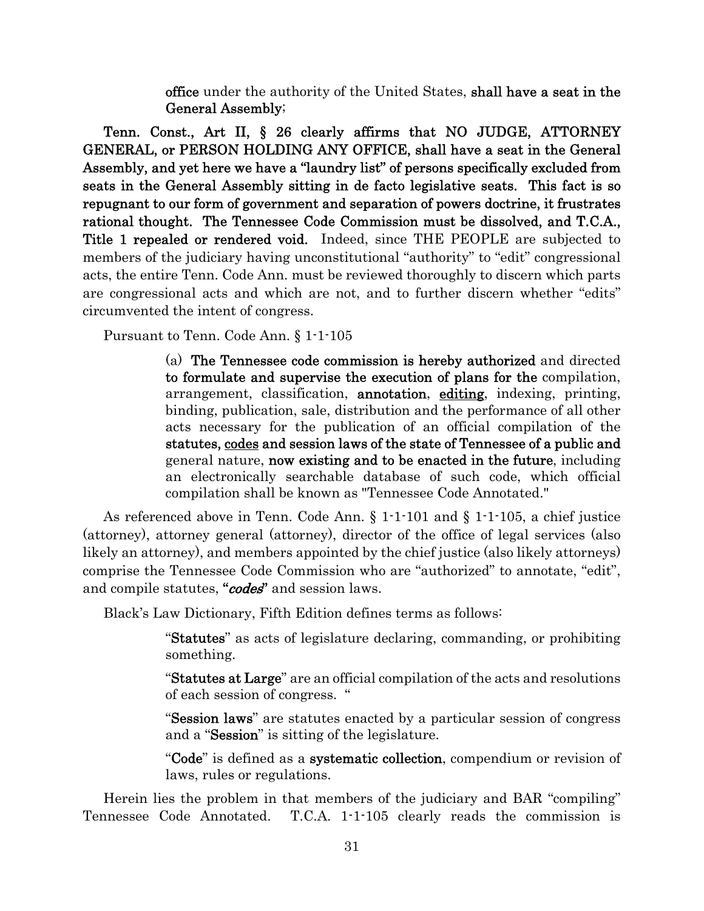> **office** under the authority of the United States, **shall have a seat in the General Assembly**;

**Tenn. Const., Art II, § 26 clearly affirms that NO JUDGE, ATTORNEY GENERAL, or PERSON HOLDING ANY OFFICE, shall have a seat in the General Assembly, and yet here we have a "laundry list" of persons specifically excluded from seats in the General Assembly sitting in de facto legislative seats. This fact is so repugnant to our form of government and separation of powers doctrine, it frustrates rational thought. The Tennessee Code Commission must be dissolved, and T.C.A., Title 1 repealed or rendered void.** Indeed, since THE PEOPLE are subjected to members of the judiciary having unconstitutional "authority" to "edit" congressional acts, the entire Tenn. Code Ann. must be reviewed thoroughly to discern which parts are congressional acts and which are not, and to further discern whether "edits" circumvented the intent of congress.

Pursuant to Tenn. Code Ann. § 1-1-105

> (a) **The Tennessee code commission is hereby authorized** and directed **to formulate and supervise the execution of plans for the** compilation, arrangement, classification, **annotation**, **<u>editing</u>**, indexing, printing, binding, publication, sale, distribution and the performance of all other acts necessary for the publication of an official compilation of the **statutes, <u>codes</u> and session laws of the state of Tennessee of a public and** general nature, **now existing and to be enacted in the future**, including an electronically searchable database of such code, which official compilation shall be known as "Tennessee Code Annotated."

As referenced above in Tenn. Code Ann. § 1-1-101 and § 1-1-105, a chief justice (attorney), attorney general (attorney), director of the office of legal services (also likely an attorney), and members appointed by the chief justice (also likely attorneys) comprise the Tennessee Code Commission who are "authorized" to annotate, "edit", and compile statutes, **"*codes*"** and session laws.

Black's Law Dictionary, Fifth Edition defines terms as follows:

> "**Statutes**" as acts of legislature declaring, commanding, or prohibiting something.
>
> "**Statutes at Large**" are an official compilation of the acts and resolutions of each session of congress. "
>
> "**Session laws**" are statutes enacted by a particular session of congress and a "**Session**" is sitting of the legislature.
>
> "**Code**" is defined as a **systematic collection**, compendium or revision of laws, rules or regulations.

Herein lies the problem in that members of the judiciary and BAR "compiling" Tennessee Code Annotated. T.C.A. 1-1-105 clearly reads the commission is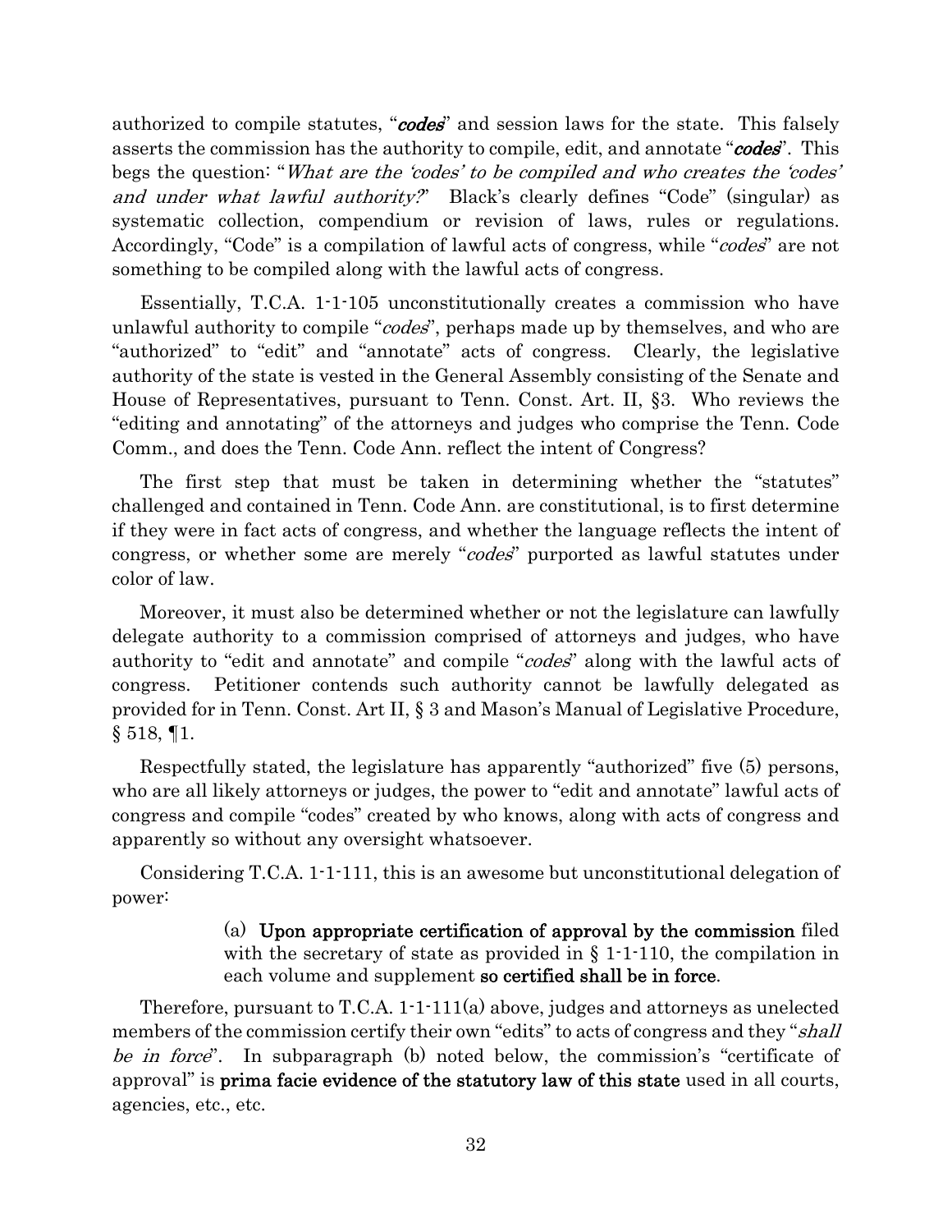authorized to compile statutes, "***codes***" and session laws for the state. This falsely asserts the commission has the authority to compile, edit, and annotate "***codes***". This begs the question: "*What are the 'codes' to be compiled and who creates the 'codes' and under what lawful authority?*" Black's clearly defines "Code" (singular) as systematic collection, compendium or revision of laws, rules or regulations. Accordingly, "Code" is a compilation of lawful acts of congress, while "*codes*" are not something to be compiled along with the lawful acts of congress.

Essentially, T.C.A. 1-1-105 unconstitutionally creates a commission who have unlawful authority to compile "*codes*", perhaps made up by themselves, and who are "authorized" to "edit" and "annotate" acts of congress. Clearly, the legislative authority of the state is vested in the General Assembly consisting of the Senate and House of Representatives, pursuant to Tenn. Const. Art. II, §3. Who reviews the "editing and annotating" of the attorneys and judges who comprise the Tenn. Code Comm., and does the Tenn. Code Ann. reflect the intent of Congress?

The first step that must be taken in determining whether the "statutes" challenged and contained in Tenn. Code Ann. are constitutional, is to first determine if they were in fact acts of congress, and whether the language reflects the intent of congress, or whether some are merely "*codes*" purported as lawful statutes under color of law.

Moreover, it must also be determined whether or not the legislature can lawfully delegate authority to a commission comprised of attorneys and judges, who have authority to "edit and annotate" and compile "*codes*" along with the lawful acts of congress. Petitioner contends such authority cannot be lawfully delegated as provided for in Tenn. Const. Art II, § 3 and Mason's Manual of Legislative Procedure, § 518, ¶1.

Respectfully stated, the legislature has apparently "authorized" five (5) persons, who are all likely attorneys or judges, the power to "edit and annotate" lawful acts of congress and compile "codes" created by who knows, along with acts of congress and apparently so without any oversight whatsoever.

Considering T.C.A. 1-1-111, this is an awesome but unconstitutional delegation of power:

> (a) **Upon appropriate certification of approval by the commission** filed with the secretary of state as provided in § 1-1-110, the compilation in each volume and supplement **so certified shall be in force**.

Therefore, pursuant to T.C.A. 1-1-111(a) above, judges and attorneys as unelected members of the commission certify their own "edits" to acts of congress and they "*shall be in force*". In subparagraph (b) noted below, the commission's "certificate of approval" is **prima facie evidence of the statutory law of this state** used in all courts, agencies, etc., etc.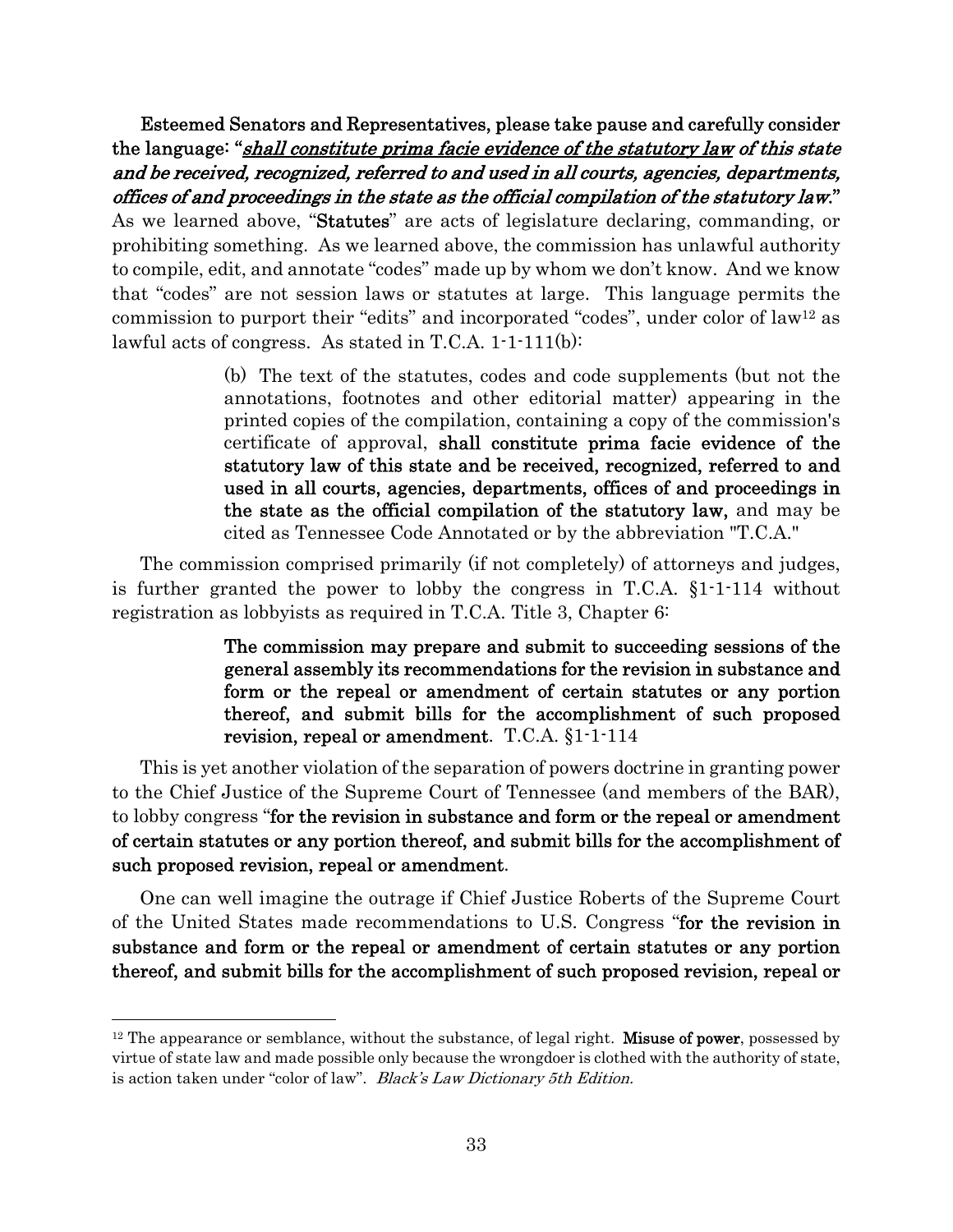**Esteemed Senators and Representatives, please take pause and carefully consider the language: "*shall constitute prima facie evidence of the statutory law of this state and be received, recognized, referred to and used in all courts, agencies, departments, offices of and proceedings in the state as the official compilation of the statutory law.*"** As we learned above, "**Statutes**" are acts of legislature declaring, commanding, or prohibiting something. As we learned above, the commission has unlawful authority to compile, edit, and annotate "codes" made up by whom we don't know. And we know that "codes" are not session laws or statutes at large. This language permits the commission to purport their "edits" and incorporated "codes", under color of law[12] as lawful acts of congress. As stated in T.C.A. 1-1-111(b):

> (b) The text of the statutes, codes and code supplements (but not the annotations, footnotes and other editorial matter) appearing in the printed copies of the compilation, containing a copy of the commission's certificate of approval, **shall constitute prima facie evidence of the statutory law of this state and be received, recognized, referred to and used in all courts, agencies, departments, offices of and proceedings in the state as the official compilation of the statutory law,** and may be cited as Tennessee Code Annotated or by the abbreviation "T.C.A."

The commission comprised primarily (if not completely) of attorneys and judges, is further granted the power to lobby the congress in T.C.A. §1-1-114 without registration as lobbyists as required in T.C.A. Title 3, Chapter 6:

> **The commission may prepare and submit to succeeding sessions of the general assembly its recommendations for the revision in substance and form or the repeal or amendment of certain statutes or any portion thereof, and submit bills for the accomplishment of such proposed revision, repeal or amendment**. T.C.A. §1-1-114

This is yet another violation of the separation of powers doctrine in granting power to the Chief Justice of the Supreme Court of Tennessee (and members of the BAR), to lobby congress "**for the revision in substance and form or the repeal or amendment of certain statutes or any portion thereof, and submit bills for the accomplishment of such proposed revision, repeal or amendment**.

One can well imagine the outrage if Chief Justice Roberts of the Supreme Court of the United States made recommendations to U.S. Congress "**for the revision in substance and form or the repeal or amendment of certain statutes or any portion thereof, and submit bills for the accomplishment of such proposed revision, repeal or**

---

[12] The appearance or semblance, without the substance, of legal right. **Misuse of power**, possessed by virtue of state law and made possible only because the wrongdoer is clothed with the authority of state, is action taken under "color of law". *Black's Law Dictionary 5th Edition.*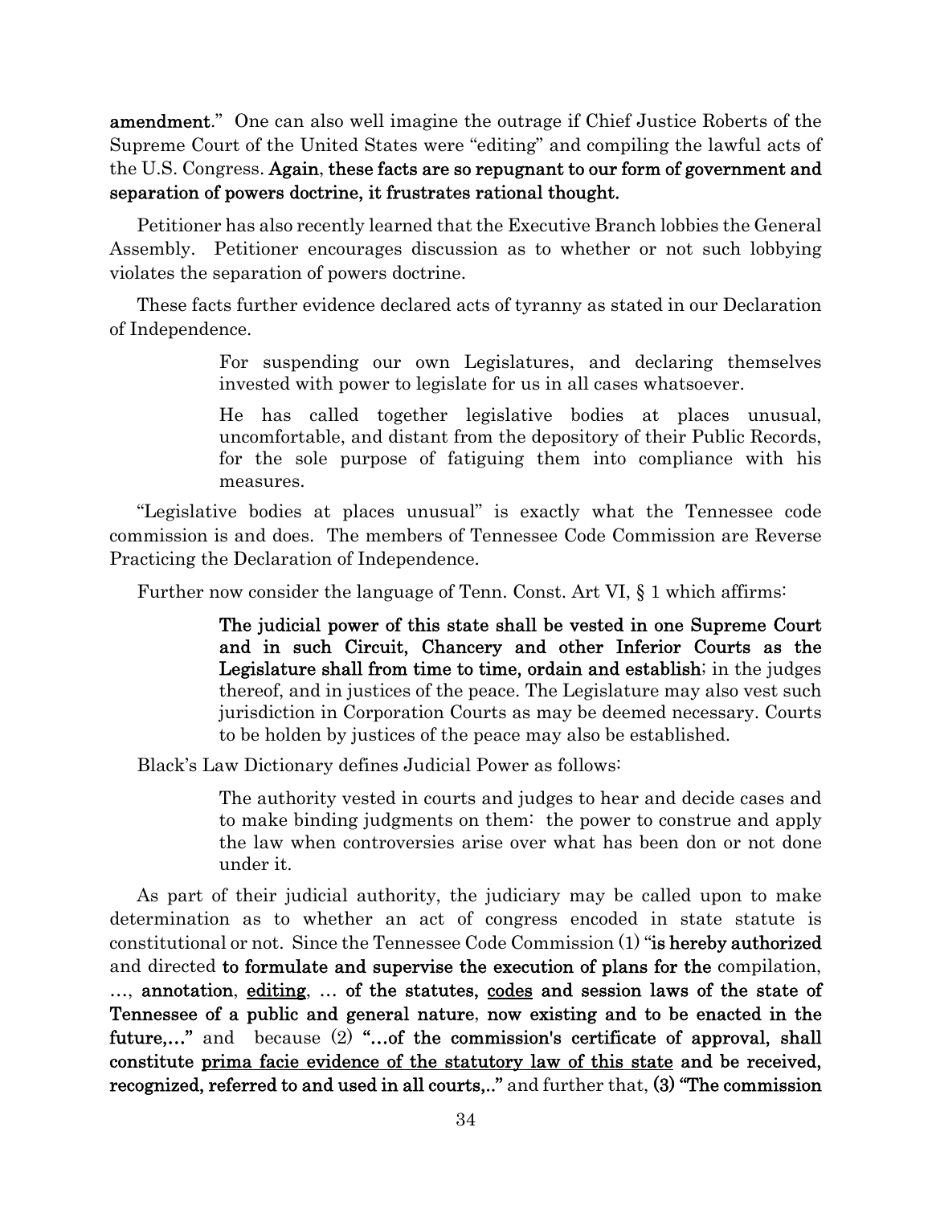**amendment**." One can also well imagine the outrage if Chief Justice Roberts of the Supreme Court of the United States were "editing" and compiling the lawful acts of the U.S. Congress. **Again, these facts are so repugnant to our form of government and separation of powers doctrine, it frustrates rational thought.**

Petitioner has also recently learned that the Executive Branch lobbies the General Assembly. Petitioner encourages discussion as to whether or not such lobbying violates the separation of powers doctrine.

These facts further evidence declared acts of tyranny as stated in our Declaration of Independence.

> For suspending our own Legislatures, and declaring themselves invested with power to legislate for us in all cases whatsoever.
>
> He has called together legislative bodies at places unusual, uncomfortable, and distant from the depository of their Public Records, for the sole purpose of fatiguing them into compliance with his measures.

"Legislative bodies at places unusual" is exactly what the Tennessee code commission is and does. The members of Tennessee Code Commission are Reverse Practicing the Declaration of Independence.

Further now consider the language of Tenn. Const. Art VI, § 1 which affirms:

> **The judicial power of this state shall be vested in one Supreme Court and in such Circuit, Chancery and other Inferior Courts as the Legislature shall from time to time, ordain and establish**; in the judges thereof, and in justices of the peace. The Legislature may also vest such jurisdiction in Corporation Courts as may be deemed necessary. Courts to be holden by justices of the peace may also be established.

Black's Law Dictionary defines Judicial Power as follows:

> The authority vested in courts and judges to hear and decide cases and to make binding judgments on them: the power to construe and apply the law when controversies arise over what has been don or not done under it.

As part of their judicial authority, the judiciary may be called upon to make determination as to whether an act of congress encoded in state statute is constitutional or not. Since the Tennessee Code Commission (1) "**is hereby authorized** and directed **to formulate and supervise the execution of plans for the** compilation, …, **annotation**, <u>editing</u>, … **of the statutes**, <u>codes</u> **and session laws of the state of Tennessee of a public and general nature**, **now existing and to be enacted in the future,…"** and because (2) **"…of the commission's certificate of approval, shall constitute <u>prima facie evidence of the statutory law of this state</u> and be received, recognized, referred to and used in all courts,.."** and further that, **(3) "The commission**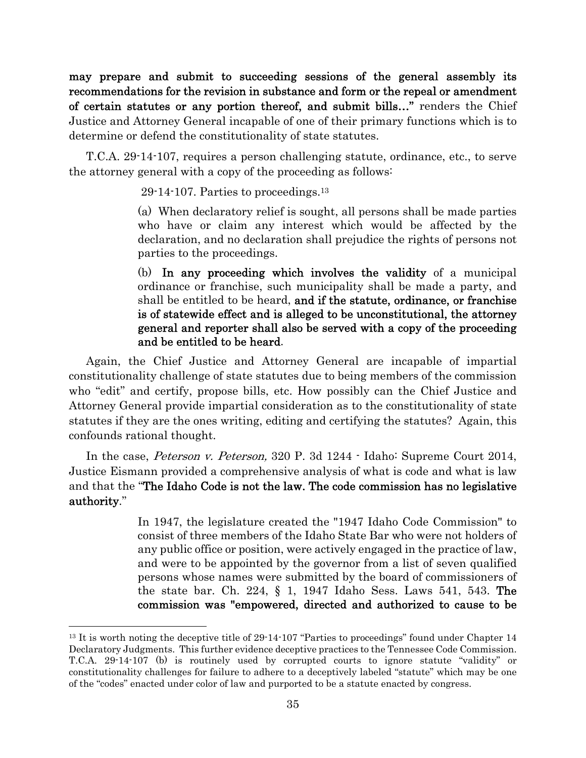**may prepare and submit to succeeding sessions of the general assembly its recommendations for the revision in substance and form or the repeal or amendment of certain statutes or any portion thereof, and submit bills…"** renders the Chief Justice and Attorney General incapable of one of their primary functions which is to determine or defend the constitutionality of state statutes.

T.C.A. 29-14-107, requires a person challenging statute, ordinance, etc., to serve the attorney general with a copy of the proceeding as follows:

> 29-14-107. Parties to proceedings.[13]
>
> (a) When declaratory relief is sought, all persons shall be made parties who have or claim any interest which would be affected by the declaration, and no declaration shall prejudice the rights of persons not parties to the proceedings.
>
> (b) **In any proceeding which involves the validity** of a municipal ordinance or franchise, such municipality shall be made a party, and shall be entitled to be heard, **and if the statute, ordinance, or franchise is of statewide effect and is alleged to be unconstitutional, the attorney general and reporter shall also be served with a copy of the proceeding and be entitled to be heard**.

Again, the Chief Justice and Attorney General are incapable of impartial constitutionality challenge of state statutes due to being members of the commission who "edit" and certify, propose bills, etc. How possibly can the Chief Justice and Attorney General provide impartial consideration as to the constitutionality of state statutes if they are the ones writing, editing and certifying the statutes? Again, this confounds rational thought.

In the case, *Peterson v. Peterson,* 320 P. 3d 1244 - Idaho: Supreme Court 2014, Justice Eismann provided a comprehensive analysis of what is code and what is law and that the "**The Idaho Code is not the law. The code commission has no legislative authority**."

> In 1947, the legislature created the "1947 Idaho Code Commission" to consist of three members of the Idaho State Bar who were not holders of any public office or position, were actively engaged in the practice of law, and were to be appointed by the governor from a list of seven qualified persons whose names were submitted by the board of commissioners of the state bar. Ch. 224, § 1, 1947 Idaho Sess. Laws 541, 543. **The commission was "empowered, directed and authorized to cause to be**

---

[13] It is worth noting the deceptive title of 29-14-107 "Parties to proceedings" found under Chapter 14 Declaratory Judgments. This further evidence deceptive practices to the Tennessee Code Commission. T.C.A. 29-14-107 (b) is routinely used by corrupted courts to ignore statute "validity" or constitutionality challenges for failure to adhere to a deceptively labeled "statute" which may be one of the "codes" enacted under color of law and purported to be a statute enacted by congress.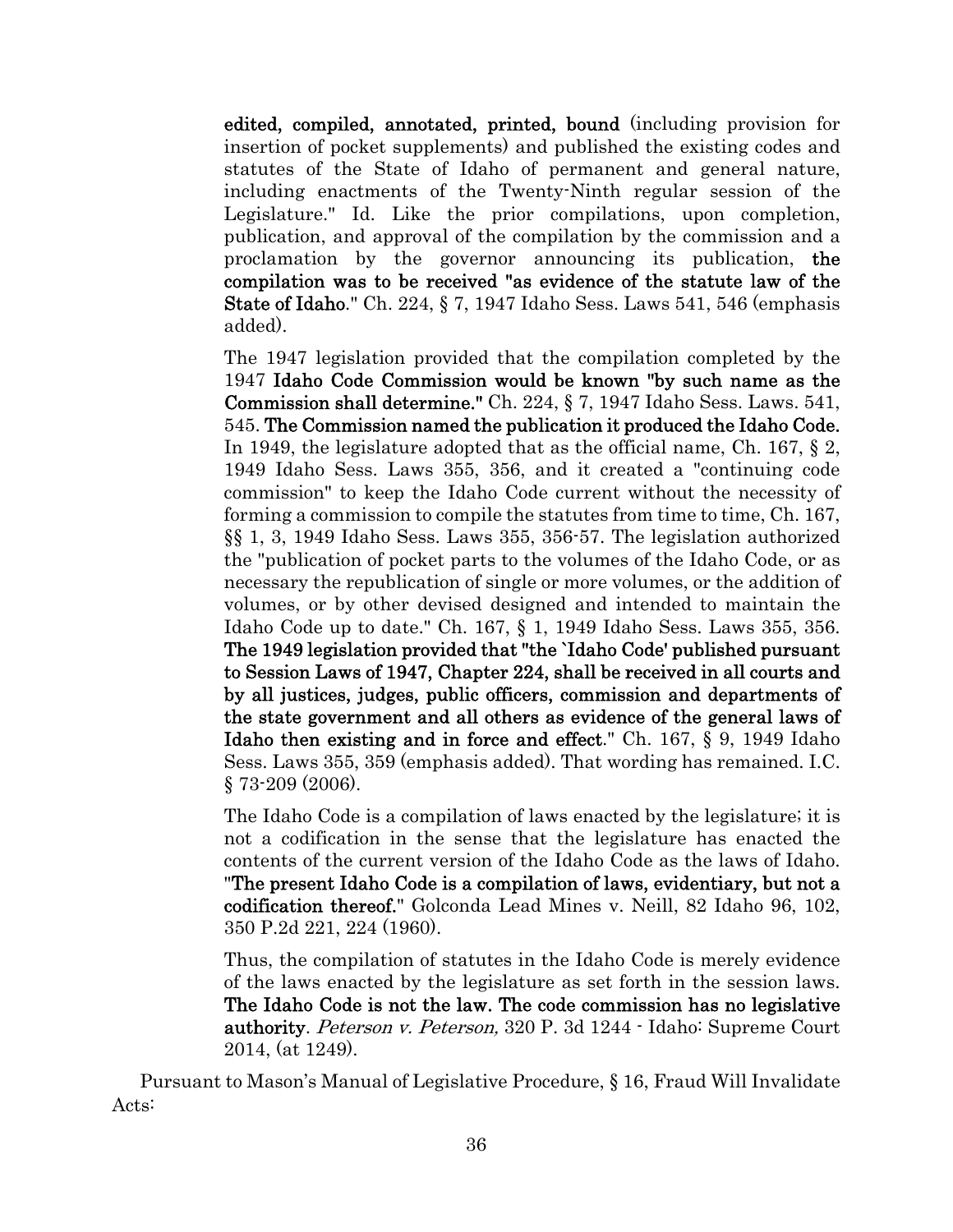> **edited, compiled, annotated, printed, bound** (including provision for insertion of pocket supplements) and published the existing codes and statutes of the State of Idaho of permanent and general nature, including enactments of the Twenty-Ninth regular session of the Legislature." Id. Like the prior compilations, upon completion, publication, and approval of the compilation by the commission and a proclamation by the governor announcing its publication, **the compilation was to be received "as evidence of the statute law of the State of Idaho**." Ch. 224, § 7, 1947 Idaho Sess. Laws 541, 546 (emphasis added).
>
> The 1947 legislation provided that the compilation completed by the 1947 **Idaho Code Commission would be known "by such name as the Commission shall determine."** Ch. 224, § 7, 1947 Idaho Sess. Laws. 541, 545. **The Commission named the publication it produced the Idaho Code.** In 1949, the legislature adopted that as the official name, Ch. 167, § 2, 1949 Idaho Sess. Laws 355, 356, and it created a "continuing code commission" to keep the Idaho Code current without the necessity of forming a commission to compile the statutes from time to time, Ch. 167, §§ 1, 3, 1949 Idaho Sess. Laws 355, 356-57. The legislation authorized the "publication of pocket parts to the volumes of the Idaho Code, or as necessary the republication of single or more volumes, or the addition of volumes, or by other devised designed and intended to maintain the Idaho Code up to date." Ch. 167, § 1, 1949 Idaho Sess. Laws 355, 356. **The 1949 legislation provided that "the `Idaho Code' published pursuant to Session Laws of 1947, Chapter 224, shall be received in all courts and by all justices, judges, public officers, commission and departments of the state government and all others as evidence of the general laws of Idaho then existing and in force and effect**." Ch. 167, § 9, 1949 Idaho Sess. Laws 355, 359 (emphasis added). That wording has remained. I.C. § 73-209 (2006).
>
> The Idaho Code is a compilation of laws enacted by the legislature; it is not a codification in the sense that the legislature has enacted the contents of the current version of the Idaho Code as the laws of Idaho. "**The present Idaho Code is a compilation of laws, evidentiary, but not a codification thereof.**" Golconda Lead Mines v. Neill, 82 Idaho 96, 102, 350 P.2d 221, 224 (1960).
>
> Thus, the compilation of statutes in the Idaho Code is merely evidence of the laws enacted by the legislature as set forth in the session laws. **The Idaho Code is not the law. The code commission has no legislative authority**. *Peterson v. Peterson,* 320 P. 3d 1244 - Idaho: Supreme Court 2014, (at 1249).

Pursuant to Mason's Manual of Legislative Procedure, § 16, Fraud Will Invalidate Acts: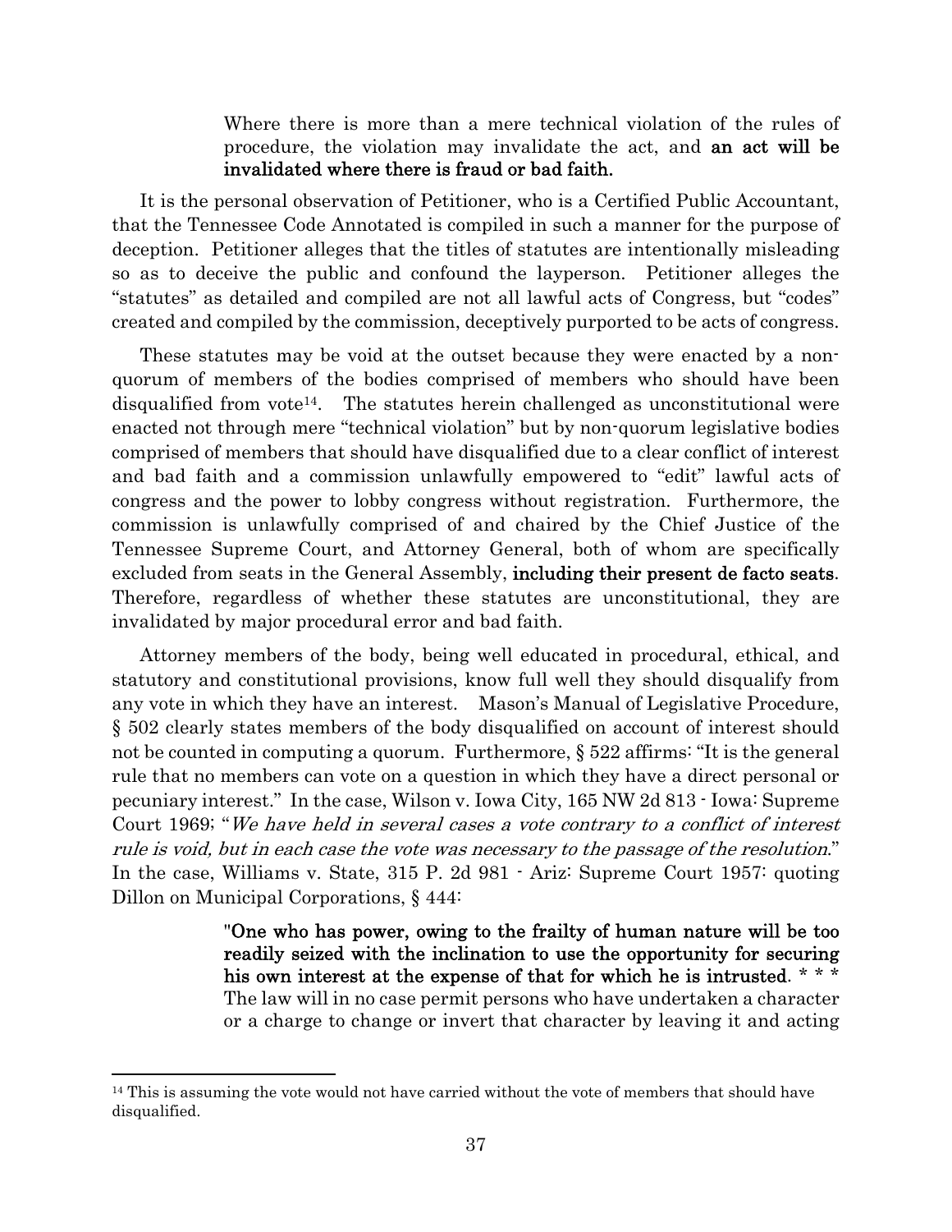> Where there is more than a mere technical violation of the rules of procedure, the violation may invalidate the act, and **an act will be invalidated where there is fraud or bad faith.**

It is the personal observation of Petitioner, who is a Certified Public Accountant, that the Tennessee Code Annotated is compiled in such a manner for the purpose of deception. Petitioner alleges that the titles of statutes are intentionally misleading so as to deceive the public and confound the layperson. Petitioner alleges the "statutes" as detailed and compiled are not all lawful acts of Congress, but "codes" created and compiled by the commission, deceptively purported to be acts of congress.

These statutes may be void at the outset because they were enacted by a non-quorum of members of the bodies comprised of members who should have been disqualified from vote[14]. The statutes herein challenged as unconstitutional were enacted not through mere "technical violation" but by non-quorum legislative bodies comprised of members that should have disqualified due to a clear conflict of interest and bad faith and a commission unlawfully empowered to "edit" lawful acts of congress and the power to lobby congress without registration. Furthermore, the commission is unlawfully comprised of and chaired by the Chief Justice of the Tennessee Supreme Court, and Attorney General, both of whom are specifically excluded from seats in the General Assembly, **including their present de facto seats**. Therefore, regardless of whether these statutes are unconstitutional, they are invalidated by major procedural error and bad faith.

Attorney members of the body, being well educated in procedural, ethical, and statutory and constitutional provisions, know full well they should disqualify from any vote in which they have an interest. Mason's Manual of Legislative Procedure, § 502 clearly states members of the body disqualified on account of interest should not be counted in computing a quorum. Furthermore, § 522 affirms: "It is the general rule that no members can vote on a question in which they have a direct personal or pecuniary interest." In the case, Wilson v. Iowa City, 165 NW 2d 813 - Iowa: Supreme Court 1969; "*We have held in several cases a vote contrary to a conflict of interest rule is void, but in each case the vote was necessary to the passage of the resolution*." In the case, Williams v. State, 315 P. 2d 981 - Ariz: Supreme Court 1957: quoting Dillon on Municipal Corporations, § 444:

> "**One who has power, owing to the frailty of human nature will be too readily seized with the inclination to use the opportunity for securing his own interest at the expense of that for which he is intrusted**. * * * The law will in no case permit persons who have undertaken a character or a charge to change or invert that character by leaving it and acting

[14] This is assuming the vote would not have carried without the vote of members that should have disqualified.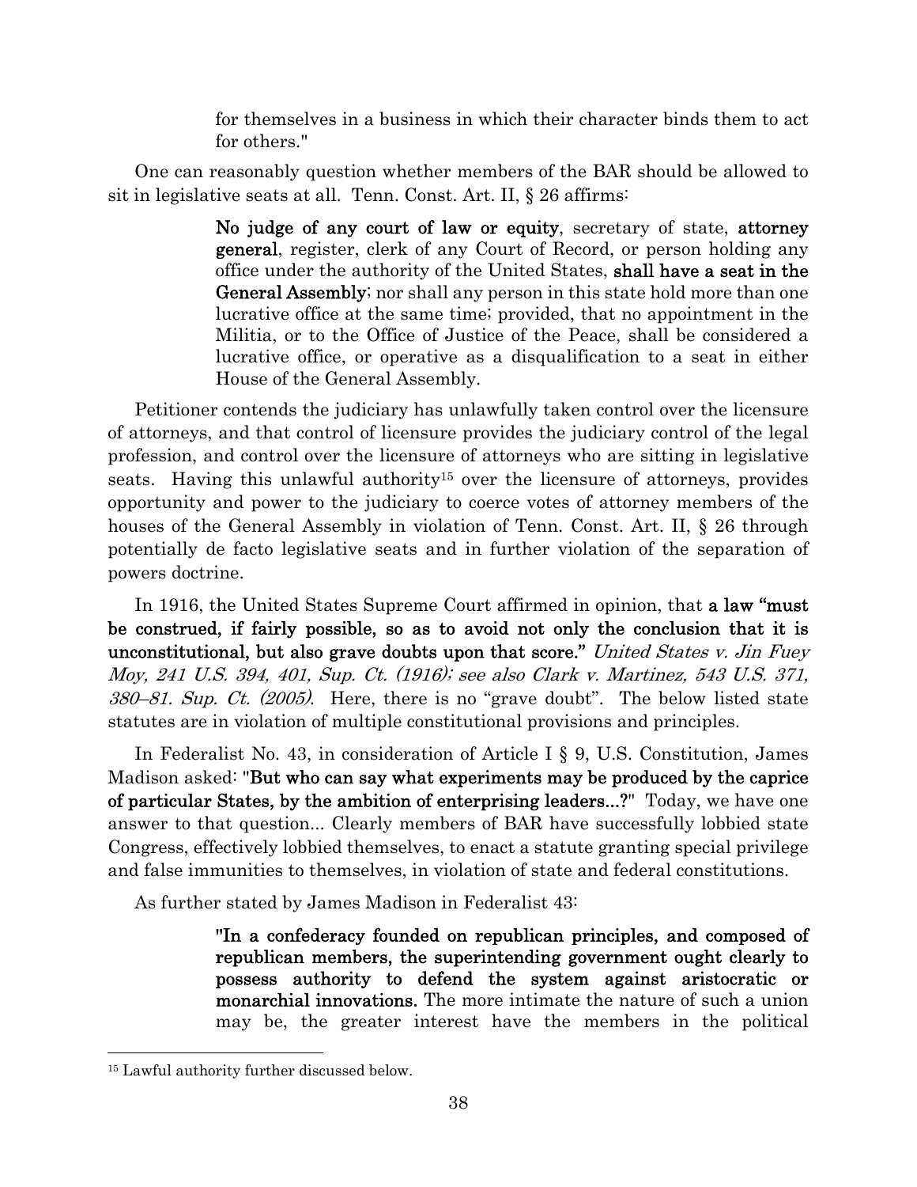for themselves in a business in which their character binds them to act for others."

One can reasonably question whether members of the BAR should be allowed to sit in legislative seats at all. Tenn. Const. Art. II, § 26 affirms:

> **No judge of any court of law or equity**, secretary of state, **attorney general**, register, clerk of any Court of Record, or person holding any office under the authority of the United States, **shall have a seat in the General Assembly**; nor shall any person in this state hold more than one lucrative office at the same time; provided, that no appointment in the Militia, or to the Office of Justice of the Peace, shall be considered a lucrative office, or operative as a disqualification to a seat in either House of the General Assembly.

Petitioner contends the judiciary has unlawfully taken control over the licensure of attorneys, and that control of licensure provides the judiciary control of the legal profession, and control over the licensure of attorneys who are sitting in legislative seats. Having this unlawful authority[15] over the licensure of attorneys, provides opportunity and power to the judiciary to coerce votes of attorney members of the houses of the General Assembly in violation of Tenn. Const. Art. II, § 26 through potentially de facto legislative seats and in further violation of the separation of powers doctrine.

In 1916, the United States Supreme Court affirmed in opinion, that **a law "must be construed, if fairly possible, so as to avoid not only the conclusion that it is unconstitutional, but also grave doubts upon that score."** *United States v. Jin Fuey Moy, 241 U.S. 394, 401, Sup. Ct. (1916); see also Clark v. Martinez, 543 U.S. 371, 380–81. Sup. Ct. (2005).* Here, there is no "grave doubt". The below listed state statutes are in violation of multiple constitutional provisions and principles.

In Federalist No. 43, in consideration of Article I § 9, U.S. Constitution, James Madison asked: "**But who can say what experiments may be produced by the caprice of particular States, by the ambition of enterprising leaders...?**" Today, we have one answer to that question... Clearly members of BAR have successfully lobbied state Congress, effectively lobbied themselves, to enact a statute granting special privilege and false immunities to themselves, in violation of state and federal constitutions.

As further stated by James Madison in Federalist 43:

> "**In a confederacy founded on republican principles, and composed of republican members, the superintending government ought clearly to possess authority to defend the system against aristocratic or monarchial innovations.** The more intimate the nature of such a union may be, the greater interest have the members in the political

[15] Lawful authority further discussed below.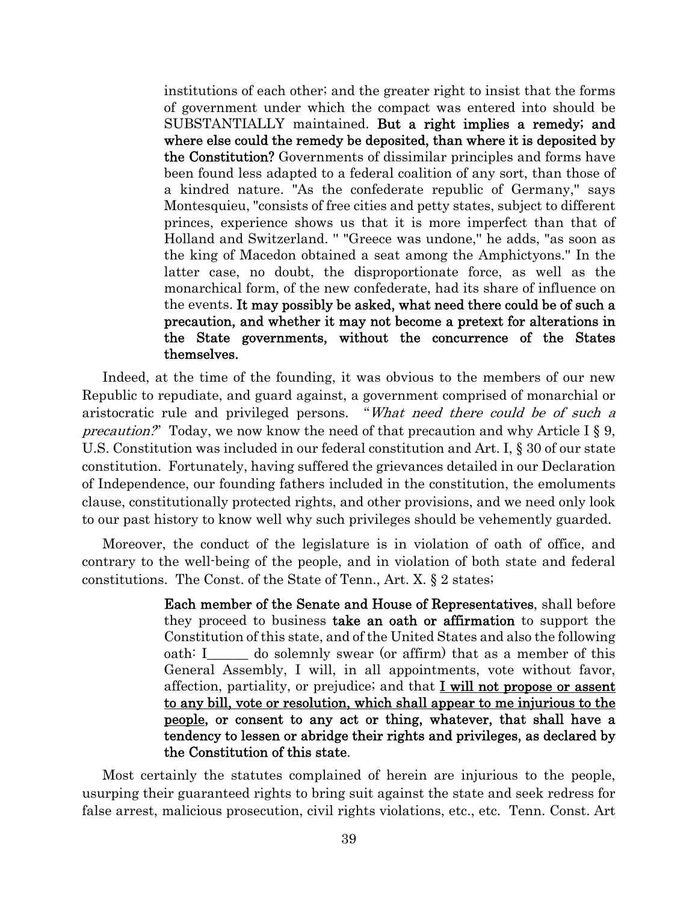> institutions of each other; and the greater right to insist that the forms of government under which the compact was entered into should be SUBSTANTIALLY maintained. **But a right implies a remedy; and where else could the remedy be deposited, than where it is deposited by the Constitution?** Governments of dissimilar principles and forms have been found less adapted to a federal coalition of any sort, than those of a kindred nature. "As the confederate republic of Germany," says Montesquieu, "consists of free cities and petty states, subject to different princes, experience shows us that it is more imperfect than that of Holland and Switzerland. " "Greece was undone," he adds, "as soon as the king of Macedon obtained a seat among the Amphictyons." In the latter case, no doubt, the disproportionate force, as well as the monarchical form, of the new confederate, had its share of influence on the events. **It may possibly be asked, what need there could be of such a precaution, and whether it may not become a pretext for alterations in the State governments, without the concurrence of the States themselves.**

Indeed, at the time of the founding, it was obvious to the members of our new Republic to repudiate, and guard against, a government comprised of monarchial or aristocratic rule and privileged persons. "*What need there could be of such a precaution?*" Today, we now know the need of that precaution and why Article I § 9, U.S. Constitution was included in our federal constitution and Art. I, § 30 of our state constitution. Fortunately, having suffered the grievances detailed in our Declaration of Independence, our founding fathers included in the constitution, the emoluments clause, constitutionally protected rights, and other provisions, and we need only look to our past history to know well why such privileges should be vehemently guarded.

Moreover, the conduct of the legislature is in violation of oath of office, and contrary to the well-being of the people, and in violation of both state and federal constitutions. The Const. of the State of Tenn., Art. X. § 2 states;

> **Each member of the Senate and House of Representatives**, shall before they proceed to business **take an oath or affirmation** to support the Constitution of this state, and of the United States and also the following oath: I______ do solemnly swear (or affirm) that as a member of this General Assembly, I will, in all appointments, vote without favor, affection, partiality, or prejudice; and that **<u>I will not propose or assent to any bill, vote or resolution, which shall appear to me injurious to the people</u>, or consent to any act or thing, whatever, that shall have a tendency to lessen or abridge their rights and privileges, as declared by the Constitution of this state**.

Most certainly the statutes complained of herein are injurious to the people, usurping their guaranteed rights to bring suit against the state and seek redress for false arrest, malicious prosecution, civil rights violations, etc., etc. Tenn. Const. Art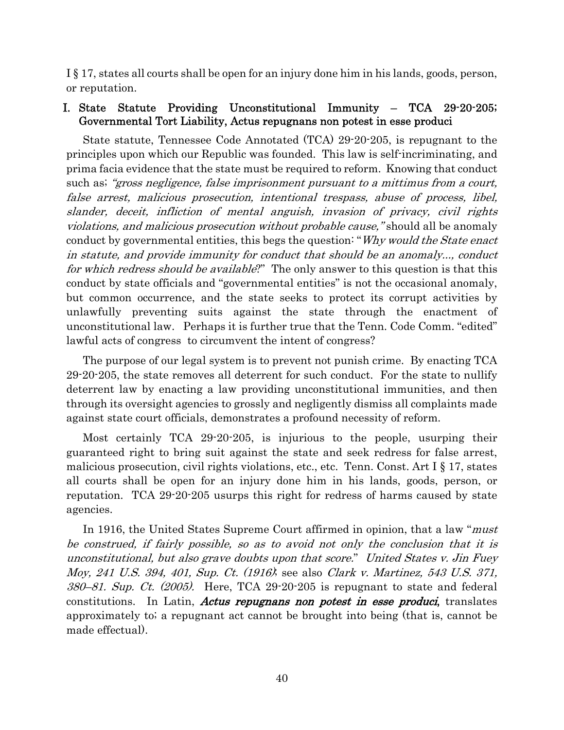I § 17, states all courts shall be open for an injury done him in his lands, goods, person, or reputation.

## I. State Statute Providing Unconstitutional Immunity – TCA 29-20-205; Governmental Tort Liability, Actus repugnans non potest in esse produci

State statute, Tennessee Code Annotated (TCA) 29-20-205, is repugnant to the principles upon which our Republic was founded. This law is self-incriminating, and prima facia evidence that the state must be required to reform. Knowing that conduct such as; *"gross negligence, false imprisonment pursuant to a mittimus from a court, false arrest, malicious prosecution, intentional trespass, abuse of process, libel, slander, deceit, infliction of mental anguish, invasion of privacy, civil rights violations, and malicious prosecution without probable cause,"* should all be anomaly conduct by governmental entities, this begs the question: "*Why would the State enact in statute, and provide immunity for conduct that should be an anomaly..., conduct for which redress should be available*?" The only answer to this question is that this conduct by state officials and "governmental entities" is not the occasional anomaly, but common occurrence, and the state seeks to protect its corrupt activities by unlawfully preventing suits against the state through the enactment of unconstitutional law. Perhaps it is further true that the Tenn. Code Comm. "edited" lawful acts of congress to circumvent the intent of congress?

The purpose of our legal system is to prevent not punish crime. By enacting TCA 29-20-205, the state removes all deterrent for such conduct. For the state to nullify deterrent law by enacting a law providing unconstitutional immunities, and then through its oversight agencies to grossly and negligently dismiss all complaints made against state court officials, demonstrates a profound necessity of reform.

Most certainly TCA 29-20-205, is injurious to the people, usurping their guaranteed right to bring suit against the state and seek redress for false arrest, malicious prosecution, civil rights violations, etc., etc. Tenn. Const. Art I § 17, states all courts shall be open for an injury done him in his lands, goods, person, or reputation. TCA 29-20-205 usurps this right for redress of harms caused by state agencies.

In 1916, the United States Supreme Court affirmed in opinion, that a law "*must be construed, if fairly possible, so as to avoid not only the conclusion that it is unconstitutional, but also grave doubts upon that score.*" *United States v. Jin Fuey Moy, 241 U.S. 394, 401, Sup. Ct. (1916)*; see also *Clark v. Martinez, 543 U.S. 371, 380–81. Sup. Ct. (2005).* Here, TCA 29-20-205 is repugnant to state and federal constitutions. In Latin, ***Actus repugnans non potest in esse produci***, translates approximately to; a repugnant act cannot be brought into being (that is, cannot be made effectual).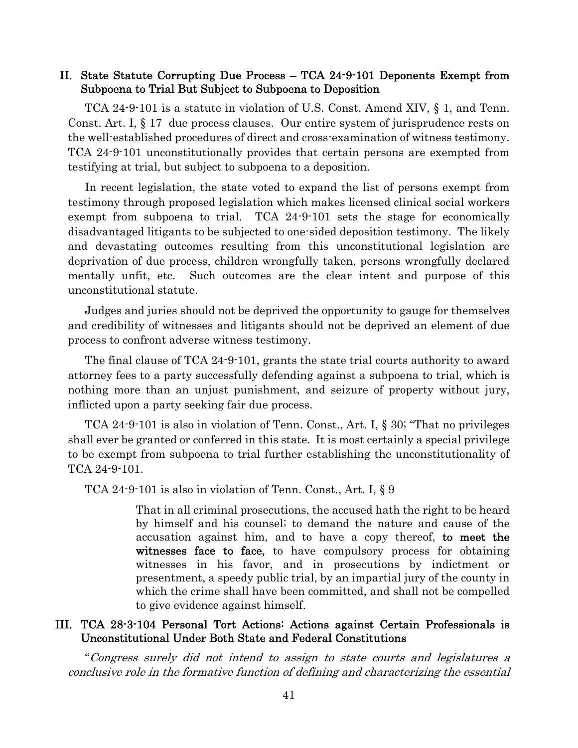## II. State Statute Corrupting Due Process – TCA 24-9-101 Deponents Exempt from Subpoena to Trial But Subject to Subpoena to Deposition

TCA 24-9-101 is a statute in violation of U.S. Const. Amend XIV, § 1, and Tenn. Const. Art. I, § 17 due process clauses. Our entire system of jurisprudence rests on the well-established procedures of direct and cross-examination of witness testimony. TCA 24-9-101 unconstitutionally provides that certain persons are exempted from testifying at trial, but subject to subpoena to a deposition.

In recent legislation, the state voted to expand the list of persons exempt from testimony through proposed legislation which makes licensed clinical social workers exempt from subpoena to trial. TCA 24-9-101 sets the stage for economically disadvantaged litigants to be subjected to one-sided deposition testimony. The likely and devastating outcomes resulting from this unconstitutional legislation are deprivation of due process, children wrongfully taken, persons wrongfully declared mentally unfit, etc. Such outcomes are the clear intent and purpose of this unconstitutional statute.

Judges and juries should not be deprived the opportunity to gauge for themselves and credibility of witnesses and litigants should not be deprived an element of due process to confront adverse witness testimony.

The final clause of TCA 24-9-101, grants the state trial courts authority to award attorney fees to a party successfully defending against a subpoena to trial, which is nothing more than an unjust punishment, and seizure of property without jury, inflicted upon a party seeking fair due process.

TCA 24-9-101 is also in violation of Tenn. Const., Art. I, § 30; "That no privileges shall ever be granted or conferred in this state. It is most certainly a special privilege to be exempt from subpoena to trial further establishing the unconstitutionality of TCA 24-9-101.

TCA 24-9-101 is also in violation of Tenn. Const., Art. I, § 9

> That in all criminal prosecutions, the accused hath the right to be heard by himself and his counsel; to demand the nature and cause of the accusation against him, and to have a copy thereof, **to meet the witnesses face to face,** to have compulsory process for obtaining witnesses in his favor, and in prosecutions by indictment or presentment, a speedy public trial, by an impartial jury of the county in which the crime shall have been committed, and shall not be compelled to give evidence against himself.

## III. TCA 28-3-104 Personal Tort Actions: Actions against Certain Professionals is Unconstitutional Under Both State and Federal Constitutions

"*Congress surely did not intend to assign to state courts and legislatures a conclusive role in the formative function of defining and characterizing the essential*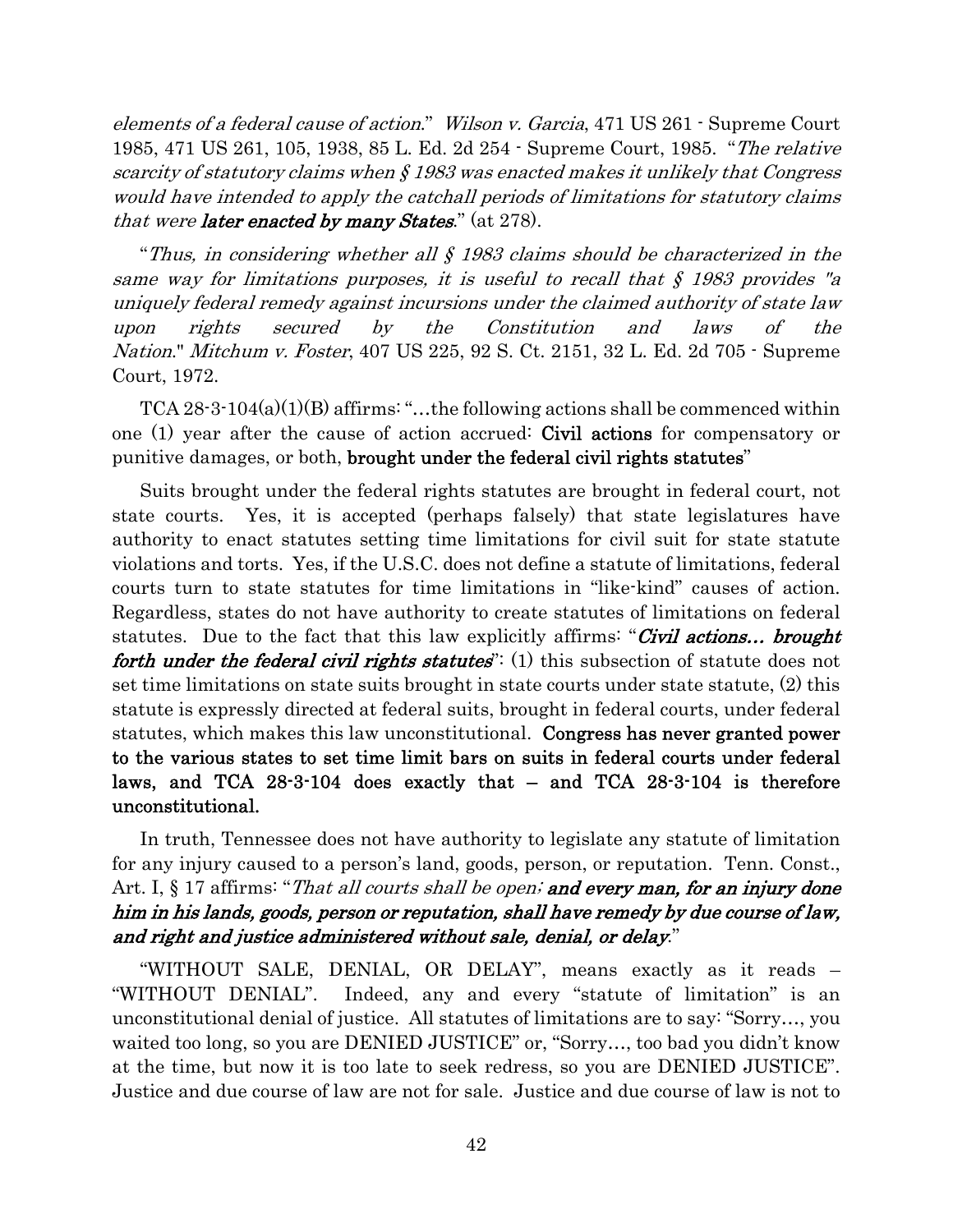*elements of a federal cause of action*." *Wilson v. Garcia*, 471 US 261 - Supreme Court 1985, 471 US 261, 105, 1938, 85 L. Ed. 2d 254 - Supreme Court, 1985. "*The relative scarcity of statutory claims when § 1983 was enacted makes it unlikely that Congress would have intended to apply the catchall periods of limitations for statutory claims that were* ***later enacted by many States***." (at 278).

"*Thus, in considering whether all § 1983 claims should be characterized in the same way for limitations purposes, it is useful to recall that § 1983 provides "a uniquely federal remedy against incursions under the claimed authority of state law upon rights secured by the Constitution and laws of the Nation*." *Mitchum v. Foster*, 407 US 225, 92 S. Ct. 2151, 32 L. Ed. 2d 705 - Supreme Court, 1972.

TCA 28-3-104(a)(1)(B) affirms: "…the following actions shall be commenced within one (1) year after the cause of action accrued: **Civil actions** for compensatory or punitive damages, or both, **brought under the federal civil rights statutes**"

Suits brought under the federal rights statutes are brought in federal court, not state courts. Yes, it is accepted (perhaps falsely) that state legislatures have authority to enact statutes setting time limitations for civil suit for state statute violations and torts. Yes, if the U.S.C. does not define a statute of limitations, federal courts turn to state statutes for time limitations in "like-kind" causes of action. Regardless, states do not have authority to create statutes of limitations on federal statutes. Due to the fact that this law explicitly affirms: "***Civil actions… brought forth under the federal civil rights statutes***": (1) this subsection of statute does not set time limitations on state suits brought in state courts under state statute, (2) this statute is expressly directed at federal suits, brought in federal courts, under federal statutes, which makes this law unconstitutional. **Congress has never granted power to the various states to set time limit bars on suits in federal courts under federal laws, and TCA 28-3-104 does exactly that – and TCA 28-3-104 is therefore unconstitutional.**

In truth, Tennessee does not have authority to legislate any statute of limitation for any injury caused to a person's land, goods, person, or reputation. Tenn. Const., Art. I, § 17 affirms: "*That all courts shall be open;* ***and every man, for an injury done him in his lands, goods, person or reputation, shall have remedy by due course of law, and right and justice administered without sale, denial, or delay***."

"WITHOUT SALE, DENIAL, OR DELAY", means exactly as it reads – "WITHOUT DENIAL". Indeed, any and every "statute of limitation" is an unconstitutional denial of justice. All statutes of limitations are to say: "Sorry…, you waited too long, so you are DENIED JUSTICE" or, "Sorry…, too bad you didn't know at the time, but now it is too late to seek redress, so you are DENIED JUSTICE". Justice and due course of law are not for sale. Justice and due course of law is not to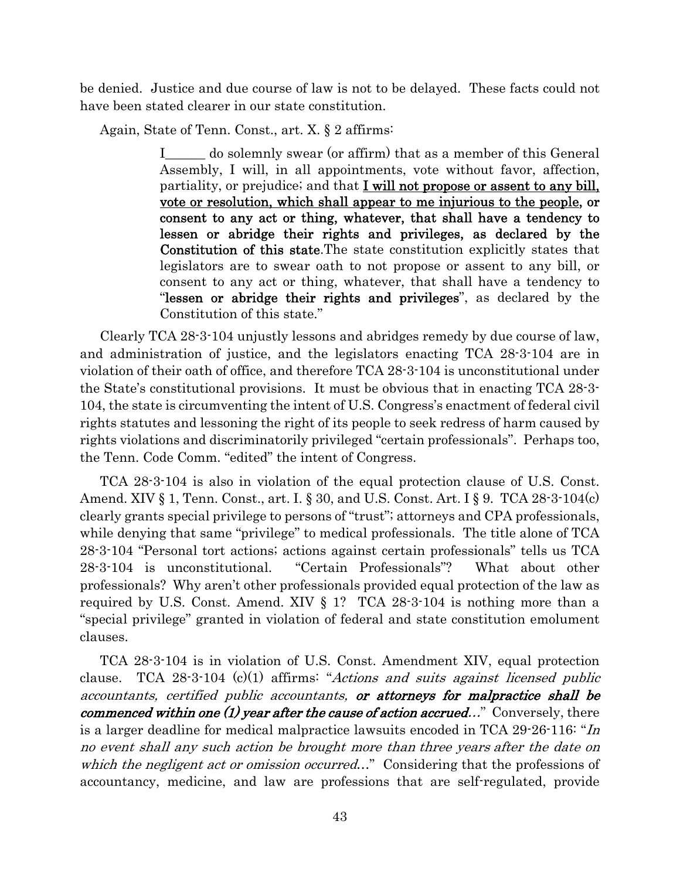be denied. Justice and due course of law is not to be delayed. These facts could not have been stated clearer in our state constitution.

Again, State of Tenn. Const., art. X. § 2 affirms:

> I______ do solemnly swear (or affirm) that as a member of this General Assembly, I will, in all appointments, vote without favor, affection, partiality, or prejudice; and that **<u>I will not propose or assent to any bill, vote or resolution, which shall appear to me injurious to the people</u>, or consent to any act or thing, whatever, that shall have a tendency to lessen or abridge their rights and privileges, as declared by the Constitution of this state**.The state constitution explicitly states that legislators are to swear oath to not propose or assent to any bill, or consent to any act or thing, whatever, that shall have a tendency to "**lessen or abridge their rights and privileges**", as declared by the Constitution of this state."

Clearly TCA 28-3-104 unjustly lessons and abridges remedy by due course of law, and administration of justice, and the legislators enacting TCA 28-3-104 are in violation of their oath of office, and therefore TCA 28-3-104 is unconstitutional under the State's constitutional provisions. It must be obvious that in enacting TCA 28-3-104, the state is circumventing the intent of U.S. Congress's enactment of federal civil rights statutes and lessoning the right of its people to seek redress of harm caused by rights violations and discriminatorily privileged "certain professionals". Perhaps too, the Tenn. Code Comm. "edited" the intent of Congress.

TCA 28-3-104 is also in violation of the equal protection clause of U.S. Const. Amend. XIV § 1, Tenn. Const., art. I. § 30, and U.S. Const. Art. I § 9. TCA 28-3-104(c) clearly grants special privilege to persons of "trust"; attorneys and CPA professionals, while denying that same "privilege" to medical professionals. The title alone of TCA 28-3-104 "Personal tort actions; actions against certain professionals" tells us TCA 28-3-104 is unconstitutional. "Certain Professionals"? What about other professionals? Why aren't other professionals provided equal protection of the law as required by U.S. Const. Amend. XIV § 1? TCA 28-3-104 is nothing more than a "special privilege" granted in violation of federal and state constitution emolument clauses.

TCA 28-3-104 is in violation of U.S. Const. Amendment XIV, equal protection clause. TCA 28-3-104 (c)(1) affirms: "*Actions and suits against licensed public accountants, certified public accountants,* ***or attorneys for malpractice shall be commenced within one (1) year after the cause of action accrued…***" Conversely, there is a larger deadline for medical malpractice lawsuits encoded in TCA 29-26-116: "*In no event shall any such action be brought more than three years after the date on which the negligent act or omission occurred…*" Considering that the professions of accountancy, medicine, and law are professions that are self-regulated, provide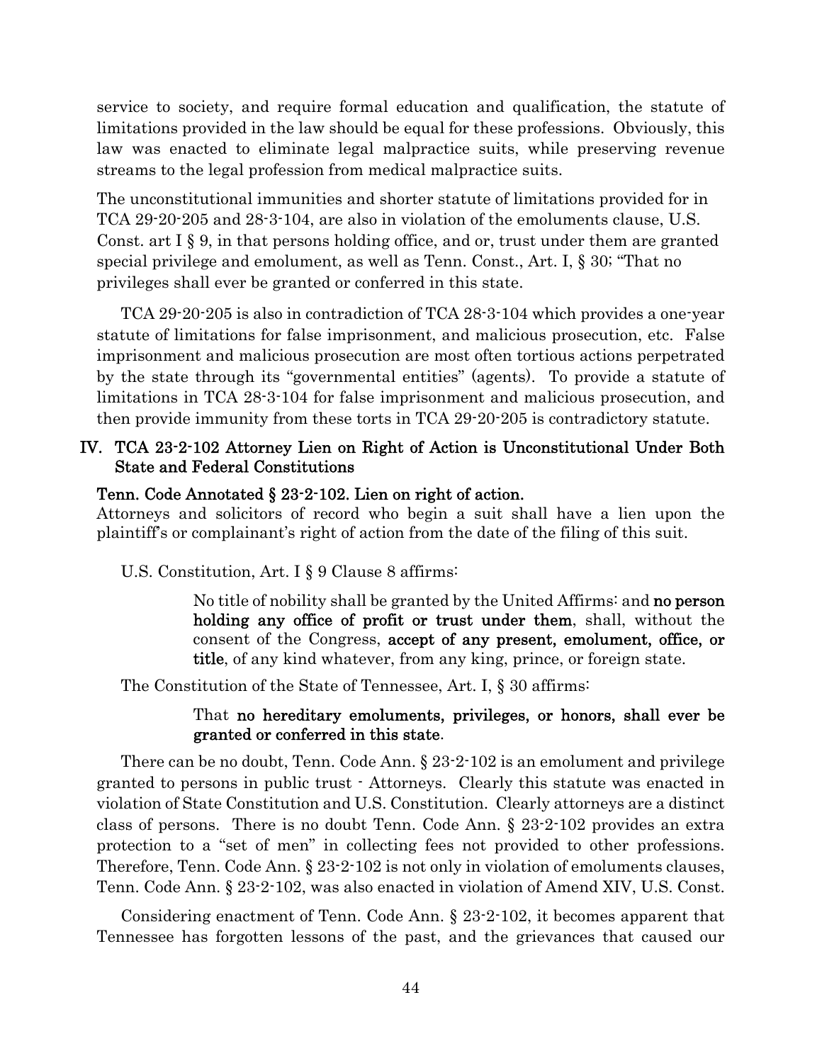service to society, and require formal education and qualification, the statute of limitations provided in the law should be equal for these professions. Obviously, this law was enacted to eliminate legal malpractice suits, while preserving revenue streams to the legal profession from medical malpractice suits.

The unconstitutional immunities and shorter statute of limitations provided for in TCA 29-20-205 and 28-3-104, are also in violation of the emoluments clause, U.S. Const. art I § 9, in that persons holding office, and or, trust under them are granted special privilege and emolument, as well as Tenn. Const., Art. I, § 30; "That no privileges shall ever be granted or conferred in this state.

TCA 29-20-205 is also in contradiction of TCA 28-3-104 which provides a one-year statute of limitations for false imprisonment, and malicious prosecution, etc. False imprisonment and malicious prosecution are most often tortious actions perpetrated by the state through its "governmental entities" (agents). To provide a statute of limitations in TCA 28-3-104 for false imprisonment and malicious prosecution, and then provide immunity from these torts in TCA 29-20-205 is contradictory statute.

## IV. TCA 23-2-102 Attorney Lien on Right of Action is Unconstitutional Under Both State and Federal Constitutions

**Tenn. Code Annotated § 23-2-102. Lien on right of action.**
Attorneys and solicitors of record who begin a suit shall have a lien upon the plaintiff's or complainant's right of action from the date of the filing of this suit.

U.S. Constitution, Art. I § 9 Clause 8 affirms:

> No title of nobility shall be granted by the United Affirms: and **no person holding any office of profit or trust under them**, shall, without the consent of the Congress, **accept of any present, emolument, office, or title**, of any kind whatever, from any king, prince, or foreign state.

The Constitution of the State of Tennessee, Art. I, § 30 affirms:

> That **no hereditary emoluments, privileges, or honors, shall ever be granted or conferred in this state**.

There can be no doubt, Tenn. Code Ann. § 23-2-102 is an emolument and privilege granted to persons in public trust - Attorneys. Clearly this statute was enacted in violation of State Constitution and U.S. Constitution. Clearly attorneys are a distinct class of persons. There is no doubt Tenn. Code Ann. § 23-2-102 provides an extra protection to a "set of men" in collecting fees not provided to other professions. Therefore, Tenn. Code Ann. § 23-2-102 is not only in violation of emoluments clauses, Tenn. Code Ann. § 23-2-102, was also enacted in violation of Amend XIV, U.S. Const.

Considering enactment of Tenn. Code Ann. § 23-2-102, it becomes apparent that Tennessee has forgotten lessons of the past, and the grievances that caused our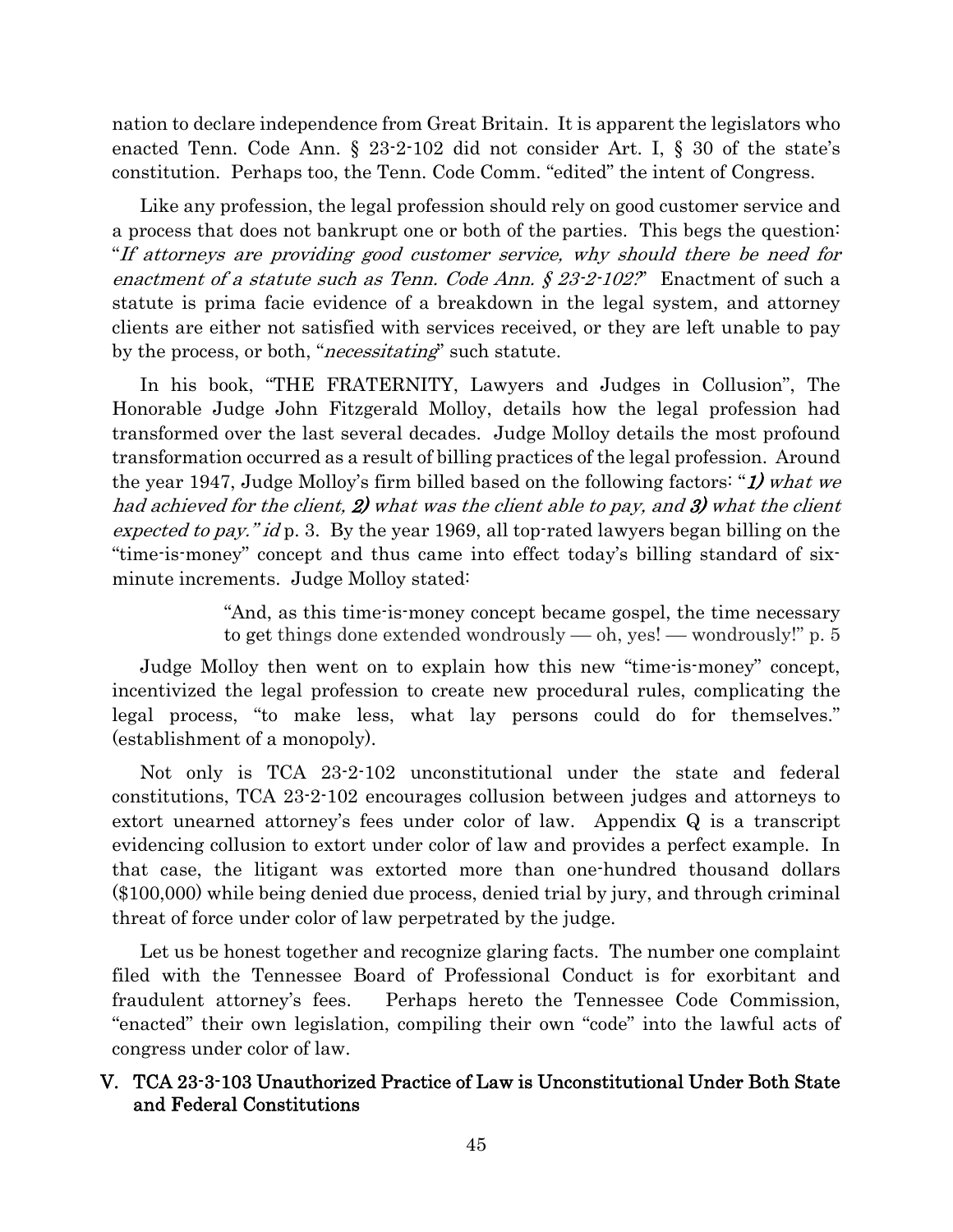nation to declare independence from Great Britain. It is apparent the legislators who enacted Tenn. Code Ann. § 23-2-102 did not consider Art. I, § 30 of the state's constitution. Perhaps too, the Tenn. Code Comm. "edited" the intent of Congress.

Like any profession, the legal profession should rely on good customer service and a process that does not bankrupt one or both of the parties. This begs the question: "*If attorneys are providing good customer service, why should there be need for enactment of a statute such as Tenn. Code Ann. § 23-2-102?*" Enactment of such a statute is prima facie evidence of a breakdown in the legal system, and attorney clients are either not satisfied with services received, or they are left unable to pay by the process, or both, "*necessitating*" such statute.

In his book, "THE FRATERNITY, Lawyers and Judges in Collusion", The Honorable Judge John Fitzgerald Molloy, details how the legal profession had transformed over the last several decades. Judge Molloy details the most profound transformation occurred as a result of billing practices of the legal profession. Around the year 1947, Judge Molloy's firm billed based on the following factors: "***1)*** *what we had achieved for the client,* ***2)*** *what was the client able to pay, and* ***3)*** *what the client expected to pay." id* p. 3. By the year 1969, all top-rated lawyers began billing on the "time-is-money" concept and thus came into effect today's billing standard of six-minute increments. Judge Molloy stated:

> "And, as this time-is-money concept became gospel, the time necessary to get things done extended wondrously — oh, yes! — wondrously!" p. 5

Judge Molloy then went on to explain how this new "time-is-money" concept, incentivized the legal profession to create new procedural rules, complicating the legal process, "to make less, what lay persons could do for themselves." (establishment of a monopoly).

Not only is TCA 23-2-102 unconstitutional under the state and federal constitutions, TCA 23-2-102 encourages collusion between judges and attorneys to extort unearned attorney's fees under color of law. Appendix Q is a transcript evidencing collusion to extort under color of law and provides a perfect example. In that case, the litigant was extorted more than one-hundred thousand dollars ($100,000) while being denied due process, denied trial by jury, and through criminal threat of force under color of law perpetrated by the judge.

Let us be honest together and recognize glaring facts. The number one complaint filed with the Tennessee Board of Professional Conduct is for exorbitant and fraudulent attorney's fees. Perhaps hereto the Tennessee Code Commission, "enacted" their own legislation, compiling their own "code" into the lawful acts of congress under color of law.

## V. TCA 23-3-103 Unauthorized Practice of Law is Unconstitutional Under Both State and Federal Constitutions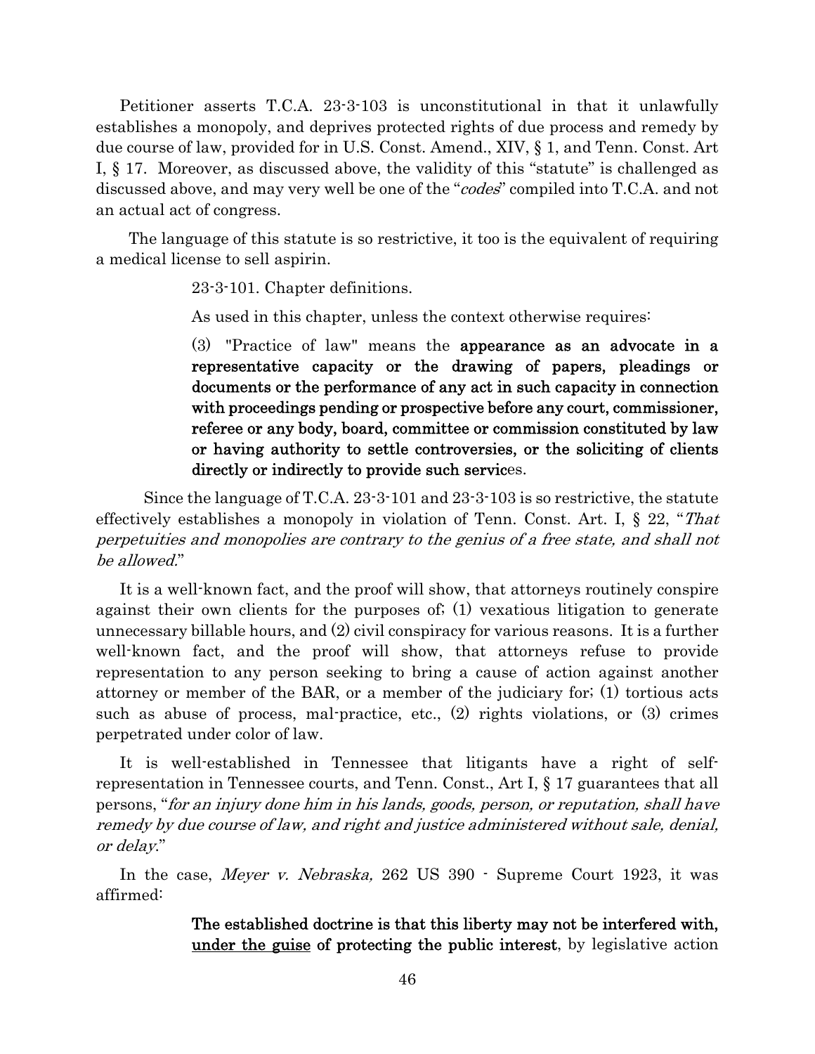Petitioner asserts T.C.A. 23-3-103 is unconstitutional in that it unlawfully establishes a monopoly, and deprives protected rights of due process and remedy by due course of law, provided for in U.S. Const. Amend., XIV, § 1, and Tenn. Const. Art I, § 17. Moreover, as discussed above, the validity of this "statute" is challenged as discussed above, and may very well be one of the "*codes*" compiled into T.C.A. and not an actual act of congress.

The language of this statute is so restrictive, it too is the equivalent of requiring a medical license to sell aspirin.

> 23-3-101. Chapter definitions.
>
> As used in this chapter, unless the context otherwise requires:
>
> (3) "Practice of law" means the **appearance as an advocate in a representative capacity or the drawing of papers, pleadings or documents or the performance of any act in such capacity in connection with proceedings pending or prospective before any court, commissioner, referee or any body, board, committee or commission constituted by law or having authority to settle controversies, or the soliciting of clients directly or indirectly to provide such servic**es.

Since the language of T.C.A. 23-3-101 and 23-3-103 is so restrictive, the statute effectively establishes a monopoly in violation of Tenn. Const. Art. I, § 22, "*That perpetuities and monopolies are contrary to the genius of a free state, and shall not be allowed.*"

It is a well-known fact, and the proof will show, that attorneys routinely conspire against their own clients for the purposes of; (1) vexatious litigation to generate unnecessary billable hours, and (2) civil conspiracy for various reasons. It is a further well-known fact, and the proof will show, that attorneys refuse to provide representation to any person seeking to bring a cause of action against another attorney or member of the BAR, or a member of the judiciary for; (1) tortious acts such as abuse of process, mal-practice, etc., (2) rights violations, or (3) crimes perpetrated under color of law.

It is well-established in Tennessee that litigants have a right of self-representation in Tennessee courts, and Tenn. Const., Art I, § 17 guarantees that all persons, "*for an injury done him in his lands, goods, person, or reputation, shall have remedy by due course of law, and right and justice administered without sale, denial, or delay.*"

In the case, *Meyer v. Nebraska,* 262 US 390 - Supreme Court 1923, it was affirmed:

> **The established doctrine is that this liberty may not be interfered with, <u>under the guise</u> of protecting the public interest**, by legislative action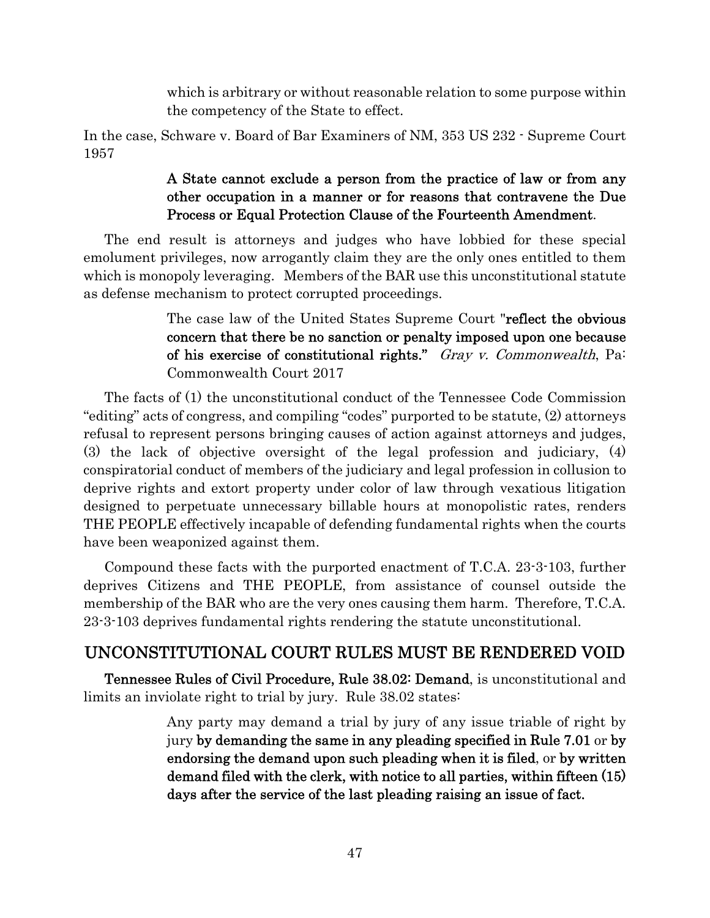> which is arbitrary or without reasonable relation to some purpose within the competency of the State to effect.

In the case, Schware v. Board of Bar Examiners of NM, 353 US 232 - Supreme Court 1957

> **A State cannot exclude a person from the practice of law or from any other occupation in a manner or for reasons that contravene the Due Process or Equal Protection Clause of the Fourteenth Amendment**.

The end result is attorneys and judges who have lobbied for these special emolument privileges, now arrogantly claim they are the only ones entitled to them which is monopoly leveraging. Members of the BAR use this unconstitutional statute as defense mechanism to protect corrupted proceedings.

> The case law of the United States Supreme Court "**reflect the obvious concern that there be no sanction or penalty imposed upon one because of his exercise of constitutional rights."** *Gray v. Commonwealth*, Pa: Commonwealth Court 2017

The facts of (1) the unconstitutional conduct of the Tennessee Code Commission "editing" acts of congress, and compiling "codes" purported to be statute, (2) attorneys refusal to represent persons bringing causes of action against attorneys and judges, (3) the lack of objective oversight of the legal profession and judiciary, (4) conspiratorial conduct of members of the judiciary and legal profession in collusion to deprive rights and extort property under color of law through vexatious litigation designed to perpetuate unnecessary billable hours at monopolistic rates, renders THE PEOPLE effectively incapable of defending fundamental rights when the courts have been weaponized against them.

Compound these facts with the purported enactment of T.C.A. 23-3-103, further deprives Citizens and THE PEOPLE, from assistance of counsel outside the membership of the BAR who are the very ones causing them harm. Therefore, T.C.A. 23-3-103 deprives fundamental rights rendering the statute unconstitutional.

## UNCONSTITUTIONAL COURT RULES MUST BE RENDERED VOID

**Tennessee Rules of Civil Procedure, Rule 38.02: Demand**, is unconstitutional and limits an inviolate right to trial by jury. Rule 38.02 states:

> Any party may demand a trial by jury of any issue triable of right by jury **by demanding the same in any pleading specified in Rule 7.01** or **by endorsing the demand upon such pleading when it is filed**, or **by written demand filed with the clerk, with notice to all parties, within fifteen (15) days after the service of the last pleading raising an issue of fact.**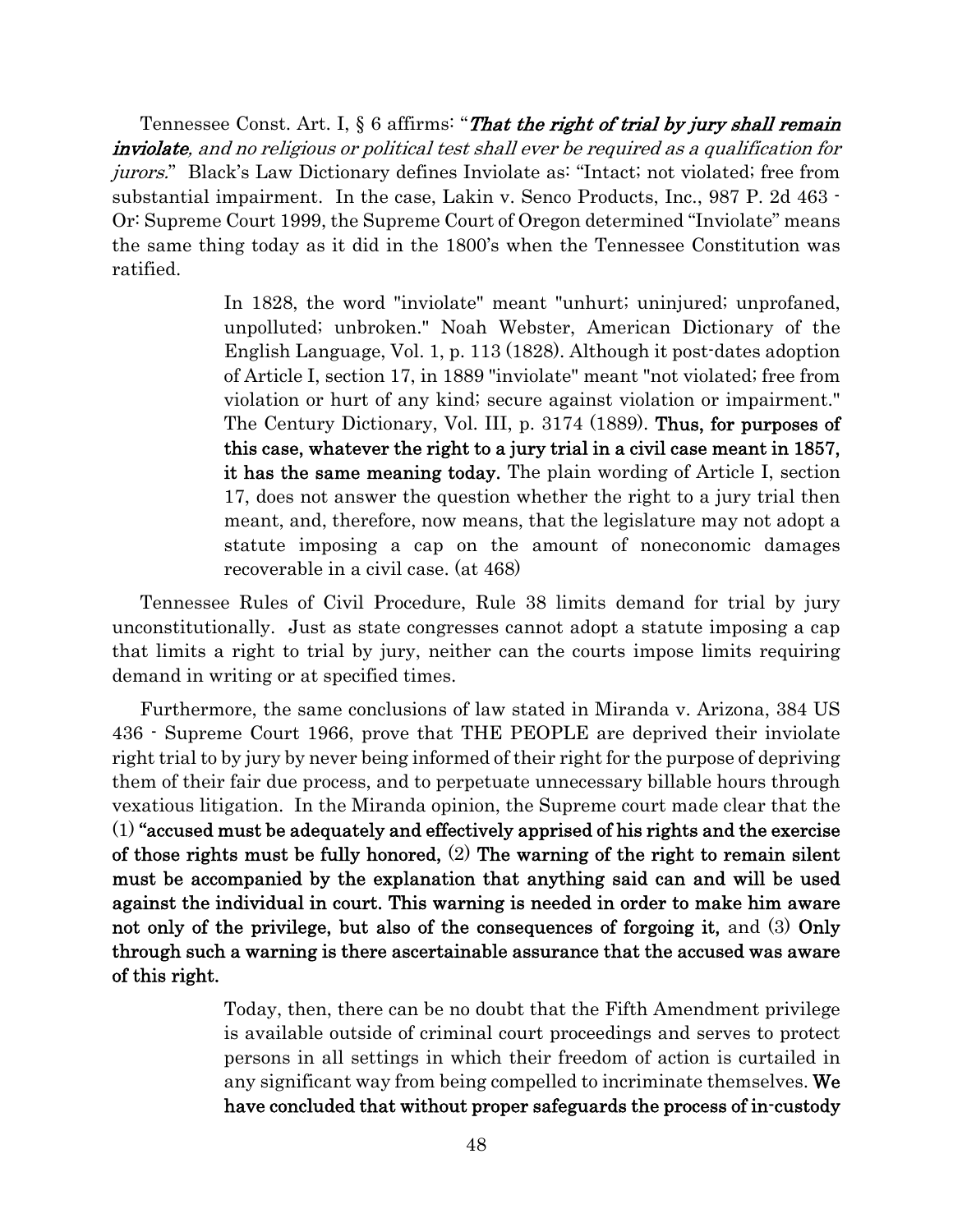Tennessee Const. Art. I, § 6 affirms: "***That the right of trial by jury shall remain inviolate****, and no religious or political test shall ever be required as a qualification for jurors.*" Black's Law Dictionary defines Inviolate as: "Intact; not violated; free from substantial impairment. In the case, Lakin v. Senco Products, Inc., 987 P. 2d 463 - Or: Supreme Court 1999, the Supreme Court of Oregon determined "Inviolate" means the same thing today as it did in the 1800's when the Tennessee Constitution was ratified.

> In 1828, the word "inviolate" meant "unhurt; uninjured; unprofaned, unpolluted; unbroken." Noah Webster, American Dictionary of the English Language, Vol. 1, p. 113 (1828). Although it post-dates adoption of Article I, section 17, in 1889 "inviolate" meant "not violated; free from violation or hurt of any kind; secure against violation or impairment." The Century Dictionary, Vol. III, p. 3174 (1889). **Thus, for purposes of this case, whatever the right to a jury trial in a civil case meant in 1857, it has the same meaning today.** The plain wording of Article I, section 17, does not answer the question whether the right to a jury trial then meant, and, therefore, now means, that the legislature may not adopt a statute imposing a cap on the amount of noneconomic damages recoverable in a civil case. (at 468)

Tennessee Rules of Civil Procedure, Rule 38 limits demand for trial by jury unconstitutionally. Just as state congresses cannot adopt a statute imposing a cap that limits a right to trial by jury, neither can the courts impose limits requiring demand in writing or at specified times.

Furthermore, the same conclusions of law stated in Miranda v. Arizona, 384 US 436 - Supreme Court 1966, prove that THE PEOPLE are deprived their inviolate right trial to by jury by never being informed of their right for the purpose of depriving them of their fair due process, and to perpetuate unnecessary billable hours through vexatious litigation. In the Miranda opinion, the Supreme court made clear that the (1) **"accused must be adequately and effectively apprised of his rights and the exercise of those rights must be fully honored,** (2) **The warning of the right to remain silent must be accompanied by the explanation that anything said can and will be used against the individual in court. This warning is needed in order to make him aware not only of the privilege, but also of the consequences of forgoing it,** and (3) **Only through such a warning is there ascertainable assurance that the accused was aware of this right.**

> Today, then, there can be no doubt that the Fifth Amendment privilege is available outside of criminal court proceedings and serves to protect persons in all settings in which their freedom of action is curtailed in any significant way from being compelled to incriminate themselves. **We have concluded that without proper safeguards the process of in-custody**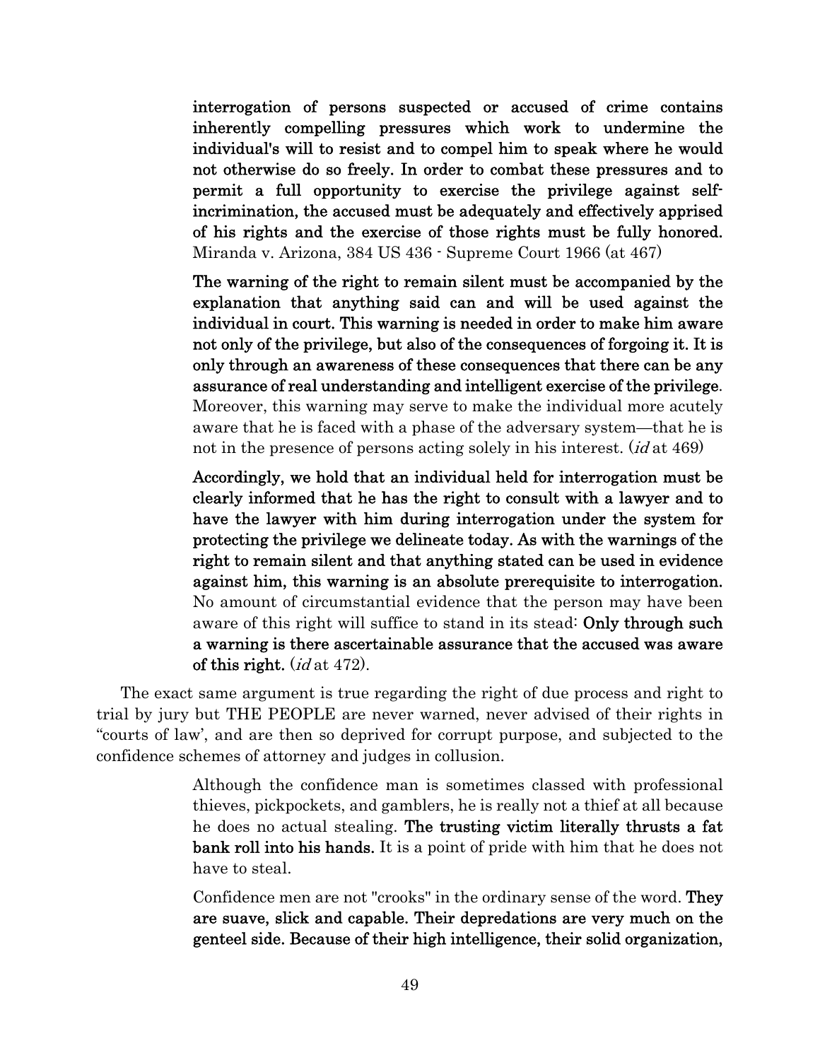> **interrogation of persons suspected or accused of crime contains inherently compelling pressures which work to undermine the individual's will to resist and to compel him to speak where he would not otherwise do so freely. In order to combat these pressures and to permit a full opportunity to exercise the privilege against self-incrimination, the accused must be adequately and effectively apprised of his rights and the exercise of those rights must be fully honored.** Miranda v. Arizona, 384 US 436 - Supreme Court 1966 (at 467)
>
> **The warning of the right to remain silent must be accompanied by the explanation that anything said can and will be used against the individual in court. This warning is needed in order to make him aware not only of the privilege, but also of the consequences of forgoing it. It is only through an awareness of these consequences that there can be any assurance of real understanding and intelligent exercise of the privilege.** Moreover, this warning may serve to make the individual more acutely aware that he is faced with a phase of the adversary system—that he is not in the presence of persons acting solely in his interest. (*id* at 469)
>
> **Accordingly, we hold that an individual held for interrogation must be clearly informed that he has the right to consult with a lawyer and to have the lawyer with him during interrogation under the system for protecting the privilege we delineate today. As with the warnings of the right to remain silent and that anything stated can be used in evidence against him, this warning is an absolute prerequisite to interrogation.** No amount of circumstantial evidence that the person may have been aware of this right will suffice to stand in its stead: **Only through such a warning is there ascertainable assurance that the accused was aware of this right.** (*id* at 472).

The exact same argument is true regarding the right of due process and right to trial by jury but THE PEOPLE are never warned, never advised of their rights in "courts of law', and are then so deprived for corrupt purpose, and subjected to the confidence schemes of attorney and judges in collusion.

> Although the confidence man is sometimes classed with professional thieves, pickpockets, and gamblers, he is really not a thief at all because he does no actual stealing. **The trusting victim literally thrusts a fat bank roll into his hands.** It is a point of pride with him that he does not have to steal.
>
> Confidence men are not "crooks" in the ordinary sense of the word. **They are suave, slick and capable. Their depredations are very much on the genteel side. Because of their high intelligence, their solid organization,**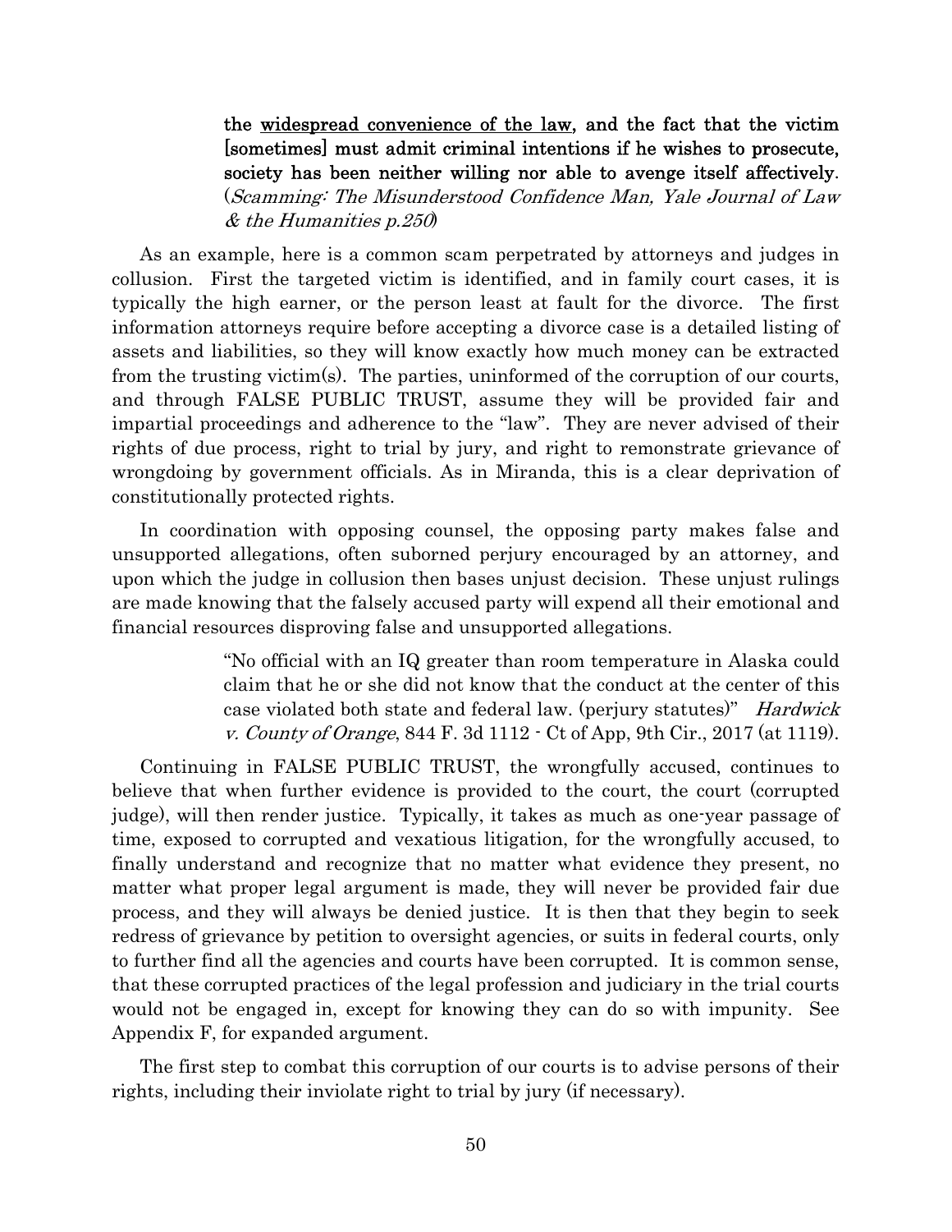> **the <u>widespread convenience of the law</u>, and the fact that the victim [sometimes] must admit criminal intentions if he wishes to prosecute, society has been neither willing nor able to avenge itself affectively**. (*Scamming: The Misunderstood Confidence Man, Yale Journal of Law & the Humanities p.250*)

As an example, here is a common scam perpetrated by attorneys and judges in collusion. First the targeted victim is identified, and in family court cases, it is typically the high earner, or the person least at fault for the divorce. The first information attorneys require before accepting a divorce case is a detailed listing of assets and liabilities, so they will know exactly how much money can be extracted from the trusting victim(s). The parties, uninformed of the corruption of our courts, and through FALSE PUBLIC TRUST, assume they will be provided fair and impartial proceedings and adherence to the "law". They are never advised of their rights of due process, right to trial by jury, and right to remonstrate grievance of wrongdoing by government officials. As in Miranda, this is a clear deprivation of constitutionally protected rights.

In coordination with opposing counsel, the opposing party makes false and unsupported allegations, often suborned perjury encouraged by an attorney, and upon which the judge in collusion then bases unjust decision. These unjust rulings are made knowing that the falsely accused party will expend all their emotional and financial resources disproving false and unsupported allegations.

> "No official with an IQ greater than room temperature in Alaska could claim that he or she did not know that the conduct at the center of this case violated both state and federal law. (perjury statutes)" *Hardwick v. County of Orange*, 844 F. 3d 1112 - Ct of App, 9th Cir., 2017 (at 1119).

Continuing in FALSE PUBLIC TRUST, the wrongfully accused, continues to believe that when further evidence is provided to the court, the court (corrupted judge), will then render justice. Typically, it takes as much as one-year passage of time, exposed to corrupted and vexatious litigation, for the wrongfully accused, to finally understand and recognize that no matter what evidence they present, no matter what proper legal argument is made, they will never be provided fair due process, and they will always be denied justice. It is then that they begin to seek redress of grievance by petition to oversight agencies, or suits in federal courts, only to further find all the agencies and courts have been corrupted. It is common sense, that these corrupted practices of the legal profession and judiciary in the trial courts would not be engaged in, except for knowing they can do so with impunity. See Appendix F, for expanded argument.

The first step to combat this corruption of our courts is to advise persons of their rights, including their inviolate right to trial by jury (if necessary).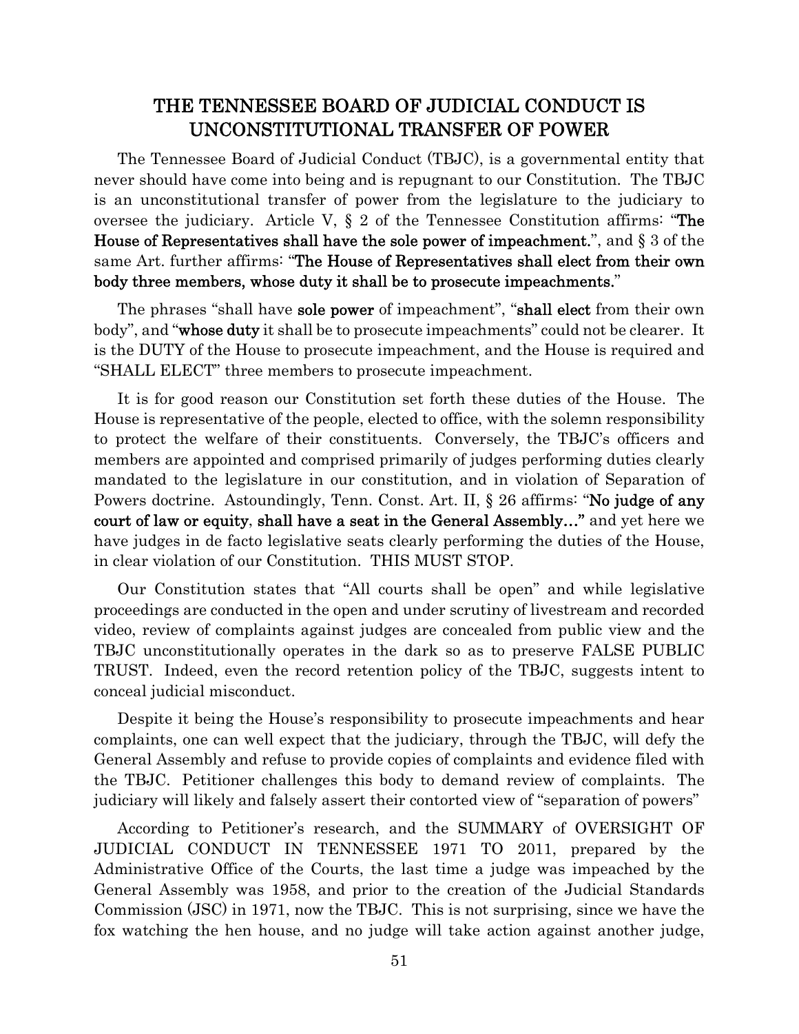## THE TENNESSEE BOARD OF JUDICIAL CONDUCT IS UNCONSTITUTIONAL TRANSFER OF POWER

The Tennessee Board of Judicial Conduct (TBJC), is a governmental entity that never should have come into being and is repugnant to our Constitution. The TBJC is an unconstitutional transfer of power from the legislature to the judiciary to oversee the judiciary. Article V, § 2 of the Tennessee Constitution affirms: "**The House of Representatives shall have the sole power of impeachment.**", and § 3 of the same Art. further affirms: "**The House of Representatives shall elect from their own body three members, whose duty it shall be to prosecute impeachments.**"

The phrases "shall have **sole power** of impeachment", "**shall elect** from their own body", and "**whose duty** it shall be to prosecute impeachments" could not be clearer. It is the DUTY of the House to prosecute impeachment, and the House is required and "SHALL ELECT" three members to prosecute impeachment.

It is for good reason our Constitution set forth these duties of the House. The House is representative of the people, elected to office, with the solemn responsibility to protect the welfare of their constituents. Conversely, the TBJC's officers and members are appointed and comprised primarily of judges performing duties clearly mandated to the legislature in our constitution, and in violation of Separation of Powers doctrine. Astoundingly, Tenn. Const. Art. II, § 26 affirms: "**No judge of any court of law or equity, shall have a seat in the General Assembly…**" and yet here we have judges in de facto legislative seats clearly performing the duties of the House, in clear violation of our Constitution. THIS MUST STOP.

Our Constitution states that "All courts shall be open" and while legislative proceedings are conducted in the open and under scrutiny of livestream and recorded video, review of complaints against judges are concealed from public view and the TBJC unconstitutionally operates in the dark so as to preserve FALSE PUBLIC TRUST. Indeed, even the record retention policy of the TBJC, suggests intent to conceal judicial misconduct.

Despite it being the House's responsibility to prosecute impeachments and hear complaints, one can well expect that the judiciary, through the TBJC, will defy the General Assembly and refuse to provide copies of complaints and evidence filed with the TBJC. Petitioner challenges this body to demand review of complaints. The judiciary will likely and falsely assert their contorted view of "separation of powers"

According to Petitioner's research, and the SUMMARY of OVERSIGHT OF JUDICIAL CONDUCT IN TENNESSEE 1971 TO 2011, prepared by the Administrative Office of the Courts, the last time a judge was impeached by the General Assembly was 1958, and prior to the creation of the Judicial Standards Commission (JSC) in 1971, now the TBJC. This is not surprising, since we have the fox watching the hen house, and no judge will take action against another judge,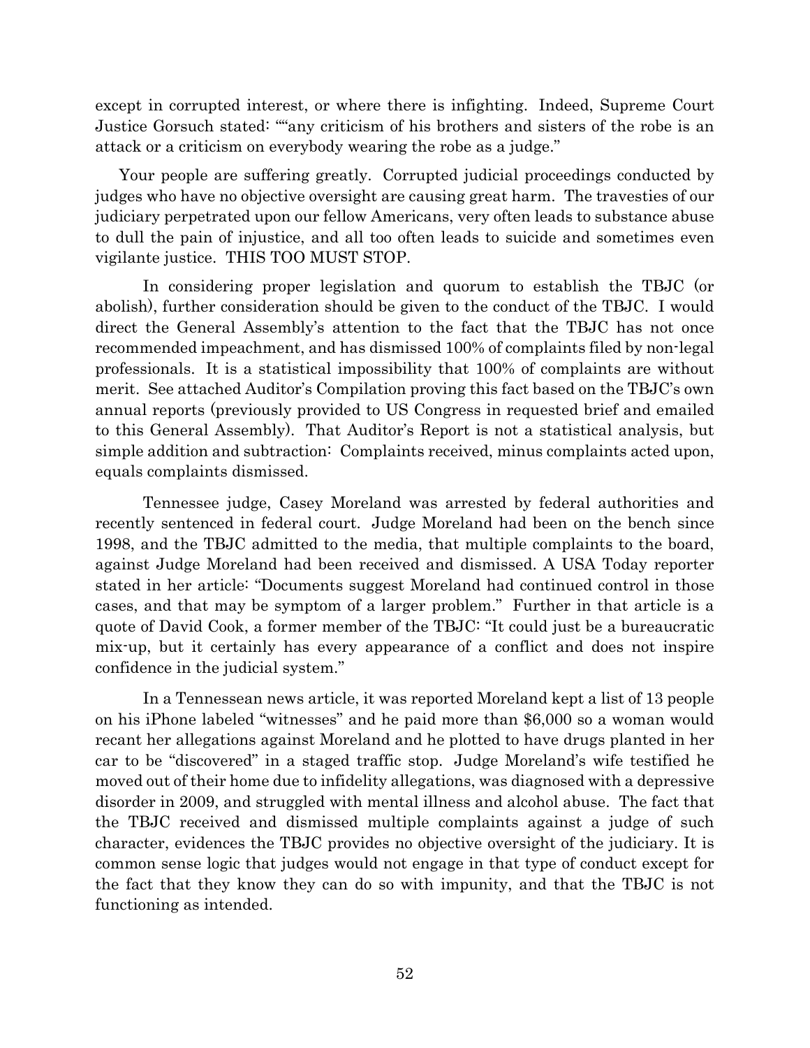except in corrupted interest, or where there is infighting. Indeed, Supreme Court Justice Gorsuch stated: ""any criticism of his brothers and sisters of the robe is an attack or a criticism on everybody wearing the robe as a judge."

Your people are suffering greatly. Corrupted judicial proceedings conducted by judges who have no objective oversight are causing great harm. The travesties of our judiciary perpetrated upon our fellow Americans, very often leads to substance abuse to dull the pain of injustice, and all too often leads to suicide and sometimes even vigilante justice. THIS TOO MUST STOP.

In considering proper legislation and quorum to establish the TBJC (or abolish), further consideration should be given to the conduct of the TBJC. I would direct the General Assembly's attention to the fact that the TBJC has not once recommended impeachment, and has dismissed 100% of complaints filed by non-legal professionals. It is a statistical impossibility that 100% of complaints are without merit. See attached Auditor's Compilation proving this fact based on the TBJC's own annual reports (previously provided to US Congress in requested brief and emailed to this General Assembly). That Auditor's Report is not a statistical analysis, but simple addition and subtraction: Complaints received, minus complaints acted upon, equals complaints dismissed.

Tennessee judge, Casey Moreland was arrested by federal authorities and recently sentenced in federal court. Judge Moreland had been on the bench since 1998, and the TBJC admitted to the media, that multiple complaints to the board, against Judge Moreland had been received and dismissed. A USA Today reporter stated in her article: "Documents suggest Moreland had continued control in those cases, and that may be symptom of a larger problem." Further in that article is a quote of David Cook, a former member of the TBJC: "It could just be a bureaucratic mix-up, but it certainly has every appearance of a conflict and does not inspire confidence in the judicial system."

In a Tennessean news article, it was reported Moreland kept a list of 13 people on his iPhone labeled "witnesses" and he paid more than $6,000 so a woman would recant her allegations against Moreland and he plotted to have drugs planted in her car to be "discovered" in a staged traffic stop. Judge Moreland's wife testified he moved out of their home due to infidelity allegations, was diagnosed with a depressive disorder in 2009, and struggled with mental illness and alcohol abuse. The fact that the TBJC received and dismissed multiple complaints against a judge of such character, evidences the TBJC provides no objective oversight of the judiciary. It is common sense logic that judges would not engage in that type of conduct except for the fact that they know they can do so with impunity, and that the TBJC is not functioning as intended.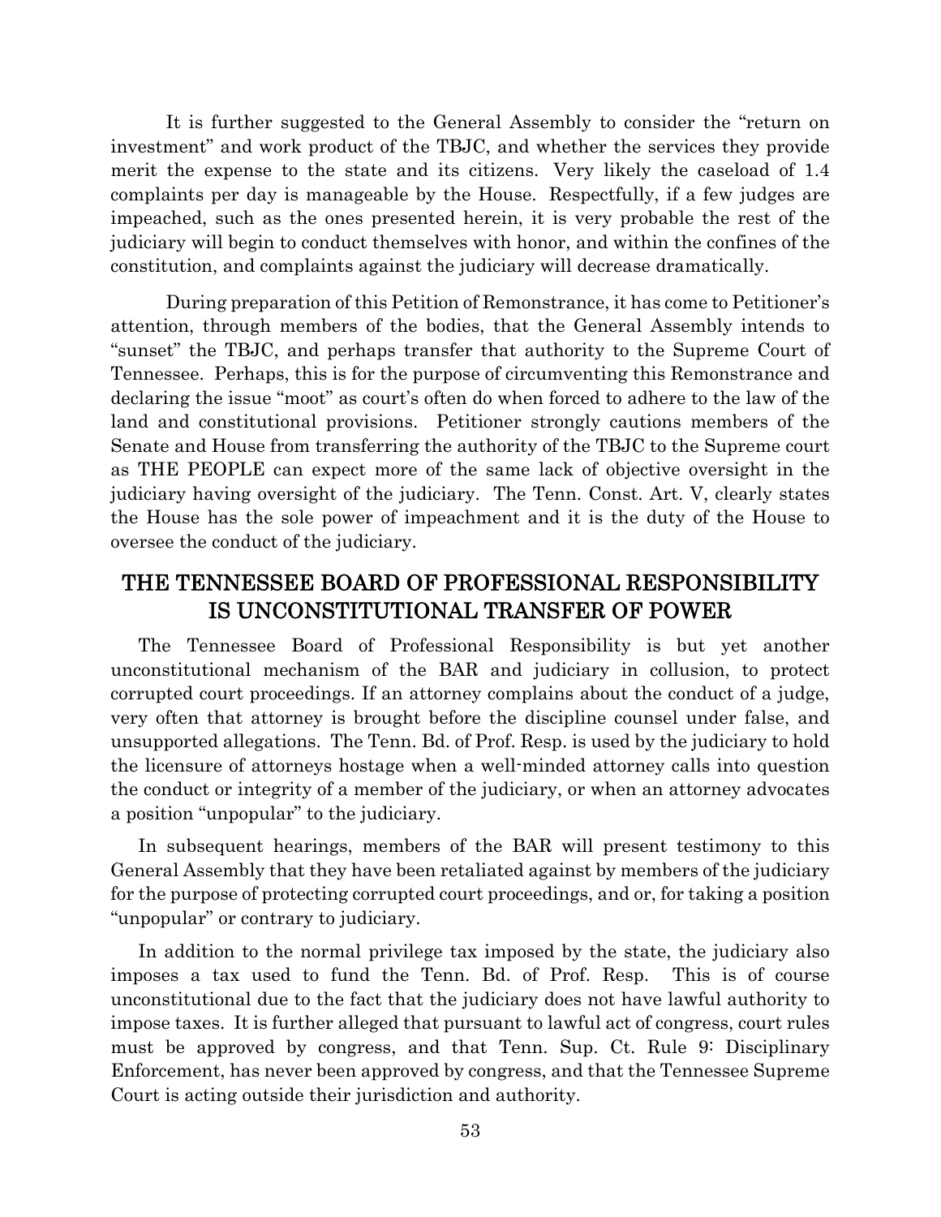It is further suggested to the General Assembly to consider the "return on investment" and work product of the TBJC, and whether the services they provide merit the expense to the state and its citizens. Very likely the caseload of 1.4 complaints per day is manageable by the House. Respectfully, if a few judges are impeached, such as the ones presented herein, it is very probable the rest of the judiciary will begin to conduct themselves with honor, and within the confines of the constitution, and complaints against the judiciary will decrease dramatically.

During preparation of this Petition of Remonstrance, it has come to Petitioner's attention, through members of the bodies, that the General Assembly intends to "sunset" the TBJC, and perhaps transfer that authority to the Supreme Court of Tennessee. Perhaps, this is for the purpose of circumventing this Remonstrance and declaring the issue "moot" as court's often do when forced to adhere to the law of the land and constitutional provisions. Petitioner strongly cautions members of the Senate and House from transferring the authority of the TBJC to the Supreme court as THE PEOPLE can expect more of the same lack of objective oversight in the judiciary having oversight of the judiciary. The Tenn. Const. Art. V, clearly states the House has the sole power of impeachment and it is the duty of the House to oversee the conduct of the judiciary.

## THE TENNESSEE BOARD OF PROFESSIONAL RESPONSIBILITY IS UNCONSTITUTIONAL TRANSFER OF POWER

The Tennessee Board of Professional Responsibility is but yet another unconstitutional mechanism of the BAR and judiciary in collusion, to protect corrupted court proceedings. If an attorney complains about the conduct of a judge, very often that attorney is brought before the discipline counsel under false, and unsupported allegations. The Tenn. Bd. of Prof. Resp. is used by the judiciary to hold the licensure of attorneys hostage when a well-minded attorney calls into question the conduct or integrity of a member of the judiciary, or when an attorney advocates a position "unpopular" to the judiciary.

In subsequent hearings, members of the BAR will present testimony to this General Assembly that they have been retaliated against by members of the judiciary for the purpose of protecting corrupted court proceedings, and or, for taking a position "unpopular" or contrary to judiciary.

In addition to the normal privilege tax imposed by the state, the judiciary also imposes a tax used to fund the Tenn. Bd. of Prof. Resp. This is of course unconstitutional due to the fact that the judiciary does not have lawful authority to impose taxes. It is further alleged that pursuant to lawful act of congress, court rules must be approved by congress, and that Tenn. Sup. Ct. Rule 9: Disciplinary Enforcement, has never been approved by congress, and that the Tennessee Supreme Court is acting outside their jurisdiction and authority.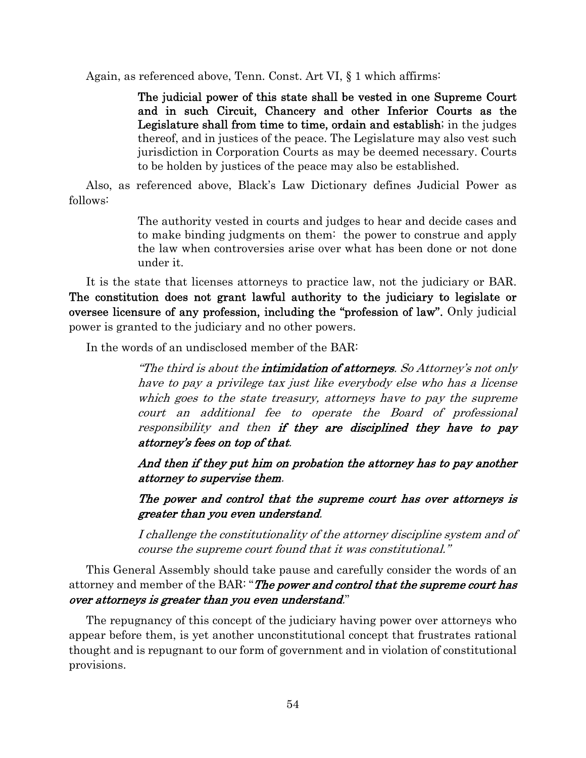Again, as referenced above, Tenn. Const. Art VI, § 1 which affirms:

> **The judicial power of this state shall be vested in one Supreme Court and in such Circuit, Chancery and other Inferior Courts as the Legislature shall from time to time, ordain and establish**; in the judges thereof, and in justices of the peace. The Legislature may also vest such jurisdiction in Corporation Courts as may be deemed necessary. Courts to be holden by justices of the peace may also be established.

Also, as referenced above, Black's Law Dictionary defines Judicial Power as follows:

> The authority vested in courts and judges to hear and decide cases and to make binding judgments on them: the power to construe and apply the law when controversies arise over what has been done or not done under it.

It is the state that licenses attorneys to practice law, not the judiciary or BAR. **The constitution does not grant lawful authority to the judiciary to legislate or oversee licensure of any profession, including the "profession of law".** Only judicial power is granted to the judiciary and no other powers.

In the words of an undisclosed member of the BAR:

> *"The third is about the* ***intimidation of attorneys****. So Attorney's not only have to pay a privilege tax just like everybody else who has a license which goes to the state treasury, attorneys have to pay the supreme court an additional fee to operate the Board of professional responsibility and then* ***if they are disciplined they have to pay attorney's fees on top of that****.*
>
> ***And then if they put him on probation the attorney has to pay another attorney to supervise them****.*
>
> ***The power and control that the supreme court has over attorneys is greater than you even understand****.*
>
> *I challenge the constitutionality of the attorney discipline system and of course the supreme court found that it was constitutional."*

This General Assembly should take pause and carefully consider the words of an attorney and member of the BAR: "***The power and control that the supreme court has over attorneys is greater than you even understand***."

The repugnancy of this concept of the judiciary having power over attorneys who appear before them, is yet another unconstitutional concept that frustrates rational thought and is repugnant to our form of government and in violation of constitutional provisions.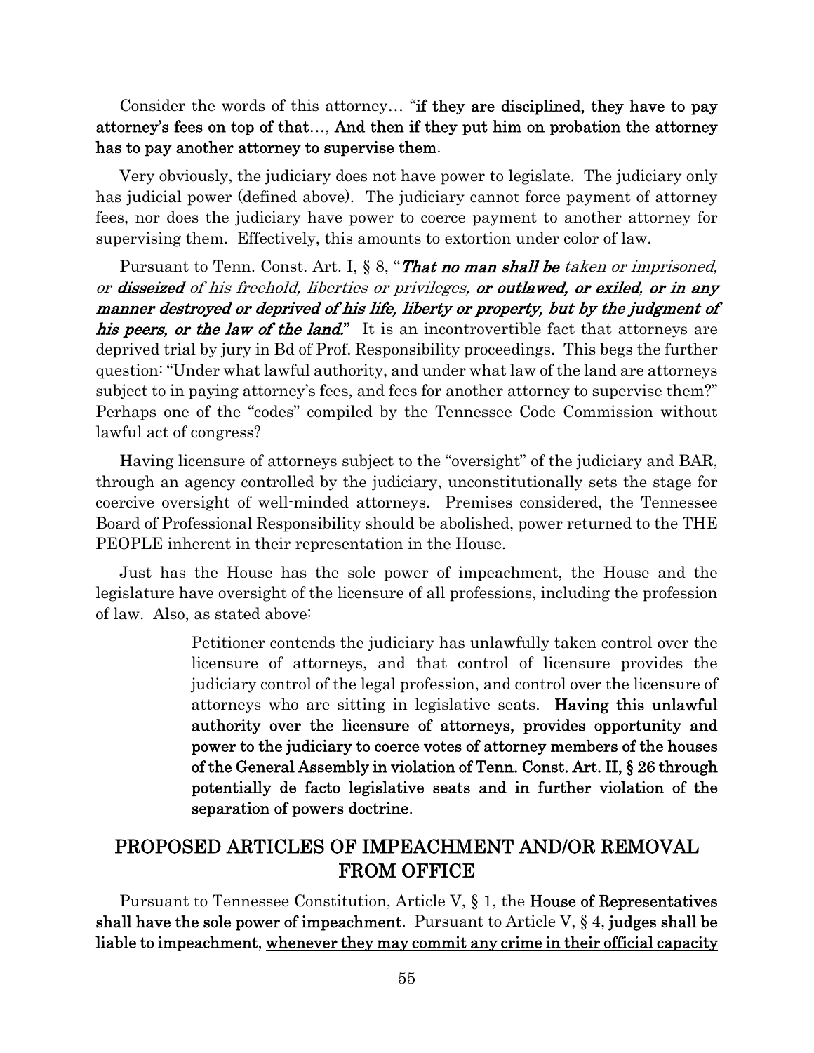Consider the words of this attorney… "**if they are disciplined, they have to pay attorney's fees on top of that…, And then if they put him on probation the attorney has to pay another attorney to supervise them**.

Very obviously, the judiciary does not have power to legislate. The judiciary only has judicial power (defined above). The judiciary cannot force payment of attorney fees, nor does the judiciary have power to coerce payment to another attorney for supervising them. Effectively, this amounts to extortion under color of law.

Pursuant to Tenn. Const. Art. I, § 8, "***That no man shall be*** *taken or imprisoned, or* ***disseized*** *of his freehold, liberties or privileges,* ***or outlawed, or exiled, or in any manner destroyed or deprived of his life, liberty or property, but by the judgment of his peers, or the law of the land."*** It is an incontrovertible fact that attorneys are deprived trial by jury in Bd of Prof. Responsibility proceedings. This begs the further question: "Under what lawful authority, and under what law of the land are attorneys subject to in paying attorney's fees, and fees for another attorney to supervise them?" Perhaps one of the "codes" compiled by the Tennessee Code Commission without lawful act of congress?

Having licensure of attorneys subject to the "oversight" of the judiciary and BAR, through an agency controlled by the judiciary, unconstitutionally sets the stage for coercive oversight of well-minded attorneys. Premises considered, the Tennessee Board of Professional Responsibility should be abolished, power returned to the THE PEOPLE inherent in their representation in the House.

Just has the House has the sole power of impeachment, the House and the legislature have oversight of the licensure of all professions, including the profession of law. Also, as stated above:

> Petitioner contends the judiciary has unlawfully taken control over the licensure of attorneys, and that control of licensure provides the judiciary control of the legal profession, and control over the licensure of attorneys who are sitting in legislative seats. **Having this unlawful authority over the licensure of attorneys, provides opportunity and power to the judiciary to coerce votes of attorney members of the houses of the General Assembly in violation of Tenn. Const. Art. II, § 26 through potentially de facto legislative seats and in further violation of the separation of powers doctrine**.

## PROPOSED ARTICLES OF IMPEACHMENT AND/OR REMOVAL FROM OFFICE

Pursuant to Tennessee Constitution, Article V, § 1, the **House of Representatives shall have the sole power of impeachment**. Pursuant to Article V, § 4, **judges shall be liable to impeachment**, **<u>whenever they may commit any crime in their official capacity</u>**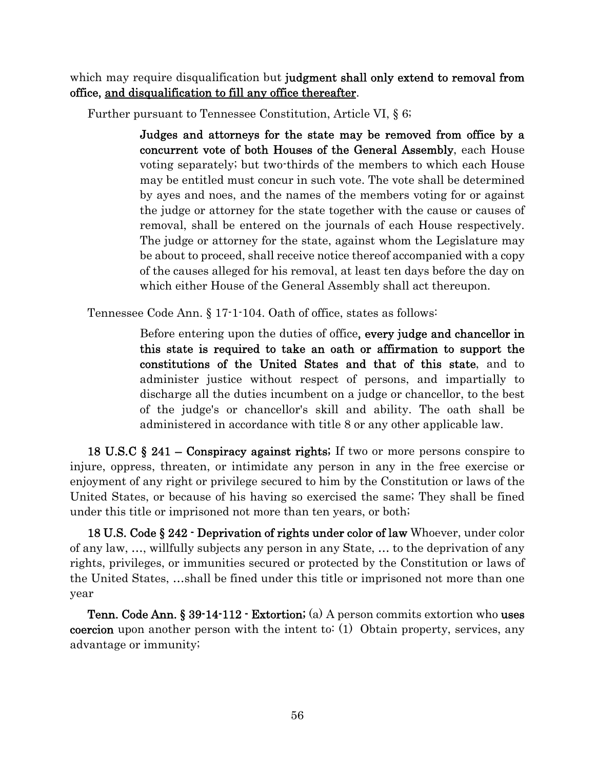which may require disqualification but **judgment shall only extend to removal from office, <u>and disqualification to fill any office thereafter</u>**.

Further pursuant to Tennessee Constitution, Article VI, § 6;

> **Judges and attorneys for the state may be removed from office by a concurrent vote of both Houses of the General Assembly**, each House voting separately; but two-thirds of the members to which each House may be entitled must concur in such vote. The vote shall be determined by ayes and noes, and the names of the members voting for or against the judge or attorney for the state together with the cause or causes of removal, shall be entered on the journals of each House respectively. The judge or attorney for the state, against whom the Legislature may be about to proceed, shall receive notice thereof accompanied with a copy of the causes alleged for his removal, at least ten days before the day on which either House of the General Assembly shall act thereupon.

Tennessee Code Ann. § 17-1-104. Oath of office, states as follows:

> Before entering upon the duties of office, **every judge and chancellor in this state is required to take an oath or affirmation to support the constitutions of the United States and that of this state**, and to administer justice without respect of persons, and impartially to discharge all the duties incumbent on a judge or chancellor, to the best of the judge's or chancellor's skill and ability. The oath shall be administered in accordance with title 8 or any other applicable law.

**18 U.S.C § 241 – Conspiracy against rights;** If two or more persons conspire to injure, oppress, threaten, or intimidate any person in any in the free exercise or enjoyment of any right or privilege secured to him by the Constitution or laws of the United States, or because of his having so exercised the same; They shall be fined under this title or imprisoned not more than ten years, or both;

**18 U.S. Code § 242 - Deprivation of rights under color of law** Whoever, under color of any law, …, willfully subjects any person in any State, … to the deprivation of any rights, privileges, or immunities secured or protected by the Constitution or laws of the United States, …shall be fined under this title or imprisoned not more than one year

**Tenn. Code Ann. § 39-14-112 - Extortion;** (a) A person commits extortion who **uses coercion** upon another person with the intent to: (1) Obtain property, services, any advantage or immunity;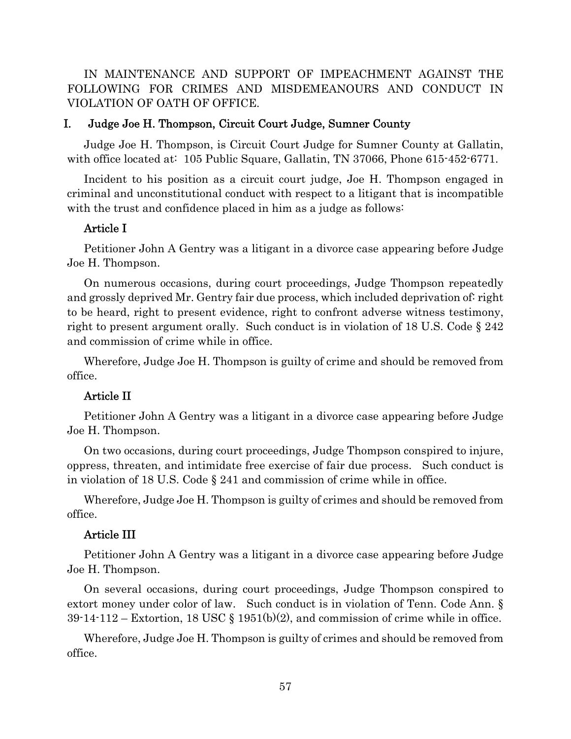IN MAINTENANCE AND SUPPORT OF IMPEACHMENT AGAINST THE FOLLOWING FOR CRIMES AND MISDEMEANOURS AND CONDUCT IN VIOLATION OF OATH OF OFFICE.

## I. Judge Joe H. Thompson, Circuit Court Judge, Sumner County

Judge Joe H. Thompson, is Circuit Court Judge for Sumner County at Gallatin, with office located at: 105 Public Square, Gallatin, TN 37066, Phone 615-452-6771.

Incident to his position as a circuit court judge, Joe H. Thompson engaged in criminal and unconstitutional conduct with respect to a litigant that is incompatible with the trust and confidence placed in him as a judge as follows:

### Article I

Petitioner John A Gentry was a litigant in a divorce case appearing before Judge Joe H. Thompson.

On numerous occasions, during court proceedings, Judge Thompson repeatedly and grossly deprived Mr. Gentry fair due process, which included deprivation of: right to be heard, right to present evidence, right to confront adverse witness testimony, right to present argument orally. Such conduct is in violation of 18 U.S. Code § 242 and commission of crime while in office.

Wherefore, Judge Joe H. Thompson is guilty of crime and should be removed from office.

### Article II

Petitioner John A Gentry was a litigant in a divorce case appearing before Judge Joe H. Thompson.

On two occasions, during court proceedings, Judge Thompson conspired to injure, oppress, threaten, and intimidate free exercise of fair due process. Such conduct is in violation of 18 U.S. Code § 241 and commission of crime while in office.

Wherefore, Judge Joe H. Thompson is guilty of crimes and should be removed from office.

### Article III

Petitioner John A Gentry was a litigant in a divorce case appearing before Judge Joe H. Thompson.

On several occasions, during court proceedings, Judge Thompson conspired to extort money under color of law. Such conduct is in violation of Tenn. Code Ann. § 39-14-112 – Extortion, 18 USC § 1951(b)(2), and commission of crime while in office.

Wherefore, Judge Joe H. Thompson is guilty of crimes and should be removed from office.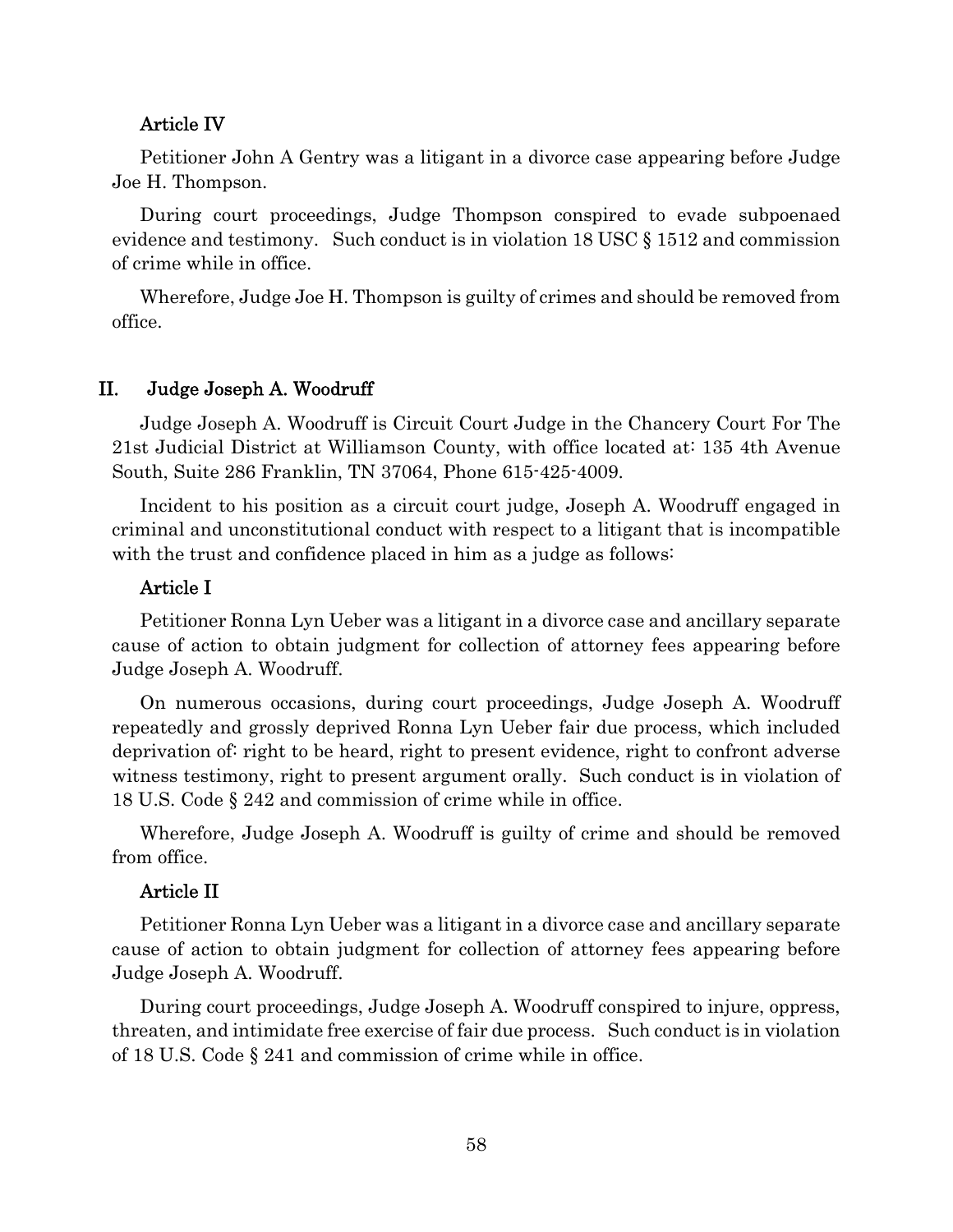### Article IV

Petitioner John A Gentry was a litigant in a divorce case appearing before Judge Joe H. Thompson.

During court proceedings, Judge Thompson conspired to evade subpoenaed evidence and testimony. Such conduct is in violation 18 USC § 1512 and commission of crime while in office.

Wherefore, Judge Joe H. Thompson is guilty of crimes and should be removed from office.

## II. Judge Joseph A. Woodruff

Judge Joseph A. Woodruff is Circuit Court Judge in the Chancery Court For The 21st Judicial District at Williamson County, with office located at: 135 4th Avenue South, Suite 286 Franklin, TN 37064, Phone 615-425-4009.

Incident to his position as a circuit court judge, Joseph A. Woodruff engaged in criminal and unconstitutional conduct with respect to a litigant that is incompatible with the trust and confidence placed in him as a judge as follows:

### Article I

Petitioner Ronna Lyn Ueber was a litigant in a divorce case and ancillary separate cause of action to obtain judgment for collection of attorney fees appearing before Judge Joseph A. Woodruff.

On numerous occasions, during court proceedings, Judge Joseph A. Woodruff repeatedly and grossly deprived Ronna Lyn Ueber fair due process, which included deprivation of: right to be heard, right to present evidence, right to confront adverse witness testimony, right to present argument orally. Such conduct is in violation of 18 U.S. Code § 242 and commission of crime while in office.

Wherefore, Judge Joseph A. Woodruff is guilty of crime and should be removed from office.

### Article II

Petitioner Ronna Lyn Ueber was a litigant in a divorce case and ancillary separate cause of action to obtain judgment for collection of attorney fees appearing before Judge Joseph A. Woodruff.

During court proceedings, Judge Joseph A. Woodruff conspired to injure, oppress, threaten, and intimidate free exercise of fair due process. Such conduct is in violation of 18 U.S. Code § 241 and commission of crime while in office.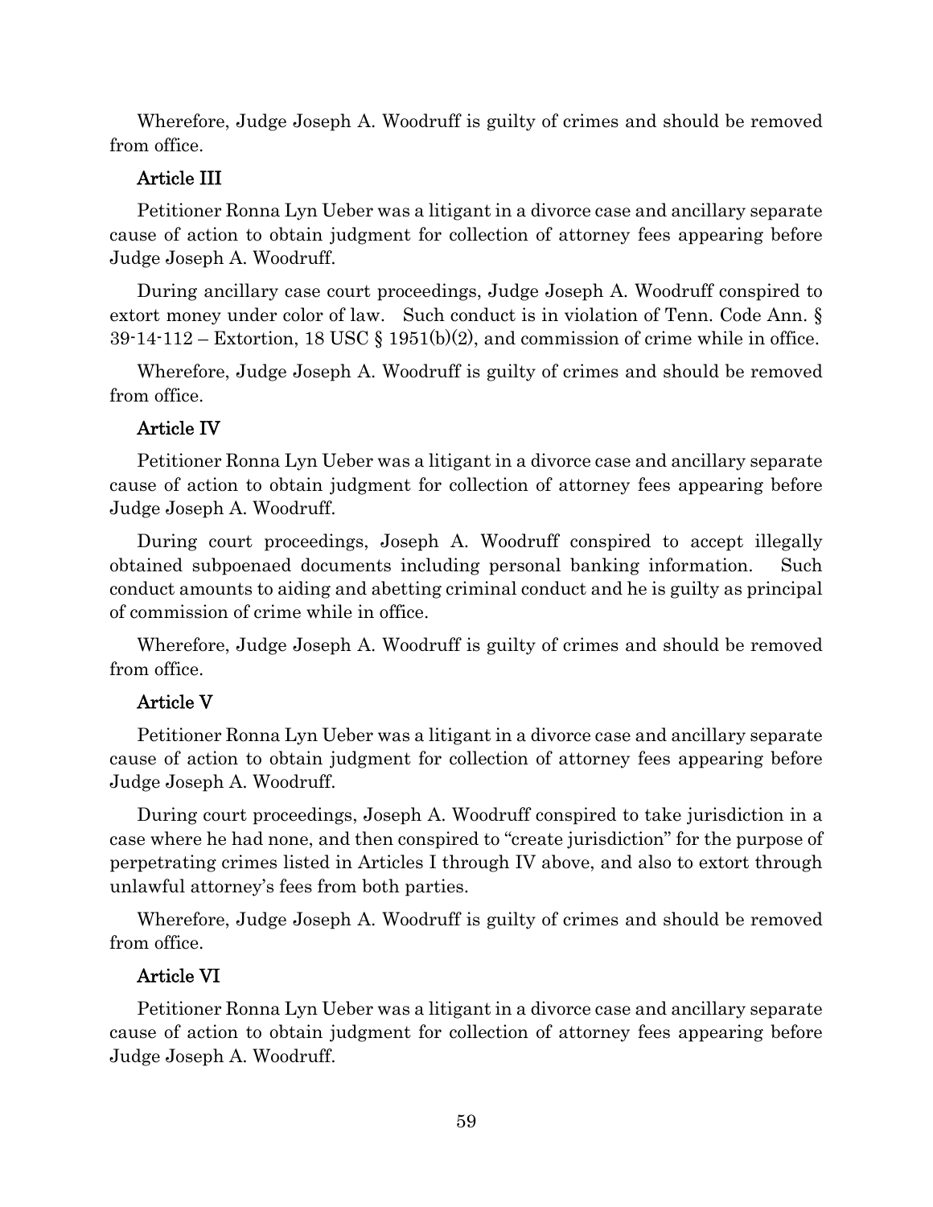Wherefore, Judge Joseph A. Woodruff is guilty of crimes and should be removed from office.

### Article III

Petitioner Ronna Lyn Ueber was a litigant in a divorce case and ancillary separate cause of action to obtain judgment for collection of attorney fees appearing before Judge Joseph A. Woodruff.

During ancillary case court proceedings, Judge Joseph A. Woodruff conspired to extort money under color of law. Such conduct is in violation of Tenn. Code Ann. § 39-14-112 – Extortion, 18 USC § 1951(b)(2), and commission of crime while in office.

Wherefore, Judge Joseph A. Woodruff is guilty of crimes and should be removed from office.

### Article IV

Petitioner Ronna Lyn Ueber was a litigant in a divorce case and ancillary separate cause of action to obtain judgment for collection of attorney fees appearing before Judge Joseph A. Woodruff.

During court proceedings, Joseph A. Woodruff conspired to accept illegally obtained subpoenaed documents including personal banking information. Such conduct amounts to aiding and abetting criminal conduct and he is guilty as principal of commission of crime while in office.

Wherefore, Judge Joseph A. Woodruff is guilty of crimes and should be removed from office.

### Article V

Petitioner Ronna Lyn Ueber was a litigant in a divorce case and ancillary separate cause of action to obtain judgment for collection of attorney fees appearing before Judge Joseph A. Woodruff.

During court proceedings, Joseph A. Woodruff conspired to take jurisdiction in a case where he had none, and then conspired to "create jurisdiction" for the purpose of perpetrating crimes listed in Articles I through IV above, and also to extort through unlawful attorney's fees from both parties.

Wherefore, Judge Joseph A. Woodruff is guilty of crimes and should be removed from office.

### Article VI

Petitioner Ronna Lyn Ueber was a litigant in a divorce case and ancillary separate cause of action to obtain judgment for collection of attorney fees appearing before Judge Joseph A. Woodruff.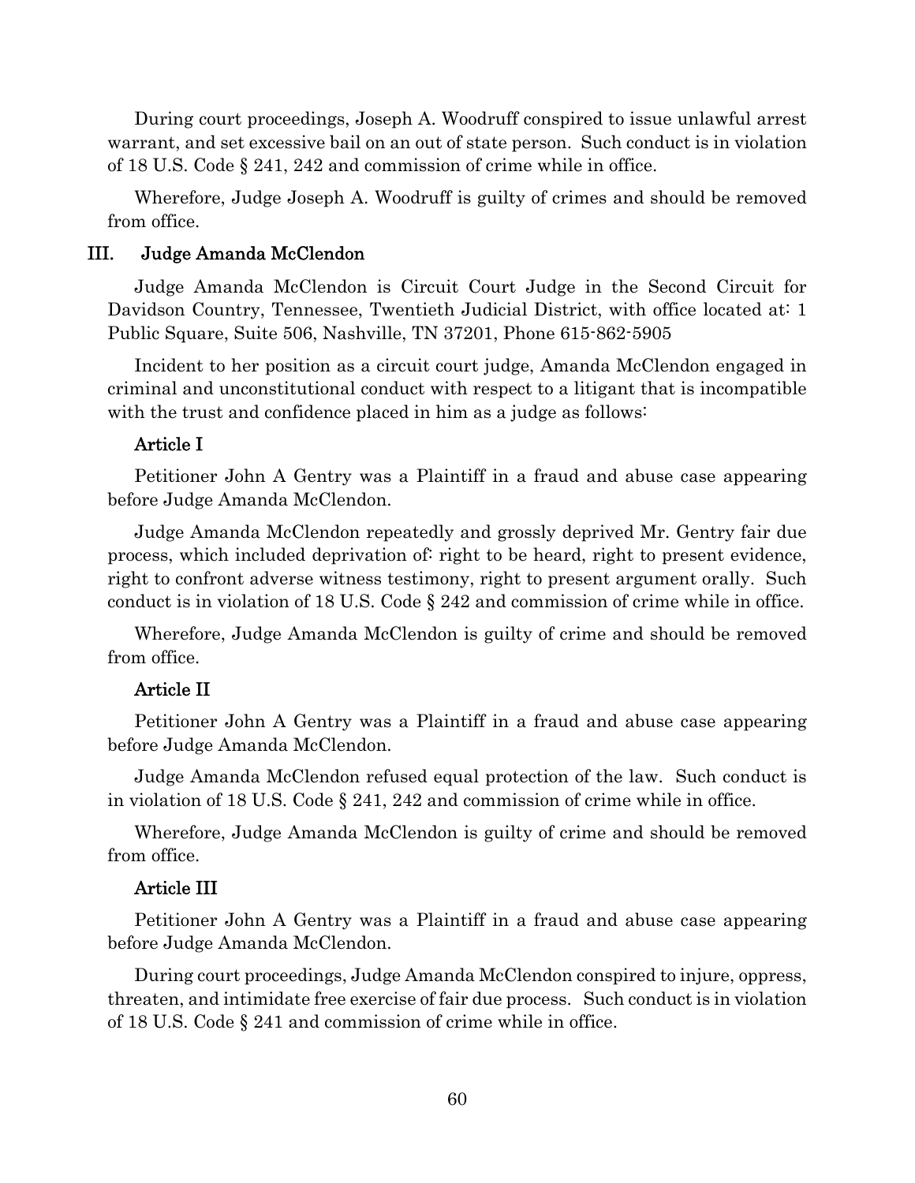During court proceedings, Joseph A. Woodruff conspired to issue unlawful arrest warrant, and set excessive bail on an out of state person. Such conduct is in violation of 18 U.S. Code § 241, 242 and commission of crime while in office.

Wherefore, Judge Joseph A. Woodruff is guilty of crimes and should be removed from office.

## III. Judge Amanda McClendon

Judge Amanda McClendon is Circuit Court Judge in the Second Circuit for Davidson Country, Tennessee, Twentieth Judicial District, with office located at: 1 Public Square, Suite 506, Nashville, TN 37201, Phone 615-862-5905

Incident to her position as a circuit court judge, Amanda McClendon engaged in criminal and unconstitutional conduct with respect to a litigant that is incompatible with the trust and confidence placed in him as a judge as follows:

### Article I

Petitioner John A Gentry was a Plaintiff in a fraud and abuse case appearing before Judge Amanda McClendon.

Judge Amanda McClendon repeatedly and grossly deprived Mr. Gentry fair due process, which included deprivation of: right to be heard, right to present evidence, right to confront adverse witness testimony, right to present argument orally. Such conduct is in violation of 18 U.S. Code § 242 and commission of crime while in office.

Wherefore, Judge Amanda McClendon is guilty of crime and should be removed from office.

### Article II

Petitioner John A Gentry was a Plaintiff in a fraud and abuse case appearing before Judge Amanda McClendon.

Judge Amanda McClendon refused equal protection of the law. Such conduct is in violation of 18 U.S. Code § 241, 242 and commission of crime while in office.

Wherefore, Judge Amanda McClendon is guilty of crime and should be removed from office.

### Article III

Petitioner John A Gentry was a Plaintiff in a fraud and abuse case appearing before Judge Amanda McClendon.

During court proceedings, Judge Amanda McClendon conspired to injure, oppress, threaten, and intimidate free exercise of fair due process. Such conduct is in violation of 18 U.S. Code § 241 and commission of crime while in office.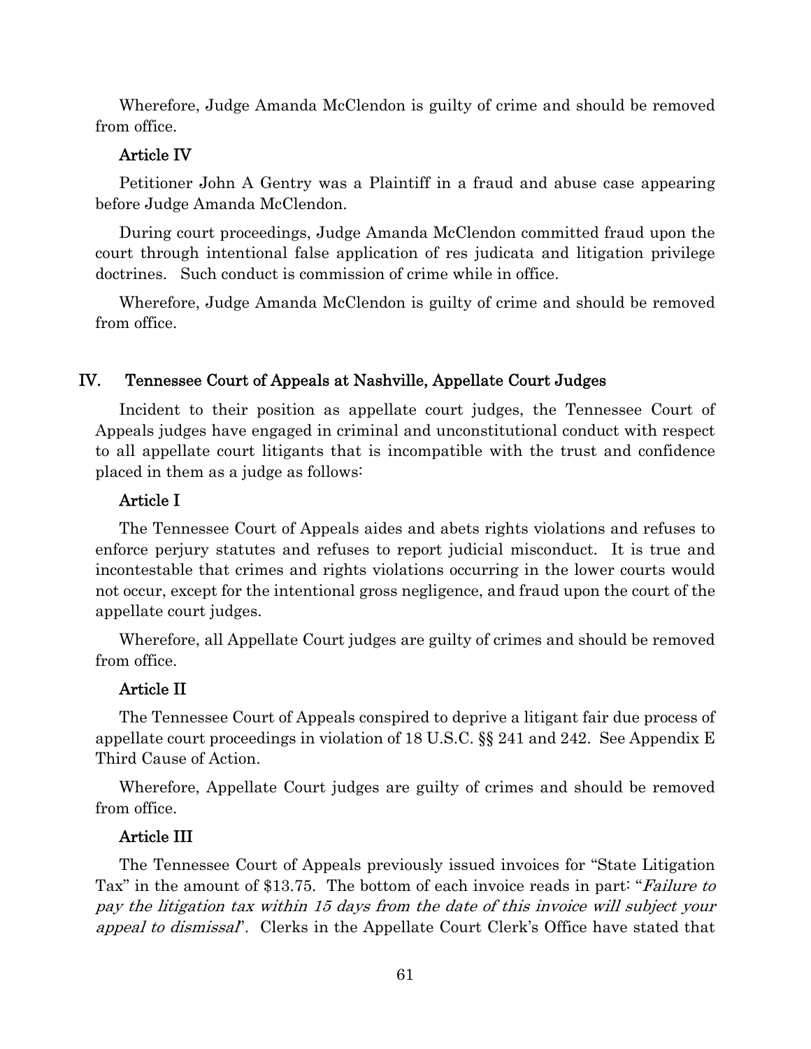Wherefore, Judge Amanda McClendon is guilty of crime and should be removed from office.

### Article IV

Petitioner John A Gentry was a Plaintiff in a fraud and abuse case appearing before Judge Amanda McClendon.

During court proceedings, Judge Amanda McClendon committed fraud upon the court through intentional false application of res judicata and litigation privilege doctrines. Such conduct is commission of crime while in office.

Wherefore, Judge Amanda McClendon is guilty of crime and should be removed from office.

## IV. Tennessee Court of Appeals at Nashville, Appellate Court Judges

Incident to their position as appellate court judges, the Tennessee Court of Appeals judges have engaged in criminal and unconstitutional conduct with respect to all appellate court litigants that is incompatible with the trust and confidence placed in them as a judge as follows:

### Article I

The Tennessee Court of Appeals aides and abets rights violations and refuses to enforce perjury statutes and refuses to report judicial misconduct. It is true and incontestable that crimes and rights violations occurring in the lower courts would not occur, except for the intentional gross negligence, and fraud upon the court of the appellate court judges.

Wherefore, all Appellate Court judges are guilty of crimes and should be removed from office.

### Article II

The Tennessee Court of Appeals conspired to deprive a litigant fair due process of appellate court proceedings in violation of 18 U.S.C. §§ 241 and 242. See Appendix E Third Cause of Action.

Wherefore, Appellate Court judges are guilty of crimes and should be removed from office.

### Article III

The Tennessee Court of Appeals previously issued invoices for "State Litigation Tax" in the amount of $13.75. The bottom of each invoice reads in part: "*Failure to pay the litigation tax within 15 days from the date of this invoice will subject your appeal to dismissal*". Clerks in the Appellate Court Clerk's Office have stated that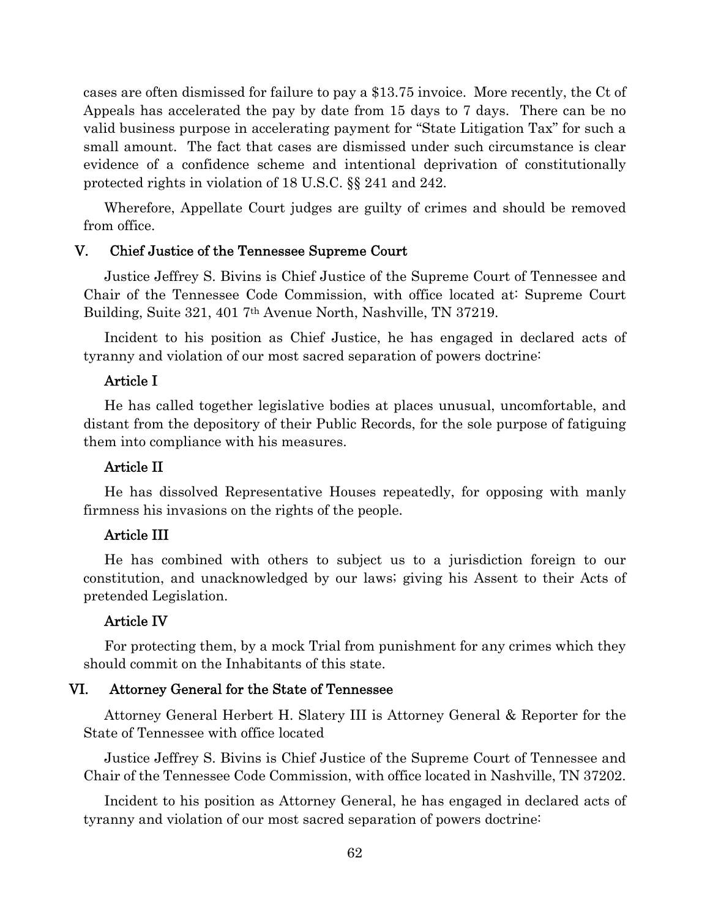cases are often dismissed for failure to pay a $13.75 invoice. More recently, the Ct of Appeals has accelerated the pay by date from 15 days to 7 days. There can be no valid business purpose in accelerating payment for "State Litigation Tax" for such a small amount. The fact that cases are dismissed under such circumstance is clear evidence of a confidence scheme and intentional deprivation of constitutionally protected rights in violation of 18 U.S.C. §§ 241 and 242.

Wherefore, Appellate Court judges are guilty of crimes and should be removed from office.

## V. Chief Justice of the Tennessee Supreme Court

Justice Jeffrey S. Bivins is Chief Justice of the Supreme Court of Tennessee and Chair of the Tennessee Code Commission, with office located at: Supreme Court Building, Suite 321, 401 7th Avenue North, Nashville, TN 37219.

Incident to his position as Chief Justice, he has engaged in declared acts of tyranny and violation of our most sacred separation of powers doctrine:

### Article I

He has called together legislative bodies at places unusual, uncomfortable, and distant from the depository of their Public Records, for the sole purpose of fatiguing them into compliance with his measures.

### Article II

He has dissolved Representative Houses repeatedly, for opposing with manly firmness his invasions on the rights of the people.

### Article III

He has combined with others to subject us to a jurisdiction foreign to our constitution, and unacknowledged by our laws; giving his Assent to their Acts of pretended Legislation.

### Article IV

For protecting them, by a mock Trial from punishment for any crimes which they should commit on the Inhabitants of this state.

## VI. Attorney General for the State of Tennessee

Attorney General Herbert H. Slatery III is Attorney General & Reporter for the State of Tennessee with office located

Justice Jeffrey S. Bivins is Chief Justice of the Supreme Court of Tennessee and Chair of the Tennessee Code Commission, with office located in Nashville, TN 37202.

Incident to his position as Attorney General, he has engaged in declared acts of tyranny and violation of our most sacred separation of powers doctrine: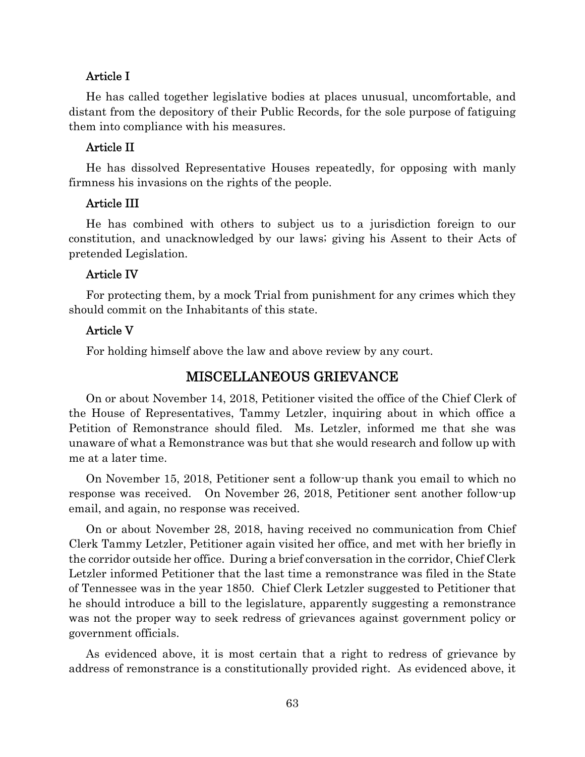### Article I

He has called together legislative bodies at places unusual, uncomfortable, and distant from the depository of their Public Records, for the sole purpose of fatiguing them into compliance with his measures.

### Article II

He has dissolved Representative Houses repeatedly, for opposing with manly firmness his invasions on the rights of the people.

### Article III

He has combined with others to subject us to a jurisdiction foreign to our constitution, and unacknowledged by our laws; giving his Assent to their Acts of pretended Legislation.

### Article IV

For protecting them, by a mock Trial from punishment for any crimes which they should commit on the Inhabitants of this state.

### Article V

For holding himself above the law and above review by any court.

## MISCELLANEOUS GRIEVANCE

On or about November 14, 2018, Petitioner visited the office of the Chief Clerk of the House of Representatives, Tammy Letzler, inquiring about in which office a Petition of Remonstrance should filed. Ms. Letzler, informed me that she was unaware of what a Remonstrance was but that she would research and follow up with me at a later time.

On November 15, 2018, Petitioner sent a follow-up thank you email to which no response was received. On November 26, 2018, Petitioner sent another follow-up email, and again, no response was received.

On or about November 28, 2018, having received no communication from Chief Clerk Tammy Letzler, Petitioner again visited her office, and met with her briefly in the corridor outside her office. During a brief conversation in the corridor, Chief Clerk Letzler informed Petitioner that the last time a remonstrance was filed in the State of Tennessee was in the year 1850. Chief Clerk Letzler suggested to Petitioner that he should introduce a bill to the legislature, apparently suggesting a remonstrance was not the proper way to seek redress of grievances against government policy or government officials.

As evidenced above, it is most certain that a right to redress of grievance by address of remonstrance is a constitutionally provided right. As evidenced above, it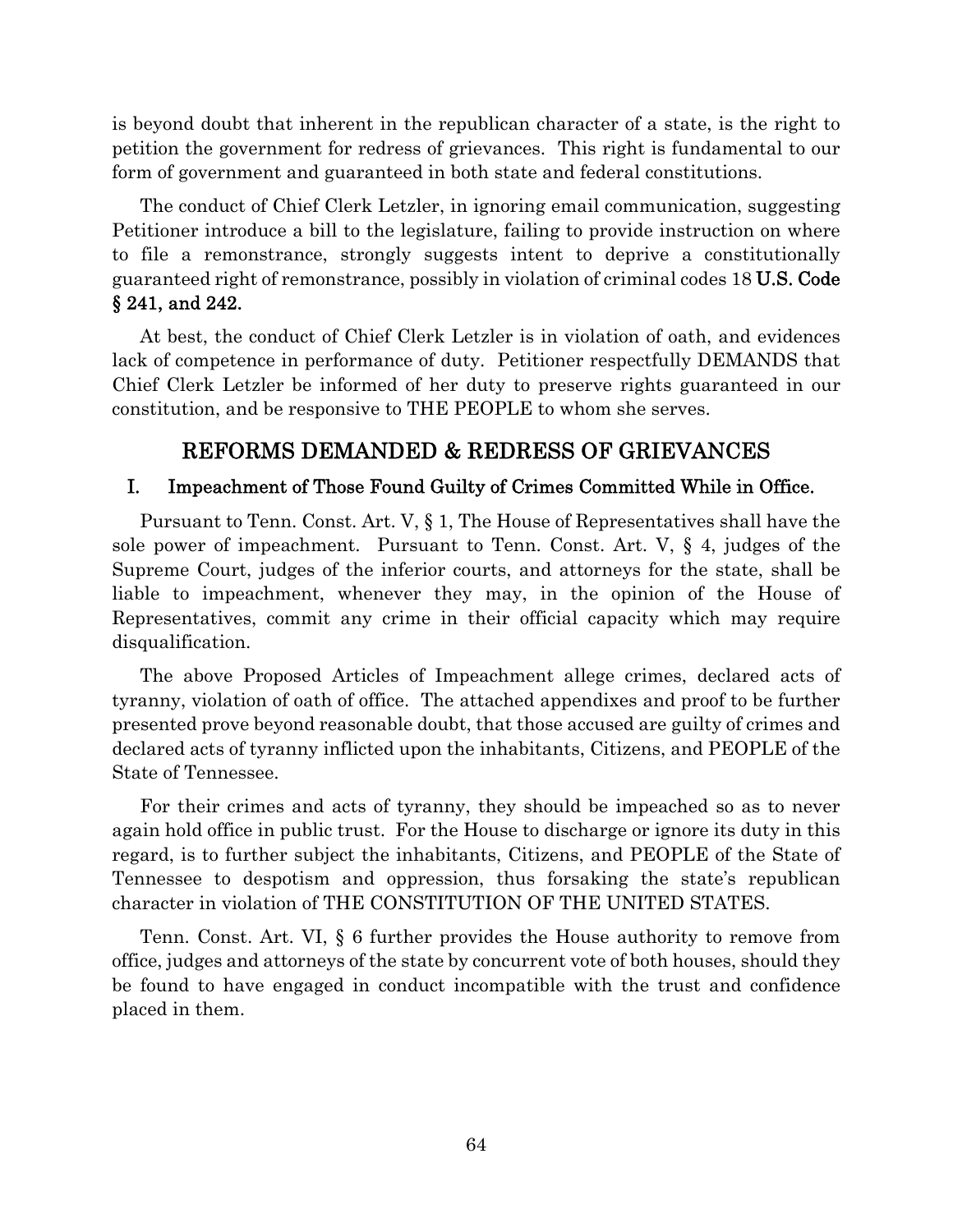is beyond doubt that inherent in the republican character of a state, is the right to petition the government for redress of grievances. This right is fundamental to our form of government and guaranteed in both state and federal constitutions.

The conduct of Chief Clerk Letzler, in ignoring email communication, suggesting Petitioner introduce a bill to the legislature, failing to provide instruction on where to file a remonstrance, strongly suggests intent to deprive a constitutionally guaranteed right of remonstrance, possibly in violation of criminal codes 18 **U.S. Code § 241, and 242.**

At best, the conduct of Chief Clerk Letzler is in violation of oath, and evidences lack of competence in performance of duty. Petitioner respectfully DEMANDS that Chief Clerk Letzler be informed of her duty to preserve rights guaranteed in our constitution, and be responsive to THE PEOPLE to whom she serves.

## REFORMS DEMANDED & REDRESS OF GRIEVANCES

### I. Impeachment of Those Found Guilty of Crimes Committed While in Office.

Pursuant to Tenn. Const. Art. V, § 1, The House of Representatives shall have the sole power of impeachment. Pursuant to Tenn. Const. Art. V, § 4, judges of the Supreme Court, judges of the inferior courts, and attorneys for the state, shall be liable to impeachment, whenever they may, in the opinion of the House of Representatives, commit any crime in their official capacity which may require disqualification.

The above Proposed Articles of Impeachment allege crimes, declared acts of tyranny, violation of oath of office. The attached appendixes and proof to be further presented prove beyond reasonable doubt, that those accused are guilty of crimes and declared acts of tyranny inflicted upon the inhabitants, Citizens, and PEOPLE of the State of Tennessee.

For their crimes and acts of tyranny, they should be impeached so as to never again hold office in public trust. For the House to discharge or ignore its duty in this regard, is to further subject the inhabitants, Citizens, and PEOPLE of the State of Tennessee to despotism and oppression, thus forsaking the state's republican character in violation of THE CONSTITUTION OF THE UNITED STATES.

Tenn. Const. Art. VI, § 6 further provides the House authority to remove from office, judges and attorneys of the state by concurrent vote of both houses, should they be found to have engaged in conduct incompatible with the trust and confidence placed in them.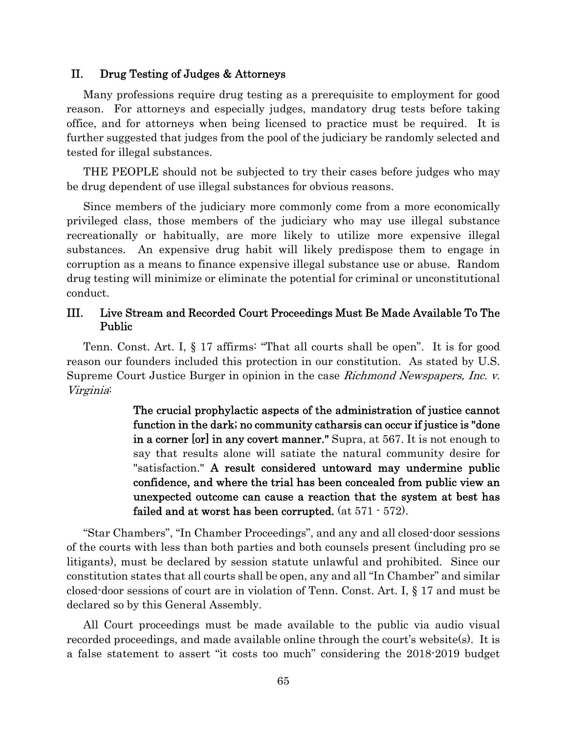## II. Drug Testing of Judges & Attorneys

Many professions require drug testing as a prerequisite to employment for good reason. For attorneys and especially judges, mandatory drug tests before taking office, and for attorneys when being licensed to practice must be required. It is further suggested that judges from the pool of the judiciary be randomly selected and tested for illegal substances.

THE PEOPLE should not be subjected to try their cases before judges who may be drug dependent of use illegal substances for obvious reasons.

Since members of the judiciary more commonly come from a more economically privileged class, those members of the judiciary who may use illegal substance recreationally or habitually, are more likely to utilize more expensive illegal substances. An expensive drug habit will likely predispose them to engage in corruption as a means to finance expensive illegal substance use or abuse. Random drug testing will minimize or eliminate the potential for criminal or unconstitutional conduct.

## III. Live Stream and Recorded Court Proceedings Must Be Made Available To The Public

Tenn. Const. Art. I, § 17 affirms: "That all courts shall be open". It is for good reason our founders included this protection in our constitution. As stated by U.S. Supreme Court Justice Burger in opinion in the case *Richmond Newspapers, Inc. v. Virginia*:

> **The crucial prophylactic aspects of the administration of justice cannot function in the dark; no community catharsis can occur if justice is "done in a corner [or] in any covert manner."** Supra, at 567. It is not enough to say that results alone will satiate the natural community desire for "satisfaction." **A result considered untoward may undermine public confidence, and where the trial has been concealed from public view an unexpected outcome can cause a reaction that the system at best has failed and at worst has been corrupted.** (at 571 - 572).

"Star Chambers", "In Chamber Proceedings", and any and all closed-door sessions of the courts with less than both parties and both counsels present (including pro se litigants), must be declared by session statute unlawful and prohibited. Since our constitution states that all courts shall be open, any and all "In Chamber" and similar closed-door sessions of court are in violation of Tenn. Const. Art. I, § 17 and must be declared so by this General Assembly.

All Court proceedings must be made available to the public via audio visual recorded proceedings, and made available online through the court's website(s). It is a false statement to assert "it costs too much" considering the 2018-2019 budget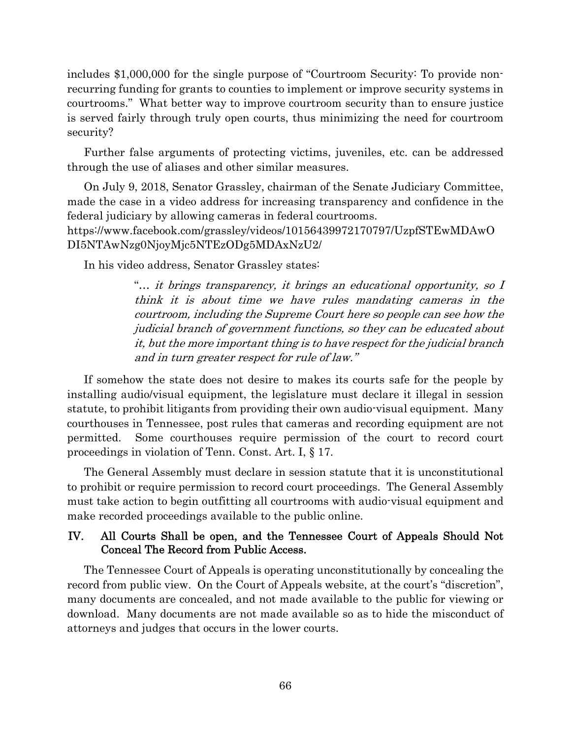includes $1,000,000 for the single purpose of "Courtroom Security: To provide non-recurring funding for grants to counties to implement or improve security systems in courtrooms." What better way to improve courtroom security than to ensure justice is served fairly through truly open courts, thus minimizing the need for courtroom security?

Further false arguments of protecting victims, juveniles, etc. can be addressed through the use of aliases and other similar measures.

On July 9, 2018, Senator Grassley, chairman of the Senate Judiciary Committee, made the case in a video address for increasing transparency and confidence in the federal judiciary by allowing cameras in federal courtrooms.
https://www.facebook.com/grassley/videos/10156439972170797/UzpfSTEwMDAwODI5NTAwNzg0NjoyMjc5NTEzODg5MDAxNzU2/

In his video address, Senator Grassley states:

> "*… it brings transparency, it brings an educational opportunity, so I think it is about time we have rules mandating cameras in the courtroom, including the Supreme Court here so people can see how the judicial branch of government functions, so they can be educated about it, but the more important thing is to have respect for the judicial branch and in turn greater respect for rule of law.*"

If somehow the state does not desire to makes its courts safe for the people by installing audio/visual equipment, the legislature must declare it illegal in session statute, to prohibit litigants from providing their own audio-visual equipment. Many courthouses in Tennessee, post rules that cameras and recording equipment are not permitted. Some courthouses require permission of the court to record court proceedings in violation of Tenn. Const. Art. I, § 17.

The General Assembly must declare in session statute that it is unconstitutional to prohibit or require permission to record court proceedings. The General Assembly must take action to begin outfitting all courtrooms with audio-visual equipment and make recorded proceedings available to the public online.

## IV. All Courts Shall be open, and the Tennessee Court of Appeals Should Not Conceal The Record from Public Access.

The Tennessee Court of Appeals is operating unconstitutionally by concealing the record from public view. On the Court of Appeals website, at the court's "discretion", many documents are concealed, and not made available to the public for viewing or download. Many documents are not made available so as to hide the misconduct of attorneys and judges that occurs in the lower courts.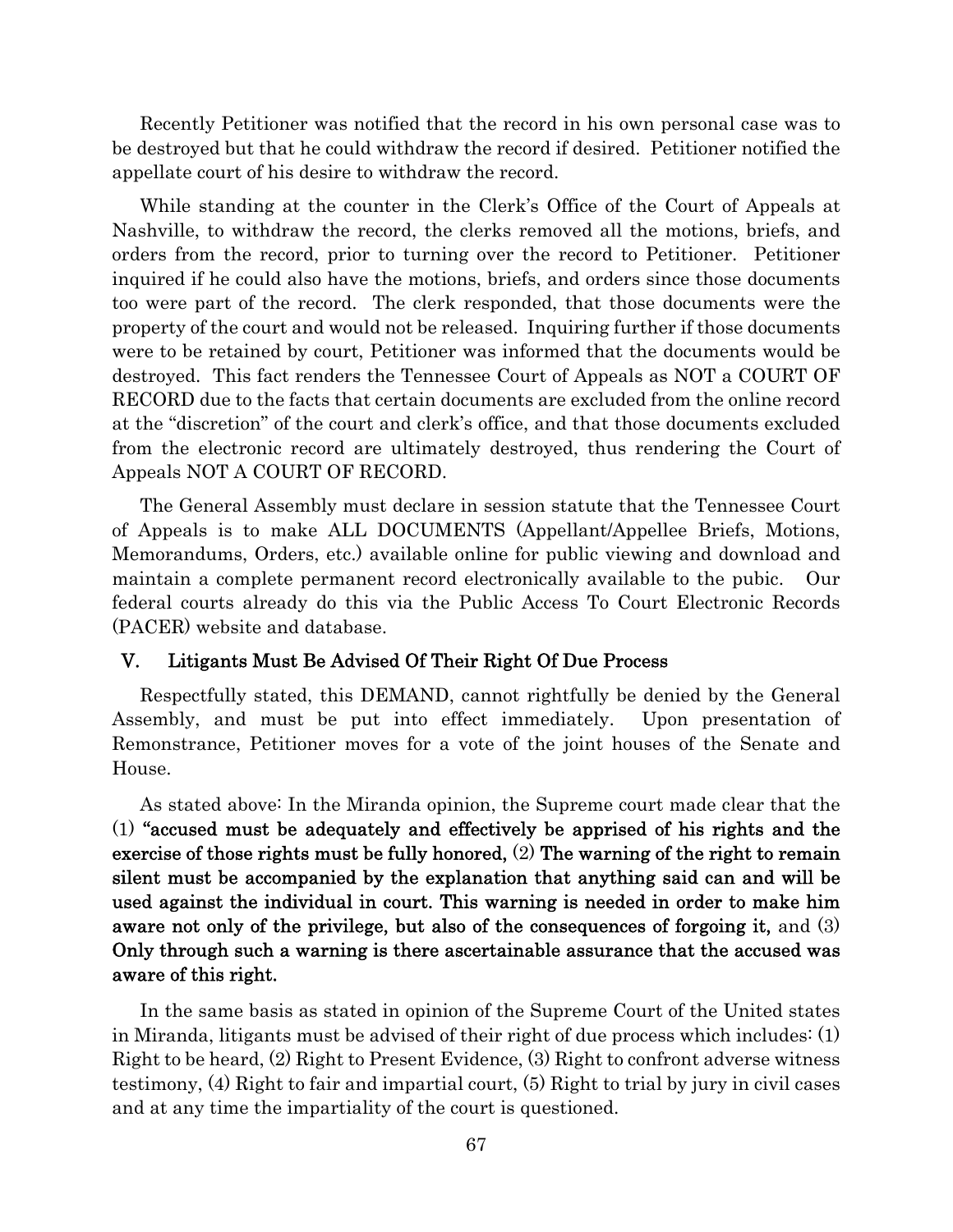Recently Petitioner was notified that the record in his own personal case was to be destroyed but that he could withdraw the record if desired. Petitioner notified the appellate court of his desire to withdraw the record.

While standing at the counter in the Clerk's Office of the Court of Appeals at Nashville, to withdraw the record, the clerks removed all the motions, briefs, and orders from the record, prior to turning over the record to Petitioner. Petitioner inquired if he could also have the motions, briefs, and orders since those documents too were part of the record. The clerk responded, that those documents were the property of the court and would not be released. Inquiring further if those documents were to be retained by court, Petitioner was informed that the documents would be destroyed. This fact renders the Tennessee Court of Appeals as NOT a COURT OF RECORD due to the facts that certain documents are excluded from the online record at the "discretion" of the court and clerk's office, and that those documents excluded from the electronic record are ultimately destroyed, thus rendering the Court of Appeals NOT A COURT OF RECORD.

The General Assembly must declare in session statute that the Tennessee Court of Appeals is to make ALL DOCUMENTS (Appellant/Appellee Briefs, Motions, Memorandums, Orders, etc.) available online for public viewing and download and maintain a complete permanent record electronically available to the pubic. Our federal courts already do this via the Public Access To Court Electronic Records (PACER) website and database.

## V. Litigants Must Be Advised Of Their Right Of Due Process

Respectfully stated, this DEMAND, cannot rightfully be denied by the General Assembly, and must be put into effect immediately. Upon presentation of Remonstrance, Petitioner moves for a vote of the joint houses of the Senate and House.

As stated above: In the Miranda opinion, the Supreme court made clear that the (1) **"accused must be adequately and effectively be apprised of his rights and the exercise of those rights must be fully honored,** (2) **The warning of the right to remain silent must be accompanied by the explanation that anything said can and will be used against the individual in court. This warning is needed in order to make him aware not only of the privilege, but also of the consequences of forgoing it,** and (3) **Only through such a warning is there ascertainable assurance that the accused was aware of this right.**

In the same basis as stated in opinion of the Supreme Court of the United states in Miranda, litigants must be advised of their right of due process which includes: (1) Right to be heard, (2) Right to Present Evidence, (3) Right to confront adverse witness testimony, (4) Right to fair and impartial court, (5) Right to trial by jury in civil cases and at any time the impartiality of the court is questioned.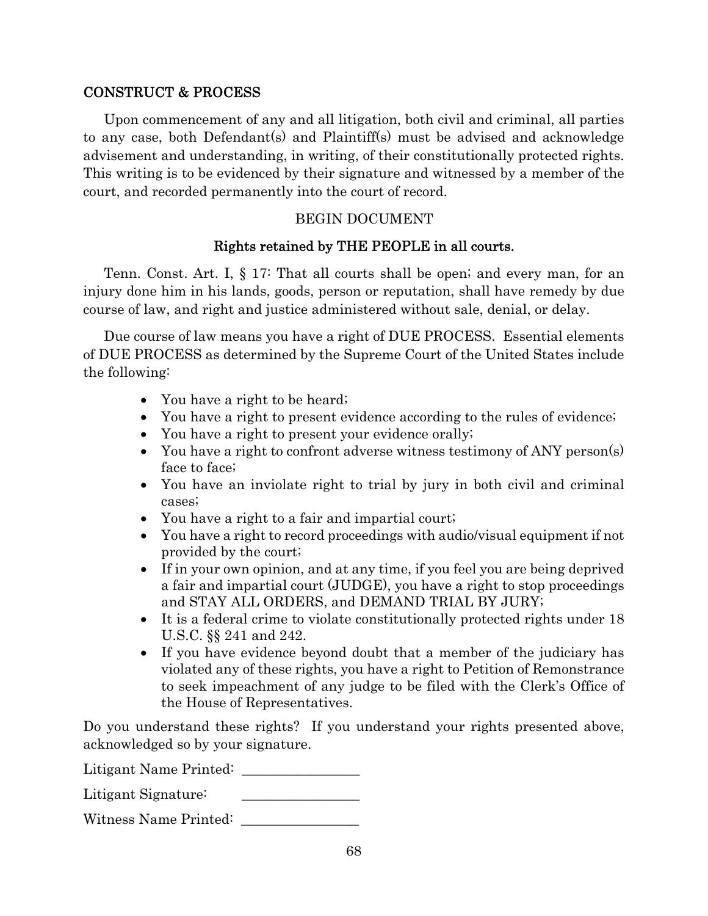## CONSTRUCT & PROCESS

Upon commencement of any and all litigation, both civil and criminal, all parties to any case, both Defendant(s) and Plaintiff(s) must be advised and acknowledge advisement and understanding, in writing, of their constitutionally protected rights. This writing is to be evidenced by their signature and witnessed by a member of the court, and recorded permanently into the court of record.

BEGIN DOCUMENT

**Rights retained by THE PEOPLE in all courts.**

Tenn. Const. Art. I, § 17: That all courts shall be open; and every man, for an injury done him in his lands, goods, person or reputation, shall have remedy by due course of law, and right and justice administered without sale, denial, or delay.

Due course of law means you have a right of DUE PROCESS. Essential elements of DUE PROCESS as determined by the Supreme Court of the United States include the following:

- You have a right to be heard;
- You have a right to present evidence according to the rules of evidence;
- You have a right to present your evidence orally;
- You have a right to confront adverse witness testimony of ANY person(s) face to face;
- You have an inviolate right to trial by jury in both civil and criminal cases;
- You have a right to a fair and impartial court;
- You have a right to record proceedings with audio/visual equipment if not provided by the court;
- If in your own opinion, and at any time, if you feel you are being deprived a fair and impartial court (JUDGE), you have a right to stop proceedings and STAY ALL ORDERS, and DEMAND TRIAL BY JURY;
- It is a federal crime to violate constitutionally protected rights under 18 U.S.C. §§ 241 and 242.
- If you have evidence beyond doubt that a member of the judiciary has violated any of these rights, you have a right to Petition of Remonstrance to seek impeachment of any judge to be filed with the Clerk's Office of the House of Representatives.

Do you understand these rights? If you understand your rights presented above, acknowledged so by your signature.

Litigant Name Printed: ________________

Litigant Signature: ________________

Witness Name Printed: ________________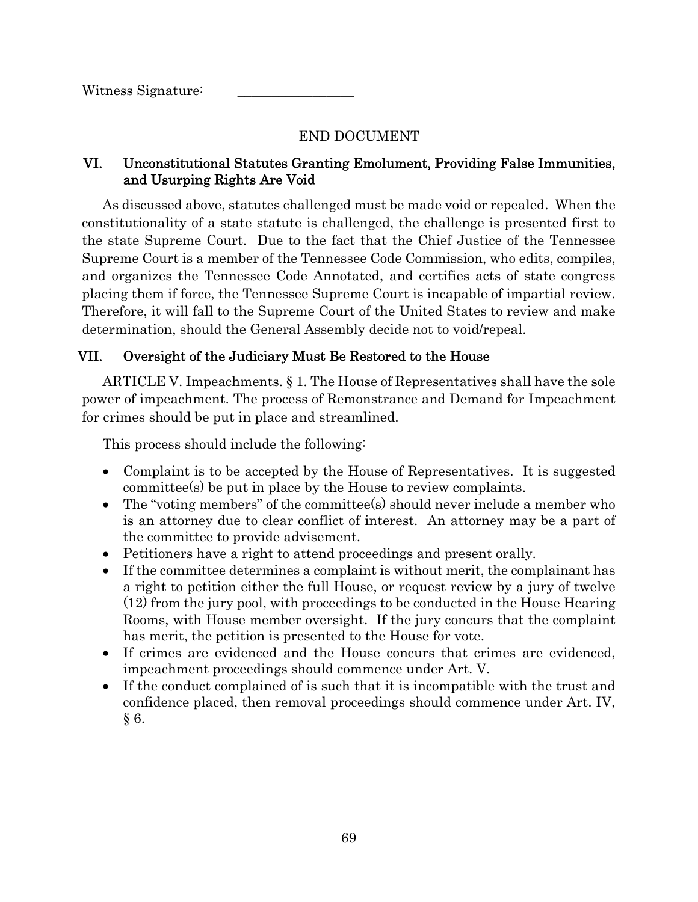Witness Signature: \_\_\_\_\_\_\_\_\_\_\_\_\_\_\_\_

END DOCUMENT

## VI. Unconstitutional Statutes Granting Emolument, Providing False Immunities, and Usurping Rights Are Void

As discussed above, statutes challenged must be made void or repealed. When the constitutionality of a state statute is challenged, the challenge is presented first to the state Supreme Court. Due to the fact that the Chief Justice of the Tennessee Supreme Court is a member of the Tennessee Code Commission, who edits, compiles, and organizes the Tennessee Code Annotated, and certifies acts of state congress placing them if force, the Tennessee Supreme Court is incapable of impartial review. Therefore, it will fall to the Supreme Court of the United States to review and make determination, should the General Assembly decide not to void/repeal.

## VII. Oversight of the Judiciary Must Be Restored to the House

ARTICLE V. Impeachments. § 1. The House of Representatives shall have the sole power of impeachment. The process of Remonstrance and Demand for Impeachment for crimes should be put in place and streamlined.

This process should include the following:

- Complaint is to be accepted by the House of Representatives. It is suggested committee(s) be put in place by the House to review complaints.
- The "voting members" of the committee(s) should never include a member who is an attorney due to clear conflict of interest. An attorney may be a part of the committee to provide advisement.
- Petitioners have a right to attend proceedings and present orally.
- If the committee determines a complaint is without merit, the complainant has a right to petition either the full House, or request review by a jury of twelve (12) from the jury pool, with proceedings to be conducted in the House Hearing Rooms, with House member oversight. If the jury concurs that the complaint has merit, the petition is presented to the House for vote.
- If crimes are evidenced and the House concurs that crimes are evidenced, impeachment proceedings should commence under Art. V.
- If the conduct complained of is such that it is incompatible with the trust and confidence placed, then removal proceedings should commence under Art. IV, § 6.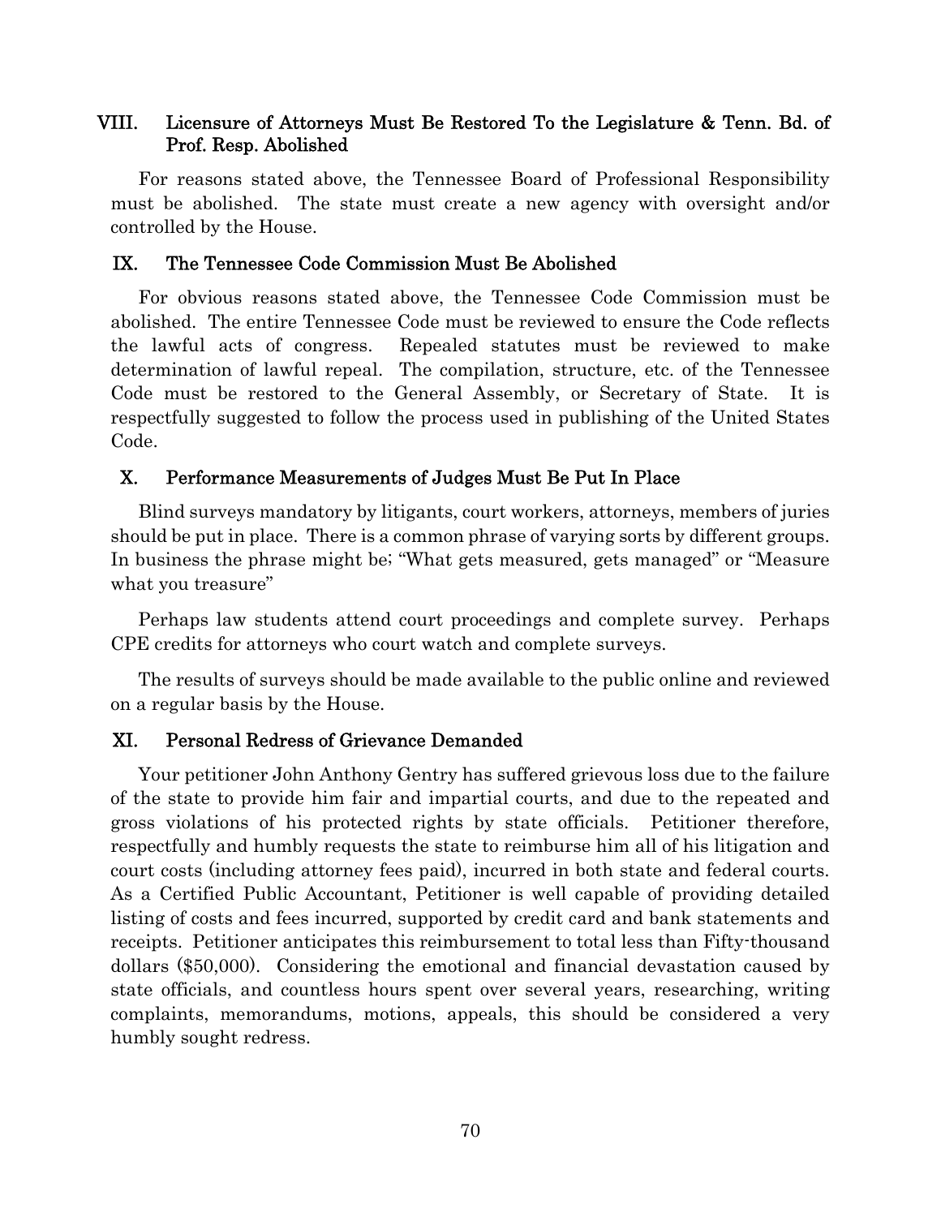## VIII. Licensure of Attorneys Must Be Restored To the Legislature & Tenn. Bd. of Prof. Resp. Abolished

For reasons stated above, the Tennessee Board of Professional Responsibility must be abolished. The state must create a new agency with oversight and/or controlled by the House.

## IX. The Tennessee Code Commission Must Be Abolished

For obvious reasons stated above, the Tennessee Code Commission must be abolished. The entire Tennessee Code must be reviewed to ensure the Code reflects the lawful acts of congress. Repealed statutes must be reviewed to make determination of lawful repeal. The compilation, structure, etc. of the Tennessee Code must be restored to the General Assembly, or Secretary of State. It is respectfully suggested to follow the process used in publishing of the United States Code.

## X. Performance Measurements of Judges Must Be Put In Place

Blind surveys mandatory by litigants, court workers, attorneys, members of juries should be put in place. There is a common phrase of varying sorts by different groups. In business the phrase might be; "What gets measured, gets managed" or "Measure what you treasure"

Perhaps law students attend court proceedings and complete survey. Perhaps CPE credits for attorneys who court watch and complete surveys.

The results of surveys should be made available to the public online and reviewed on a regular basis by the House.

## XI. Personal Redress of Grievance Demanded

Your petitioner John Anthony Gentry has suffered grievous loss due to the failure of the state to provide him fair and impartial courts, and due to the repeated and gross violations of his protected rights by state officials. Petitioner therefore, respectfully and humbly requests the state to reimburse him all of his litigation and court costs (including attorney fees paid), incurred in both state and federal courts. As a Certified Public Accountant, Petitioner is well capable of providing detailed listing of costs and fees incurred, supported by credit card and bank statements and receipts. Petitioner anticipates this reimbursement to total less than Fifty-thousand dollars ($50,000). Considering the emotional and financial devastation caused by state officials, and countless hours spent over several years, researching, writing complaints, memorandums, motions, appeals, this should be considered a very humbly sought redress.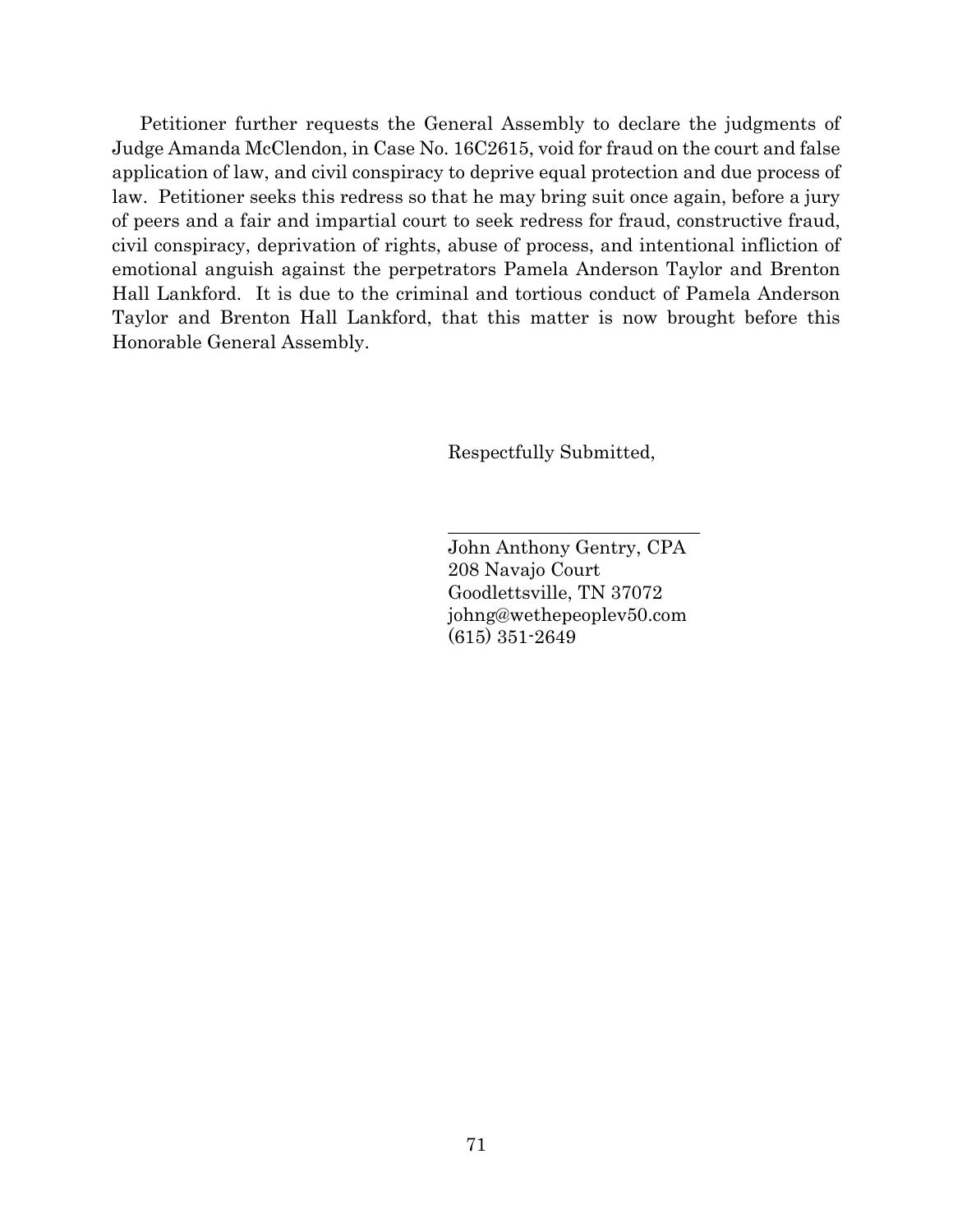Petitioner further requests the General Assembly to declare the judgments of Judge Amanda McClendon, in Case No. 16C2615, void for fraud on the court and false application of law, and civil conspiracy to deprive equal protection and due process of law. Petitioner seeks this redress so that he may bring suit once again, before a jury of peers and a fair and impartial court to seek redress for fraud, constructive fraud, civil conspiracy, deprivation of rights, abuse of process, and intentional infliction of emotional anguish against the perpetrators Pamela Anderson Taylor and Brenton Hall Lankford. It is due to the criminal and tortious conduct of Pamela Anderson Taylor and Brenton Hall Lankford, that this matter is now brought before this Honorable General Assembly.

Respectfully Submitted,

\_\_\_\_\_\_\_\_\_\_\_\_\_\_\_\_\_\_\_\_\_\_\_\_\_\_\_

John Anthony Gentry, CPA
208 Navajo Court
Goodlettsville, TN 37072
johng@wethepeoplev50.com
(615) 351-2649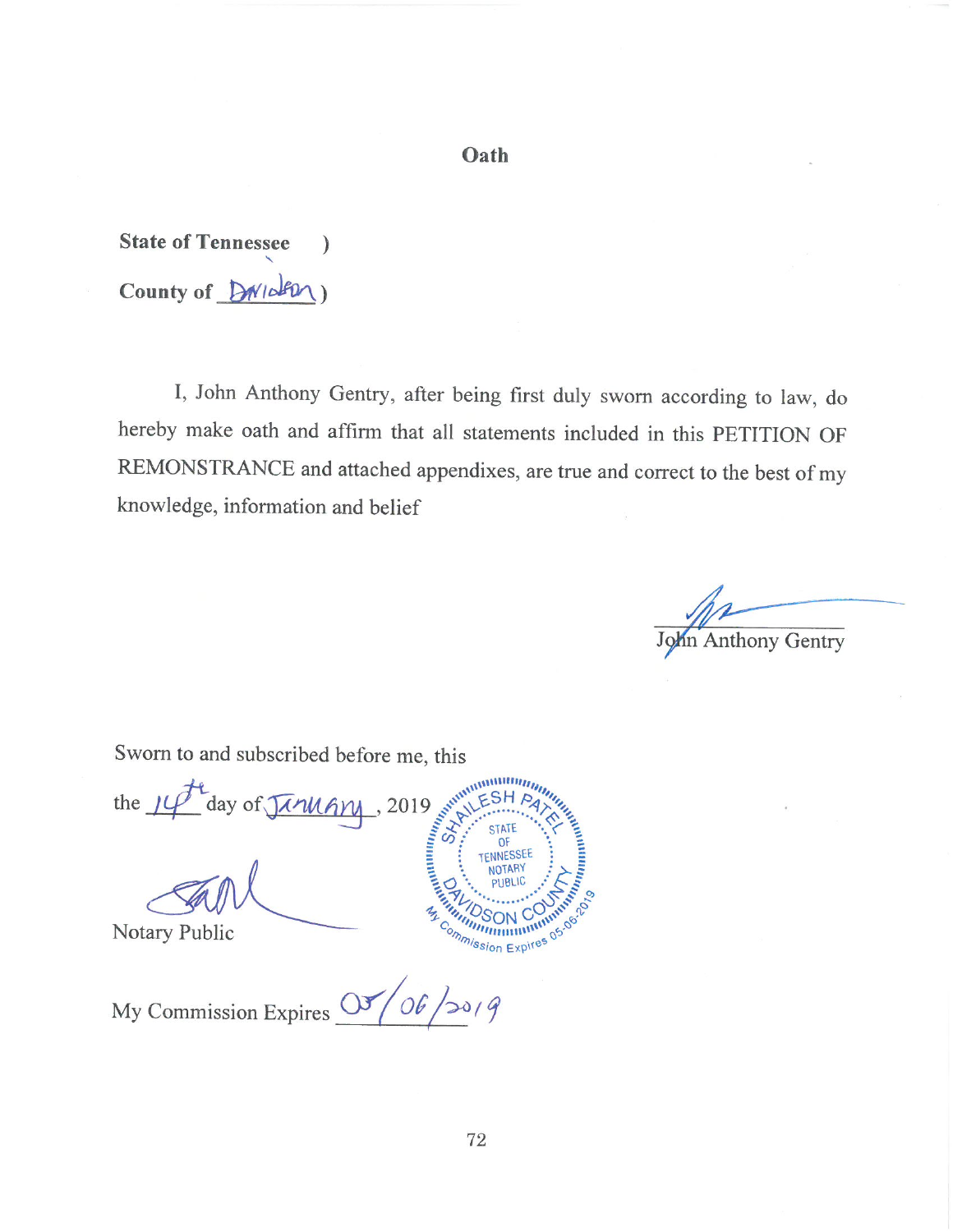**Oath**

**State of Tennessee )**

**County of** Davidson )

I, John Anthony Gentry, after being first duly sworn according to law, do hereby make oath and affirm that all statements included in this PETITION OF REMONSTRANCE and attached appendixes, are true and correct to the best of my knowledge, information and belief

John Anthony Gentry

Sworn to and subscribed before me, this

the 14th day of January, 2019

SHAILESH PATEL
STATE OF TENNESSEE NOTARY PUBLIC
DAVIDSON COUNTY
My Commission Expires 05-06-2019

Notary Public

My Commission Expires 05/06/2019